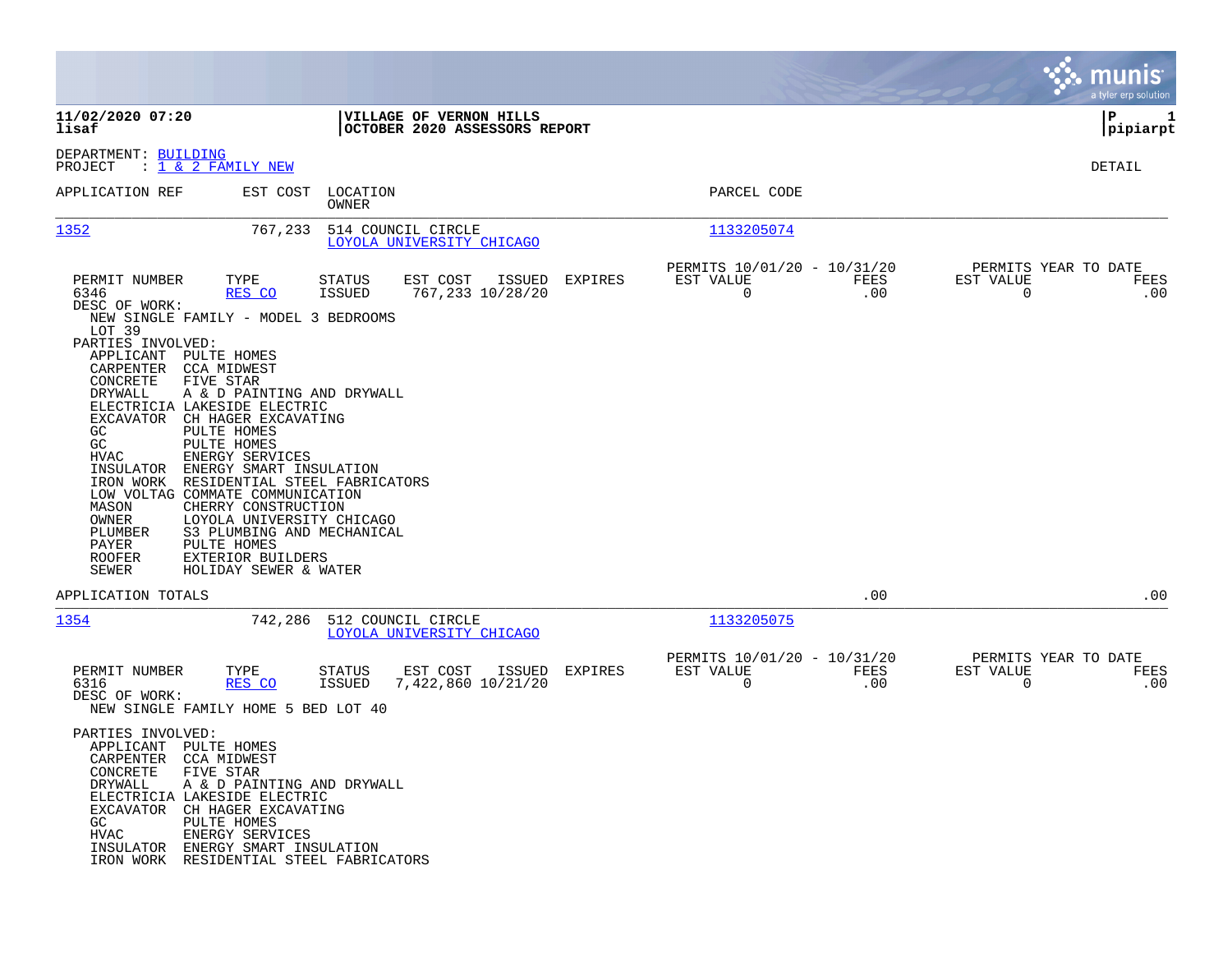**11/02/2020 07:20**
**lisaf**

**VILLAGE OF VERNON HILLS**
**OCTOBER 2020 ASSESSORS REPORT**

**P 1**
**pipiarpt**

DEPARTMENT: BUILDING
PROJECT : 1 & 2 FAMILY NEW

DETAIL

| APPLICATION REF | EST COST | LOCATION / OWNER | PARCEL CODE |
|---|---|---|---|
| 1352 | 767,233 | 514 COUNCIL CIRCLE / LOYOLA UNIVERSITY CHICAGO | 1133205074 |

| PERMIT NUMBER | TYPE | STATUS | EST COST | ISSUED | EXPIRES | PERMITS 10/01/20 - 10/31/20 EST VALUE | FEES | PERMITS YEAR TO DATE EST VALUE | FEES |
|---|---|---|---|---|---|---|---|---|---|
| 6346 | RES CO | ISSUED | 767,233 | 10/28/20 | | 0 | .00 | 0 | .00 |

DESC OF WORK:
NEW SINGLE FAMILY - MODEL 3 BEDROOMS
LOT 39

PARTIES INVOLVED:

| | |
|---|---|
| APPLICANT | PULTE HOMES |
| CARPENTER | CCA MIDWEST |
| CONCRETE | FIVE STAR |
| DRYWALL | A & D PAINTING AND DRYWALL |
| ELECTRICIA | LAKESIDE ELECTRIC |
| EXCAVATOR | CH HAGER EXCAVATING |
| GC | PULTE HOMES |
| GC | PULTE HOMES |
| HVAC | ENERGY SERVICES |
| INSULATOR | ENERGY SMART INSULATION |
| IRON WORK | RESIDENTIAL STEEL FABRICATORS |
| LOW VOLTAG | COMMATE COMMUNICATION |
| MASON | CHERRY CONSTRUCTION |
| OWNER | LOYOLA UNIVERSITY CHICAGO |
| PLUMBER | S3 PLUMBING AND MECHANICAL |
| PAYER | PULTE HOMES |
| ROOFER | EXTERIOR BUILDERS |
| SEWER | HOLIDAY SEWER & WATER |

APPLICATION TOTALS .00 .00

| APPLICATION REF | EST COST | LOCATION / OWNER | PARCEL CODE |
|---|---|---|---|
| 1354 | 742,286 | 512 COUNCIL CIRCLE / LOYOLA UNIVERSITY CHICAGO | 1133205075 |

| PERMIT NUMBER | TYPE | STATUS | EST COST | ISSUED | EXPIRES | PERMITS 10/01/20 - 10/31/20 EST VALUE | FEES | PERMITS YEAR TO DATE EST VALUE | FEES |
|---|---|---|---|---|---|---|---|---|---|
| 6316 | RES CO | ISSUED | 7,422,860 | 10/21/20 | | 0 | .00 | 0 | .00 |

DESC OF WORK:
NEW SINGLE FAMILY HOME 5 BED LOT 40

PARTIES INVOLVED:

| | |
|---|---|
| APPLICANT | PULTE HOMES |
| CARPENTER | CCA MIDWEST |
| CONCRETE | FIVE STAR |
| DRYWALL | A & D PAINTING AND DRYWALL |
| ELECTRICIA | LAKESIDE ELECTRIC |
| EXCAVATOR | CH HAGER EXCAVATING |
| GC | PULTE HOMES |
| HVAC | ENERGY SERVICES |
| INSULATOR | ENERGY SMART INSULATION |
| IRON WORK | RESIDENTIAL STEEL FABRICATORS |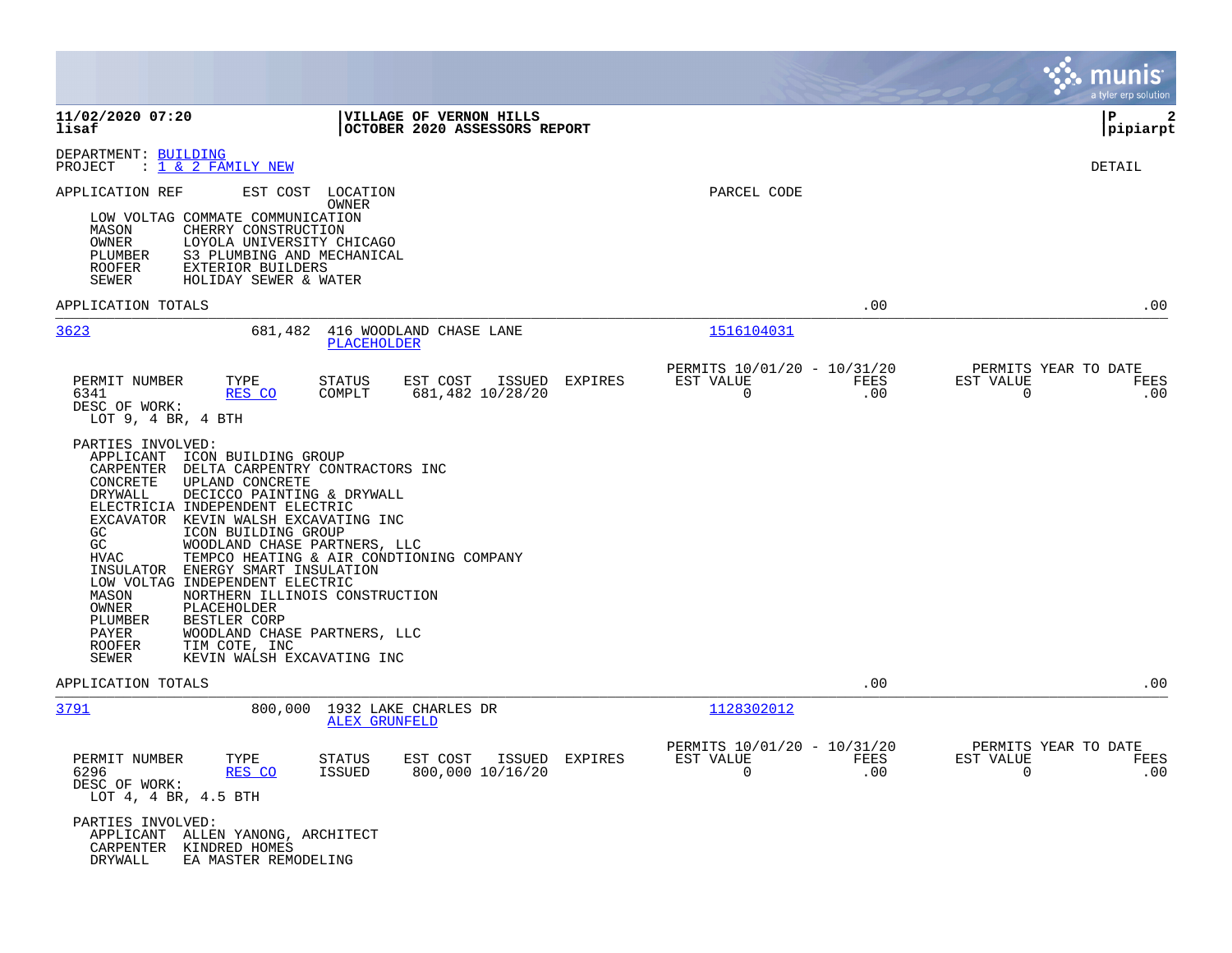**VILLAGE OF VERNON HILLS**
**OCTOBER 2020 ASSESSORS REPORT**

DEPARTMENT: BUILDING
PROJECT : 1 & 2 FAMILY NEW

DETAIL

APPLICATION REF | EST COST | LOCATION / OWNER | PARCEL CODE

| Role | Party |
|---|---|
| LOW VOLTAG | COMMATE COMMUNICATION |
| MASON | CHERRY CONSTRUCTION |
| OWNER | LOYOLA UNIVERSITY CHICAGO |
| PLUMBER | S3 PLUMBING AND MECHANICAL |
| ROOFER | EXTERIOR BUILDERS |
| SEWER | HOLIDAY SEWER & WATER |

APPLICATION TOTALS .00 .00

---

**3623** — 681,482 — 416 WOODLAND CHASE LANE — PLACEHOLDER — Parcel 1516104031

| PERMIT NUMBER | TYPE | STATUS | EST COST | ISSUED | EXPIRES | PERMITS 10/01/20 - 10/31/20 EST VALUE | FEES | PERMITS YEAR TO DATE EST VALUE | FEES |
|---|---|---|---|---|---|---|---|---|---|
| 6341 | RES CO | COMPLT | 681,482 | 10/28/20 | | 0 | .00 | 0 | .00 |

DESC OF WORK:
LOT 9, 4 BR, 4 BTH

PARTIES INVOLVED:

| Role | Party |
|---|---|
| APPLICANT | ICON BUILDING GROUP |
| CARPENTER | DELTA CARPENTRY CONTRACTORS INC |
| CONCRETE | UPLAND CONCRETE |
| DRYWALL | DECICCO PAINTING & DRYWALL |
| ELECTRICIA | INDEPENDENT ELECTRIC |
| EXCAVATOR | KEVIN WALSH EXCAVATING INC |
| GC | ICON BUILDING GROUP |
| GC | WOODLAND CHASE PARTNERS, LLC |
| HVAC | TEMPCO HEATING & AIR CONDTIONING COMPANY |
| INSULATOR | ENERGY SMART INSULATION |
| LOW VOLTAG | INDEPENDENT ELECTRIC |
| MASON | NORTHERN ILLINOIS CONSTRUCTION |
| OWNER | PLACEHOLDER |
| PLUMBER | BESTLER CORP |
| PAYER | WOODLAND CHASE PARTNERS, LLC |
| ROOFER | TIM COTE, INC |
| SEWER | KEVIN WALSH EXCAVATING INC |

APPLICATION TOTALS .00 .00

---

**3791** — 800,000 — 1932 LAKE CHARLES DR — ALEX GRUNFELD — Parcel 1128302012

| PERMIT NUMBER | TYPE | STATUS | EST COST | ISSUED | EXPIRES | PERMITS 10/01/20 - 10/31/20 EST VALUE | FEES | PERMITS YEAR TO DATE EST VALUE | FEES |
|---|---|---|---|---|---|---|---|---|---|
| 6296 | RES CO | ISSUED | 800,000 | 10/16/20 | | 0 | .00 | 0 | .00 |

DESC OF WORK:
LOT 4, 4 BR, 4.5 BTH

PARTIES INVOLVED:

| Role | Party |
|---|---|
| APPLICANT | ALLEN YANONG, ARCHITECT |
| CARPENTER | KINDRED HOMES |
| DRYWALL | EA MASTER REMODELING |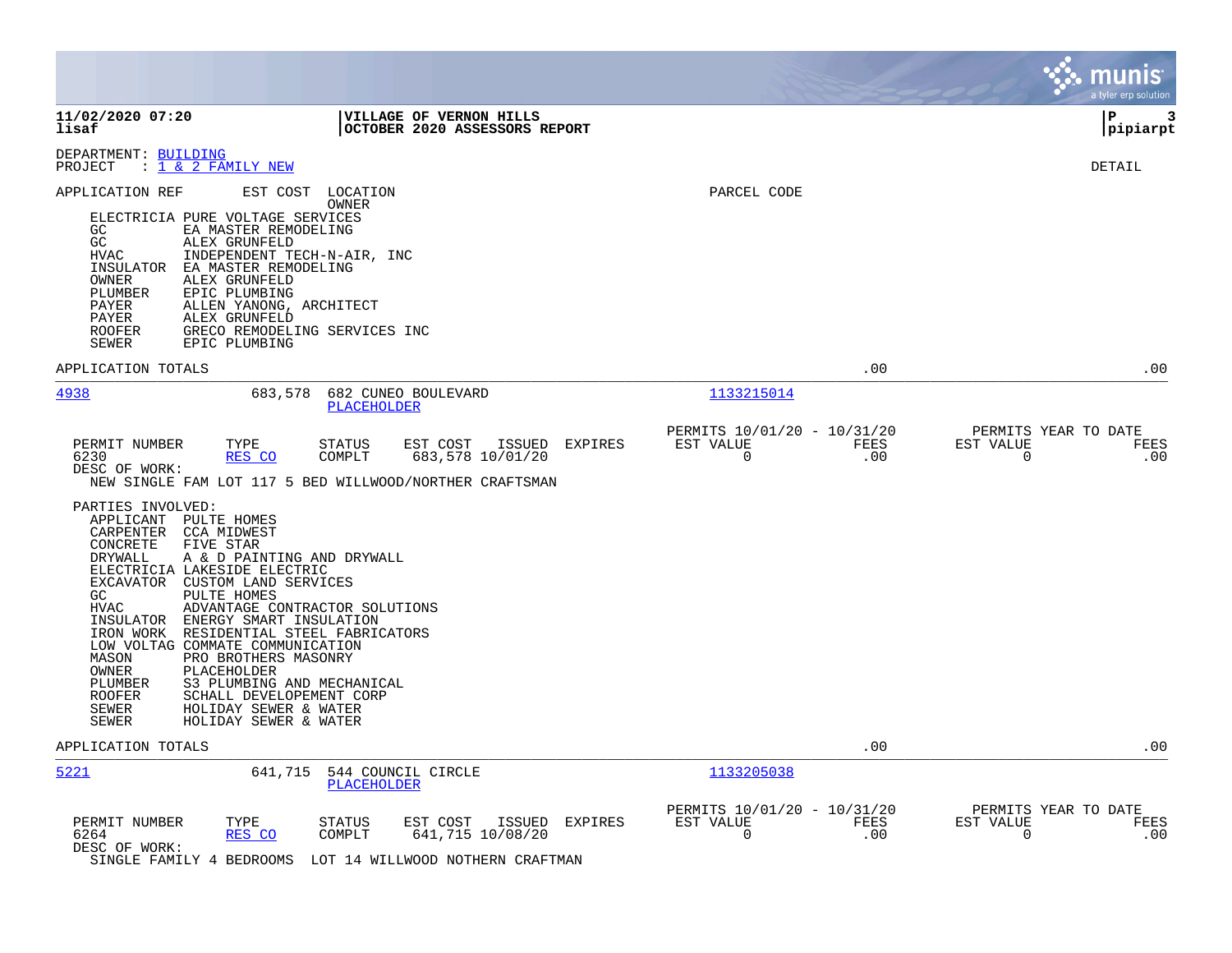DEPARTMENT: BUILDING
PROJECT : 1 & 2 FAMILY NEW

DETAIL

| APPLICATION REF | EST COST | LOCATION / OWNER | PARCEL CODE |
|---|---|---|---|

- ELECTRICIA PURE VOLTAGE SERVICES
- GC EA MASTER REMODELING
- GC ALEX GRUNFELD
- HVAC INDEPENDENT TECH-N-AIR, INC
- INSULATOR EA MASTER REMODELING
- OWNER ALEX GRUNFELD
- PLUMBER EPIC PLUMBING
- PAYER ALLEN YANONG, ARCHITECT
- PAYER ALEX GRUNFELD
- ROOFER GRECO REMODELING SERVICES INC
- SEWER EPIC PLUMBING

APPLICATION TOTALS .00 .00

---

**4938** 683,578 682 CUNEO BOULEVARD — PLACEHOLDER — 1133215014

| PERMIT NUMBER | TYPE | STATUS | EST COST | ISSUED | EXPIRES | PERMITS 10/01/20 - 10/31/20 EST VALUE | FEES | PERMITS YEAR TO DATE EST VALUE | FEES |
|---|---|---|---|---|---|---|---|---|---|
| 6230 | RES CO | COMPLT | 683,578 | 10/01/20 | | 0 | .00 | 0 | .00 |

DESC OF WORK:
NEW SINGLE FAM LOT 117 5 BED WILLWOOD/NORTHER CRAFTSMAN

PARTIES INVOLVED:
- APPLICANT PULTE HOMES
- CARPENTER CCA MIDWEST
- CONCRETE FIVE STAR
- DRYWALL A & D PAINTING AND DRYWALL
- ELECTRICIA LAKESIDE ELECTRIC
- EXCAVATOR CUSTOM LAND SERVICES
- GC PULTE HOMES
- HVAC ADVANTAGE CONTRACTOR SOLUTIONS
- INSULATOR ENERGY SMART INSULATION
- IRON WORK RESIDENTIAL STEEL FABRICATORS
- LOW VOLTAG COMMATE COMMUNICATION
- MASON PRO BROTHERS MASONRY
- OWNER PLACEHOLDER
- PLUMBER S3 PLUMBING AND MECHANICAL
- ROOFER SCHALL DEVELOPEMENT CORP
- SEWER HOLIDAY SEWER & WATER
- SEWER HOLIDAY SEWER & WATER

APPLICATION TOTALS .00 .00

---

**5221** 641,715 544 COUNCIL CIRCLE — PLACEHOLDER — 1133205038

| PERMIT NUMBER | TYPE | STATUS | EST COST | ISSUED | EXPIRES | PERMITS 10/01/20 - 10/31/20 EST VALUE | FEES | PERMITS YEAR TO DATE EST VALUE | FEES |
|---|---|---|---|---|---|---|---|---|---|
| 6264 | RES CO | COMPLT | 641,715 | 10/08/20 | | 0 | .00 | 0 | .00 |

DESC OF WORK:
SINGLE FAMILY 4 BEDROOMS LOT 14 WILLWOOD NOTHERN CRAFTMAN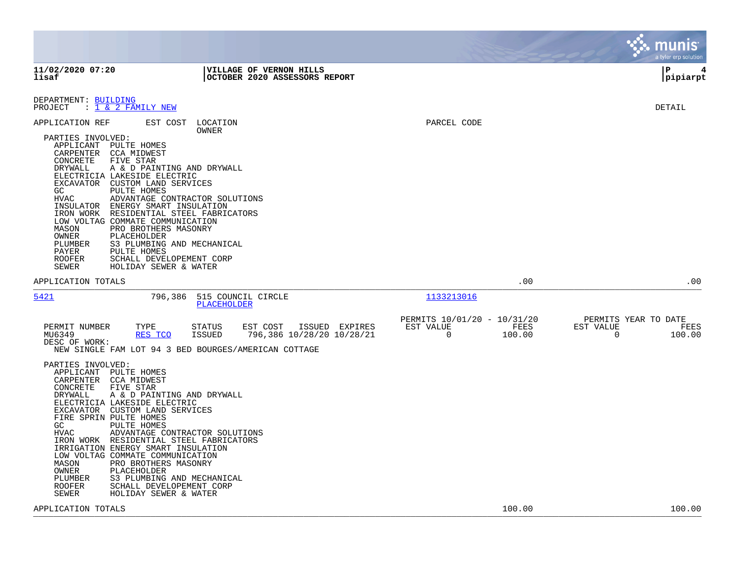DEPARTMENT: BUILDING
PROJECT : 1 & 2 FAMILY NEW

DETAIL

| APPLICATION REF | EST COST | LOCATION / OWNER | PARCEL CODE |
|---|---|---|---|

PARTIES INVOLVED:

| Role | Party |
|---|---|
| APPLICANT | PULTE HOMES |
| CARPENTER | CCA MIDWEST |
| CONCRETE | FIVE STAR |
| DRYWALL | A & D PAINTING AND DRYWALL |
| ELECTRICIA | LAKESIDE ELECTRIC |
| EXCAVATOR | CUSTOM LAND SERVICES |
| GC | PULTE HOMES |
| HVAC | ADVANTAGE CONTRACTOR SOLUTIONS |
| INSULATOR | ENERGY SMART INSULATION |
| IRON WORK | RESIDENTIAL STEEL FABRICATORS |
| LOW VOLTAG | COMMATE COMMUNICATION |
| MASON | PRO BROTHERS MASONRY |
| OWNER | PLACEHOLDER |
| PLUMBER | S3 PLUMBING AND MECHANICAL |
| PAYER | PULTE HOMES |
| ROOFER | SCHALL DEVELOPEMENT CORP |
| SEWER | HOLIDAY SEWER & WATER |

APPLICATION TOTALS .00 .00

---

| APPLICATION REF | EST COST | LOCATION | OWNER | PARCEL CODE |
|---|---|---|---|---|
| 5421 | 796,386 | 515 COUNCIL CIRCLE | PLACEHOLDER | 1133213016 |

| PERMIT NUMBER | TYPE | STATUS | EST COST | ISSUED | EXPIRES | PERMITS 10/01/20 - 10/31/20 EST VALUE | FEES | PERMITS YEAR TO DATE EST VALUE | FEES |
|---|---|---|---|---|---|---|---|---|---|
| MU6349 | RES TCO | ISSUED | 796,386 | 10/28/20 | 10/28/21 | 0 | 100.00 | 0 | 100.00 |

DESC OF WORK:
NEW SINGLE FAM LOT 94 3 BED BOURGES/AMERICAN COTTAGE

PARTIES INVOLVED:

| Role | Party |
|---|---|
| APPLICANT | PULTE HOMES |
| CARPENTER | CCA MIDWEST |
| CONCRETE | FIVE STAR |
| DRYWALL | A & D PAINTING AND DRYWALL |
| ELECTRICIA | LAKESIDE ELECTRIC |
| EXCAVATOR | CUSTOM LAND SERVICES |
| FIRE SPRIN | PULTE HOMES |
| GC | PULTE HOMES |
| HVAC | ADVANTAGE CONTRACTOR SOLUTIONS |
| IRON WORK | RESIDENTIAL STEEL FABRICATORS |
| IRRIGATION | ENERGY SMART INSULATION |
| LOW VOLTAG | COMMATE COMMUNICATION |
| MASON | PRO BROTHERS MASONRY |
| OWNER | PLACEHOLDER |
| PLUMBER | S3 PLUMBING AND MECHANICAL |
| ROOFER | SCHALL DEVELOPEMENT CORP |
| SEWER | HOLIDAY SEWER & WATER |

APPLICATION TOTALS 100.00 100.00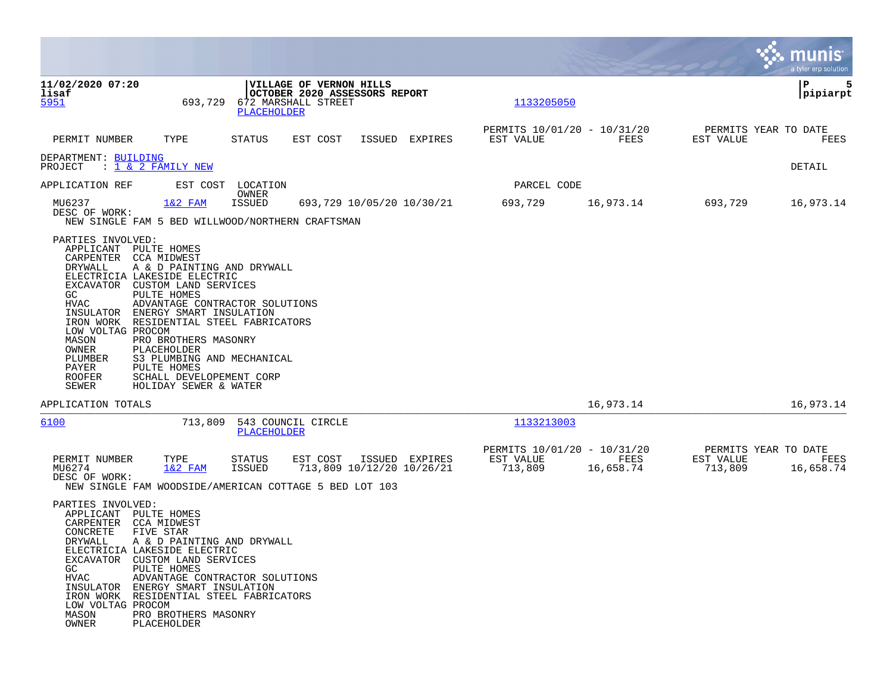**11/02/2020 07:20** | **VILLAGE OF VERNON HILLS** | **P 5**
**lisaf** | **OCTOBER 2020 ASSESSORS REPORT** | **pipiarpt**

5951 693,729 672 MARSHALL STREET 1133205050
PLACEHOLDER

| PERMIT NUMBER | TYPE | STATUS | EST COST | ISSUED | EXPIRES | PERMITS 10/01/20 - 10/31/20 EST VALUE | FEES | PERMITS YEAR TO DATE EST VALUE | FEES |
|---|---|---|---|---|---|---|---|---|---|

DEPARTMENT: BUILDING
PROJECT : 1 & 2 FAMILY NEW DETAIL

| APPLICATION REF | EST COST | LOCATION / OWNER | | | | PARCEL CODE | | | |
|---|---|---|---|---|---|---|---|---|---|
| MU6237 | 1&2 FAM | ISSUED | 693,729 | 10/05/20 | 10/30/21 | 693,729 | 16,973.14 | 693,729 | 16,973.14 |

DESC OF WORK:
NEW SINGLE FAM 5 BED WILLWOOD/NORTHERN CRAFTSMAN

PARTIES INVOLVED:

| | |
|---|---|
| APPLICANT | PULTE HOMES |
| CARPENTER | CCA MIDWEST |
| DRYWALL | A & D PAINTING AND DRYWALL |
| ELECTRICIA | LAKESIDE ELECTRIC |
| EXCAVATOR | CUSTOM LAND SERVICES |
| GC | PULTE HOMES |
| HVAC | ADVANTAGE CONTRACTOR SOLUTIONS |
| INSULATOR | ENERGY SMART INSULATION |
| IRON WORK | RESIDENTIAL STEEL FABRICATORS |
| LOW VOLTAG | PROCOM |
| MASON | PRO BROTHERS MASONRY |
| OWNER | PLACEHOLDER |
| PLUMBER | S3 PLUMBING AND MECHANICAL |
| PAYER | PULTE HOMES |
| ROOFER | SCHALL DEVELOPEMENT CORP |
| SEWER | HOLIDAY SEWER & WATER |

APPLICATION TOTALS 16,973.14 16,973.14

---

6100 713,809 543 COUNCIL CIRCLE 1133213003
PLACEHOLDER

| PERMIT NUMBER | TYPE | STATUS | EST COST | ISSUED | EXPIRES | PERMITS 10/01/20 - 10/31/20 EST VALUE | FEES | PERMITS YEAR TO DATE EST VALUE | FEES |
|---|---|---|---|---|---|---|---|---|---|
| MU6274 | 1&2 FAM | ISSUED | 713,809 | 10/12/20 | 10/26/21 | 713,809 | 16,658.74 | 713,809 | 16,658.74 |

DESC OF WORK:
NEW SINGLE FAM WOODSIDE/AMERICAN COTTAGE 5 BED LOT 103

PARTIES INVOLVED:

| | |
|---|---|
| APPLICANT | PULTE HOMES |
| CARPENTER | CCA MIDWEST |
| CONCRETE | FIVE STAR |
| DRYWALL | A & D PAINTING AND DRYWALL |
| ELECTRICIA | LAKESIDE ELECTRIC |
| EXCAVATOR | CUSTOM LAND SERVICES |
| GC | PULTE HOMES |
| HVAC | ADVANTAGE CONTRACTOR SOLUTIONS |
| INSULATOR | ENERGY SMART INSULATION |
| IRON WORK | RESIDENTIAL STEEL FABRICATORS |
| LOW VOLTAG | PROCOM |
| MASON | PRO BROTHERS MASONRY |
| OWNER | PLACEHOLDER |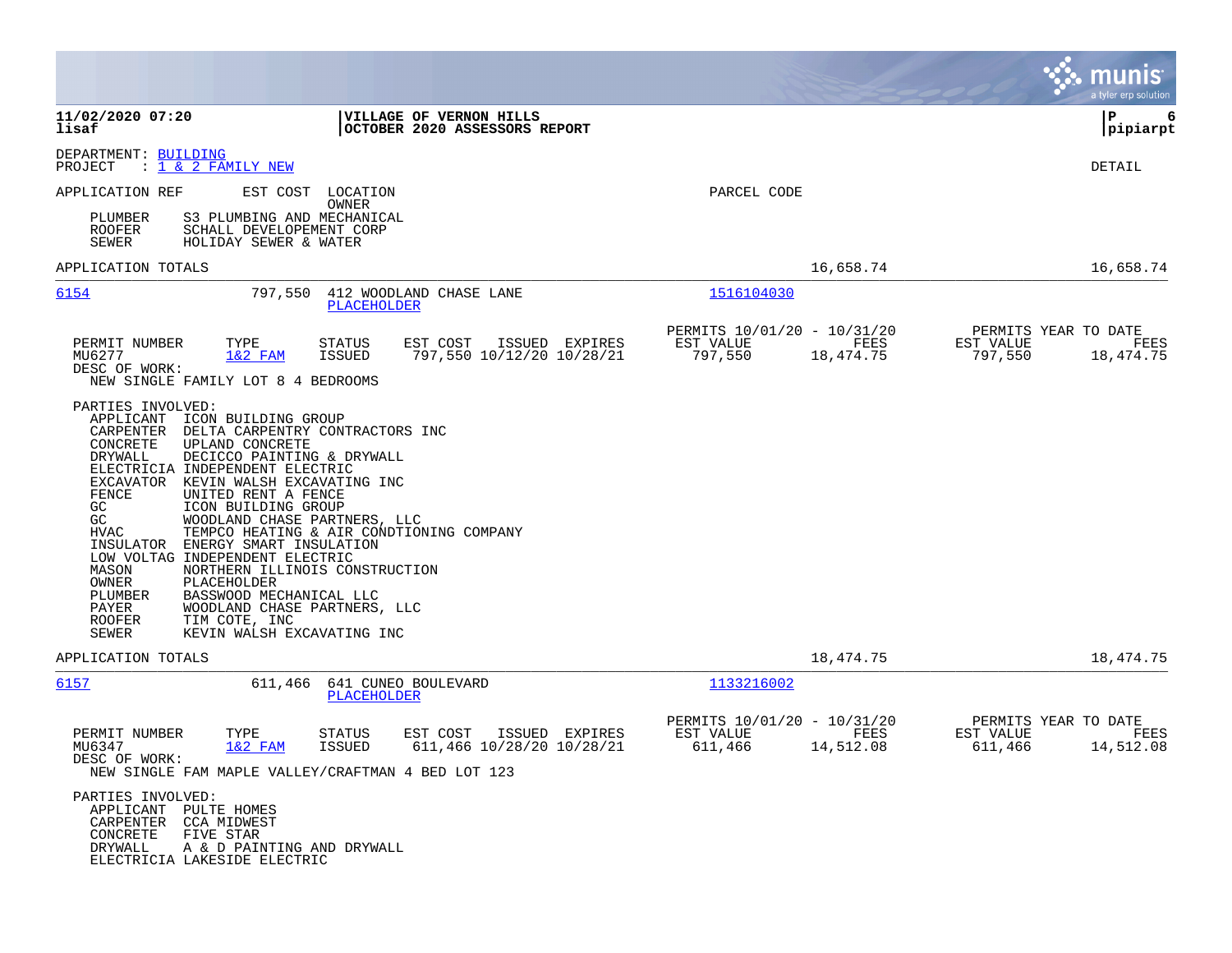DEPARTMENT: BUILDING
PROJECT : 1 & 2 FAMILY NEW

DETAIL

APPLICATION REF | EST COST | LOCATION / OWNER | PARCEL CODE

PLUMBER S3 PLUMBING AND MECHANICAL
ROOFER SCHALL DEVELOPEMENT CORP
SEWER HOLIDAY SEWER & WATER

APPLICATION TOTALS 16,658.74 16,658.74

---

**6154** 797,550 412 WOODLAND CHASE LANE — PLACEHOLDER — Parcel 1516104030

| PERMIT NUMBER | TYPE | STATUS | EST COST | ISSUED | EXPIRES | PERMITS 10/01/20 - 10/31/20 EST VALUE | FEES | PERMITS YEAR TO DATE EST VALUE | FEES |
|---|---|---|---|---|---|---|---|---|---|
| MU6277 | 1&2 FAM | ISSUED | 797,550 | 10/12/20 | 10/28/21 | 797,550 | 18,474.75 | 797,550 | 18,474.75 |

DESC OF WORK:
NEW SINGLE FAMILY LOT 8 4 BEDROOMS

PARTIES INVOLVED:
- APPLICANT ICON BUILDING GROUP
- CARPENTER DELTA CARPENTRY CONTRACTORS INC
- CONCRETE UPLAND CONCRETE
- DRYWALL DECICCO PAINTING & DRYWALL
- ELECTRICIA INDEPENDENT ELECTRIC
- EXCAVATOR KEVIN WALSH EXCAVATING INC
- FENCE UNITED RENT A FENCE
- GC ICON BUILDING GROUP
- GC WOODLAND CHASE PARTNERS, LLC
- HVAC TEMPCO HEATING & AIR CONDTIONING COMPANY
- INSULATOR ENERGY SMART INSULATION
- LOW VOLTAG INDEPENDENT ELECTRIC
- MASON NORTHERN ILLINOIS CONSTRUCTION
- OWNER PLACEHOLDER
- PLUMBER BASSWOOD MECHANICAL LLC
- PAYER WOODLAND CHASE PARTNERS, LLC
- ROOFER TIM COTE, INC
- SEWER KEVIN WALSH EXCAVATING INC

APPLICATION TOTALS 18,474.75 18,474.75

---

**6157** 611,466 641 CUNEO BOULEVARD — PLACEHOLDER — Parcel 1133216002

| PERMIT NUMBER | TYPE | STATUS | EST COST | ISSUED | EXPIRES | PERMITS 10/01/20 - 10/31/20 EST VALUE | FEES | PERMITS YEAR TO DATE EST VALUE | FEES |
|---|---|---|---|---|---|---|---|---|---|
| MU6347 | 1&2 FAM | ISSUED | 611,466 | 10/28/20 | 10/28/21 | 611,466 | 14,512.08 | 611,466 | 14,512.08 |

DESC OF WORK:
NEW SINGLE FAM MAPLE VALLEY/CRAFTMAN 4 BED LOT 123

PARTIES INVOLVED:
- APPLICANT PULTE HOMES
- CARPENTER CCA MIDWEST
- CONCRETE FIVE STAR
- DRYWALL A & D PAINTING AND DRYWALL
- ELECTRICIA LAKESIDE ELECTRIC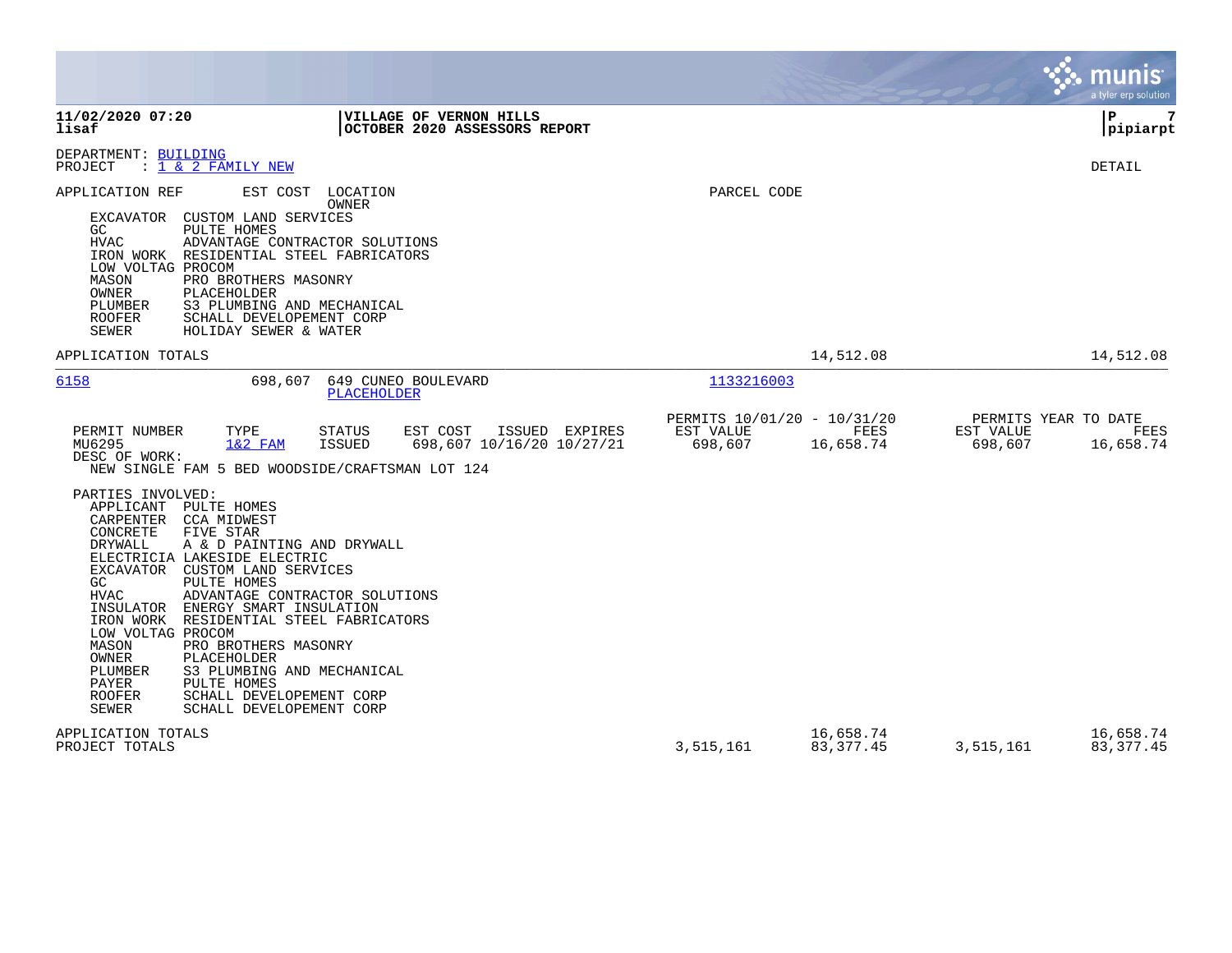**11/02/2020 07:20**
**lisaf**

**VILLAGE OF VERNON HILLS**
**OCTOBER 2020 ASSESSORS REPORT**

**pipiarpt**

DEPARTMENT: BUILDING
PROJECT : 1 & 2 FAMILY NEW

DETAIL

APPLICATION REF  EST COST  LOCATION  OWNER  PARCEL CODE

| Role | Party |
|---|---|
| EXCAVATOR | CUSTOM LAND SERVICES |
| GC | PULTE HOMES |
| HVAC | ADVANTAGE CONTRACTOR SOLUTIONS |
| IRON WORK | RESIDENTIAL STEEL FABRICATORS |
| LOW VOLTAG | PROCOM |
| MASON | PRO BROTHERS MASONRY |
| OWNER | PLACEHOLDER |
| PLUMBER | S3 PLUMBING AND MECHANICAL |
| ROOFER | SCHALL DEVELOPEMENT CORP |
| SEWER | HOLIDAY SEWER & WATER |

APPLICATION TOTALS — 14,512.08 — 14,512.08

---

**6158** — 698,607 — 649 CUNEO BOULEVARD — PLACEHOLDER — 1133216003

| PERMIT NUMBER | TYPE | STATUS | EST COST | ISSUED | EXPIRES | PERMITS 10/01/20 - 10/31/20 EST VALUE | FEES | PERMITS YEAR TO DATE EST VALUE | FEES |
|---|---|---|---|---|---|---|---|---|---|
| MU6295 | 1&2 FAM | ISSUED | 698,607 | 10/16/20 | 10/27/21 | 698,607 | 16,658.74 | 698,607 | 16,658.74 |

DESC OF WORK:
NEW SINGLE FAM 5 BED WOODSIDE/CRAFTSMAN LOT 124

PARTIES INVOLVED:

| Role | Party |
|---|---|
| APPLICANT | PULTE HOMES |
| CARPENTER | CCA MIDWEST |
| CONCRETE | FIVE STAR |
| DRYWALL | A & D PAINTING AND DRYWALL |
| ELECTRICIA | LAKESIDE ELECTRIC |
| EXCAVATOR | CUSTOM LAND SERVICES |
| GC | PULTE HOMES |
| HVAC | ADVANTAGE CONTRACTOR SOLUTIONS |
| INSULATOR | ENERGY SMART INSULATION |
| IRON WORK | RESIDENTIAL STEEL FABRICATORS |
| LOW VOLTAG | PROCOM |
| MASON | PRO BROTHERS MASONRY |
| OWNER | PLACEHOLDER |
| PLUMBER | S3 PLUMBING AND MECHANICAL |
| PAYER | PULTE HOMES |
| ROOFER | SCHALL DEVELOPEMENT CORP |
| SEWER | SCHALL DEVELOPEMENT CORP |

| | EST VALUE | FEES | YTD EST VALUE | YTD FEES |
|---|---|---|---|---|
| APPLICATION TOTALS | | 16,658.74 | | 16,658.74 |
| PROJECT TOTALS | 3,515,161 | 83,377.45 | 3,515,161 | 83,377.45 |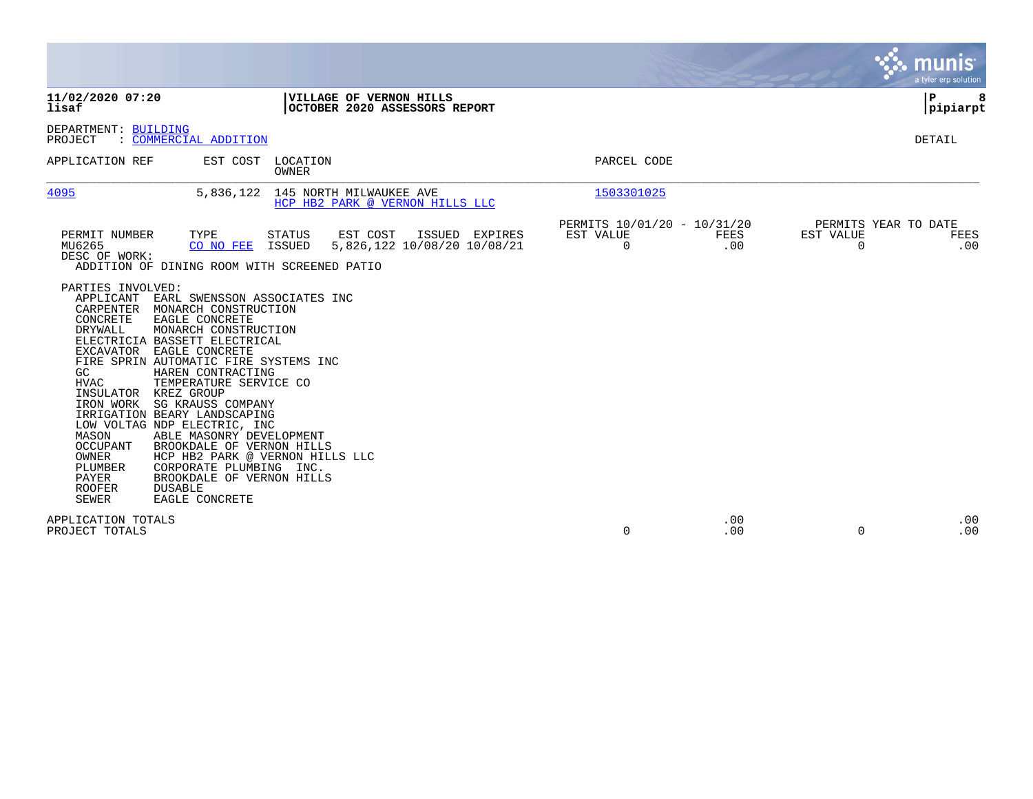**11/02/2020 07:20** | **VILLAGE OF VERNON HILLS** | **P 8**
**lisaf** | **OCTOBER 2020 ASSESSORS REPORT** | **pipiarpt**

DEPARTMENT: BUILDING
PROJECT : COMMERCIAL ADDITION

DETAIL

| APPLICATION REF | EST COST | LOCATION / OWNER | PARCEL CODE |
|---|---|---|---|
| 4095 | 5,836,122 | 145 NORTH MILWAUKEE AVE / HCP HB2 PARK @ VERNON HILLS LLC | 1503301025 |

| PERMIT NUMBER | TYPE | STATUS | EST COST | ISSUED | EXPIRES | PERMITS 10/01/20 - 10/31/20 EST VALUE | FEES | PERMITS YEAR TO DATE EST VALUE | FEES |
|---|---|---|---|---|---|---|---|---|---|
| MU6265 | CO NO FEE | ISSUED | 5,826,122 | 10/08/20 | 10/08/21 | 0 | .00 | 0 | .00 |

DESC OF WORK:
ADDITION OF DINING ROOM WITH SCREENED PATIO

PARTIES INVOLVED:

| ROLE | NAME |
|---|---|
| APPLICANT | EARL SWENSSON ASSOCIATES INC |
| CARPENTER | MONARCH CONSTRUCTION |
| CONCRETE | EAGLE CONCRETE |
| DRYWALL | MONARCH CONSTRUCTION |
| ELECTRICIA | BASSETT ELECTRICAL |
| EXCAVATOR | EAGLE CONCRETE |
| FIRE SPRIN | AUTOMATIC FIRE SYSTEMS INC |
| GC | HAREN CONTRACTING |
| HVAC | TEMPERATURE SERVICE CO |
| INSULATOR | KREZ GROUP |
| IRON WORK | SG KRAUSS COMPANY |
| IRRIGATION | BEARY LANDSCAPING |
| LOW VOLTAG | NDP ELECTRIC, INC |
| MASON | ABLE MASONRY DEVELOPMENT |
| OCCUPANT | BROOKDALE OF VERNON HILLS |
| OWNER | HCP HB2 PARK @ VERNON HILLS LLC |
| PLUMBER | CORPORATE PLUMBING INC. |
| PAYER | BROOKDALE OF VERNON HILLS |
| ROOFER | DUSABLE |
| SEWER | EAGLE CONCRETE |

| | EST VALUE | FEES | YTD EST VALUE | YTD FEES |
|---|---|---|---|---|
| APPLICATION TOTALS | | .00 | | .00 |
| PROJECT TOTALS | 0 | .00 | 0 | .00 |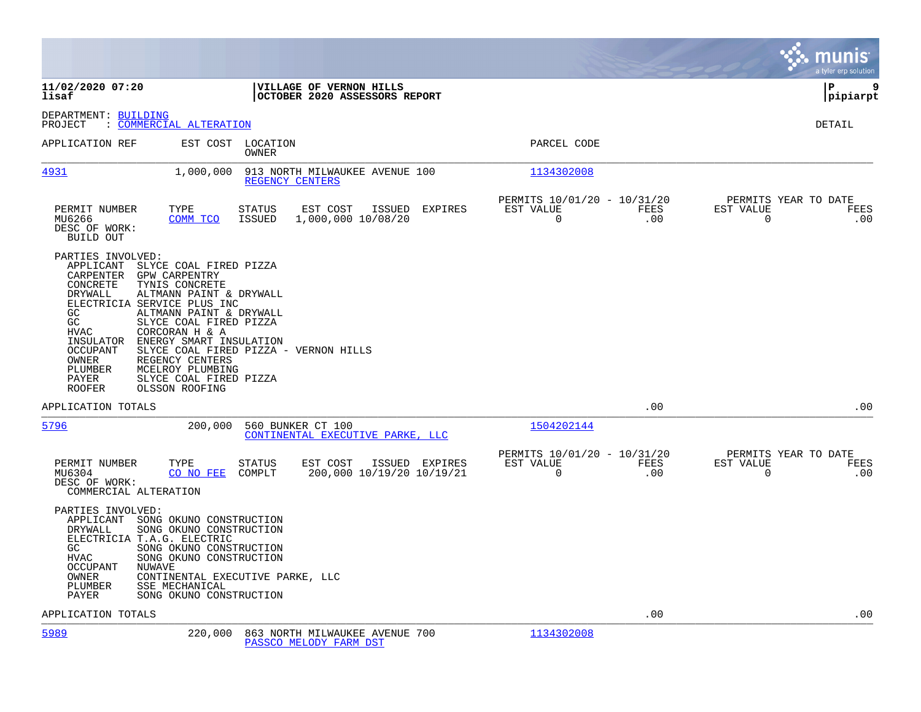**VILLAGE OF VERNON HILLS**
**OCTOBER 2020 ASSESSORS REPORT**

DEPARTMENT: BUILDING
PROJECT : COMMERCIAL ALTERATION

DETAIL

| APPLICATION REF | EST COST | LOCATION / OWNER | PARCEL CODE |
|---|---|---|---|
| 4931 | 1,000,000 | 913 NORTH MILWAUKEE AVENUE 100 / REGENCY CENTERS | 1134302008 |

| PERMIT NUMBER | TYPE | STATUS | EST COST | ISSUED | EXPIRES | PERMITS 10/01/20 - 10/31/20 EST VALUE | FEES | PERMITS YEAR TO DATE EST VALUE | FEES |
|---|---|---|---|---|---|---|---|---|---|
| MU6266 | COMM TCO | ISSUED | 1,000,000 | 10/08/20 | | 0 | .00 | 0 | .00 |

DESC OF WORK:
BUILD OUT

PARTIES INVOLVED:

| Role | Party |
|---|---|
| APPLICANT | SLYCE COAL FIRED PIZZA |
| CARPENTER | GPW CARPENTRY |
| CONCRETE | TYNIS CONCRETE |
| DRYWALL | ALTMANN PAINT & DRYWALL |
| ELECTRICIA | SERVICE PLUS INC |
| GC | ALTMANN PAINT & DRYWALL |
| GC | SLYCE COAL FIRED PIZZA |
| HVAC | CORCORAN H & A |
| INSULATOR | ENERGY SMART INSULATION |
| OCCUPANT | SLYCE COAL FIRED PIZZA - VERNON HILLS |
| OWNER | REGENCY CENTERS |
| PLUMBER | MCELROY PLUMBING |
| PAYER | SLYCE COAL FIRED PIZZA |
| ROOFER | OLSSON ROOFING |

APPLICATION TOTALS .00 .00

| APPLICATION REF | EST COST | LOCATION / OWNER | PARCEL CODE |
|---|---|---|---|
| 5796 | 200,000 | 560 BUNKER CT 100 / CONTINENTAL EXECUTIVE PARKE, LLC | 1504202144 |

| PERMIT NUMBER | TYPE | STATUS | EST COST | ISSUED | EXPIRES | PERMITS 10/01/20 - 10/31/20 EST VALUE | FEES | PERMITS YEAR TO DATE EST VALUE | FEES |
|---|---|---|---|---|---|---|---|---|---|
| MU6304 | CO NO FEE | COMPLT | 200,000 | 10/19/20 | 10/19/21 | 0 | .00 | 0 | .00 |

DESC OF WORK:
COMMERCIAL ALTERATION

PARTIES INVOLVED:

| Role | Party |
|---|---|
| APPLICANT | SONG OKUNO CONSTRUCTION |
| DRYWALL | SONG OKUNO CONSTRUCTION |
| ELECTRICIA | T.A.G. ELECTRIC |
| GC | SONG OKUNO CONSTRUCTION |
| HVAC | SONG OKUNO CONSTRUCTION |
| OCCUPANT | NUWAVE |
| OWNER | CONTINENTAL EXECUTIVE PARKE, LLC |
| PLUMBER | SSE MECHANICAL |
| PAYER | SONG OKUNO CONSTRUCTION |

APPLICATION TOTALS .00 .00

| APPLICATION REF | EST COST | LOCATION / OWNER | PARCEL CODE |
|---|---|---|---|
| 5989 | 220,000 | 863 NORTH MILWAUKEE AVENUE 700 / PASSCO MELODY FARM DST | 1134302008 |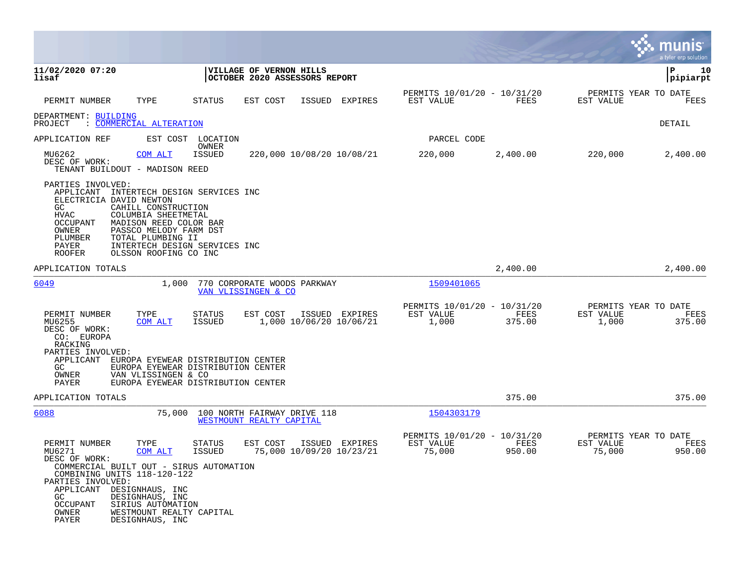**11/02/2020 07:20** | **VILLAGE OF VERNON HILLS** | **P 10**
**lisaf** | **OCTOBER 2020 ASSESSORS REPORT** | **pipiarpt**

| PERMIT NUMBER | TYPE | STATUS | EST COST | ISSUED | EXPIRES | PERMITS 10/01/20 - 10/31/20 EST VALUE | FEES | PERMITS YEAR TO DATE EST VALUE | FEES |
|---|---|---|---|---|---|---|---|---|---|

DEPARTMENT: BUILDING
PROJECT : COMMERCIAL ALTERATION — DETAIL

APPLICATION REF | EST COST | LOCATION / OWNER | PARCEL CODE

| PERMIT NUMBER | TYPE | STATUS | EST COST | ISSUED | EXPIRES | EST VALUE (10/01/20 - 10/31/20) | FEES | EST VALUE (YTD) | FEES (YTD) |
|---|---|---|---|---|---|---|---|---|---|
| MU6262 | COM ALT | ISSUED | 220,000 | 10/08/20 | 10/08/21 | 220,000 | 2,400.00 | 220,000 | 2,400.00 |

DESC OF WORK:
TENANT BUILDOUT - MADISON REED

PARTIES INVOLVED:
- APPLICANT INTERTECH DESIGN SERVICES INC
- ELECTRICIA DAVID NEWTON
- GC CAHILL CONSTRUCTION
- HVAC COLUMBIA SHEETMETAL
- OCCUPANT MADISON REED COLOR BAR
- OWNER PASSCO MELODY FARM DST
- PLUMBER TOTAL PLUMBING II
- PAYER INTERTECH DESIGN SERVICES INC
- ROOFER OLSSON ROOFING CO INC

APPLICATION TOTALS: 2,400.00 | 2,400.00

---

**6049** | 1,000 | 770 CORPORATE WOODS PARKWAY / VAN VLISSINGEN & CO | 1509401065

| PERMIT NUMBER | TYPE | STATUS | EST COST | ISSUED | EXPIRES | EST VALUE (10/01/20 - 10/31/20) | FEES | EST VALUE (YTD) | FEES (YTD) |
|---|---|---|---|---|---|---|---|---|---|
| MU6255 | COM ALT | ISSUED | 1,000 | 10/06/20 | 10/06/21 | 1,000 | 375.00 | 1,000 | 375.00 |

DESC OF WORK:
CO: EUROPA
RACKING

PARTIES INVOLVED:
- APPLICANT EUROPA EYEWEAR DISTRIBUTION CENTER
- GC EUROPA EYEWEAR DISTRIBUTION CENTER
- OWNER VAN VLISSINGEN & CO
- PAYER EUROPA EYEWEAR DISTRIBUTION CENTER

APPLICATION TOTALS: 375.00 | 375.00

---

**6088** | 75,000 | 100 NORTH FAIRWAY DRIVE 118 / WESTMOUNT REALTY CAPITAL | 1504303179

| PERMIT NUMBER | TYPE | STATUS | EST COST | ISSUED | EXPIRES | EST VALUE (10/01/20 - 10/31/20) | FEES | EST VALUE (YTD) | FEES (YTD) |
|---|---|---|---|---|---|---|---|---|---|
| MU6271 | COM ALT | ISSUED | 75,000 | 10/09/20 | 10/23/21 | 75,000 | 950.00 | 75,000 | 950.00 |

DESC OF WORK:
COMMERCIAL BUILT OUT - SIRUS AUTOMATION
COMBINING UNITS 118-120-122

PARTIES INVOLVED:
- APPLICANT DESIGNHAUS, INC
- GC DESIGNHAUS, INC
- OCCUPANT SIRIUS AUTOMATION
- OWNER WESTMOUNT REALTY CAPITAL
- PAYER DESIGNHAUS, INC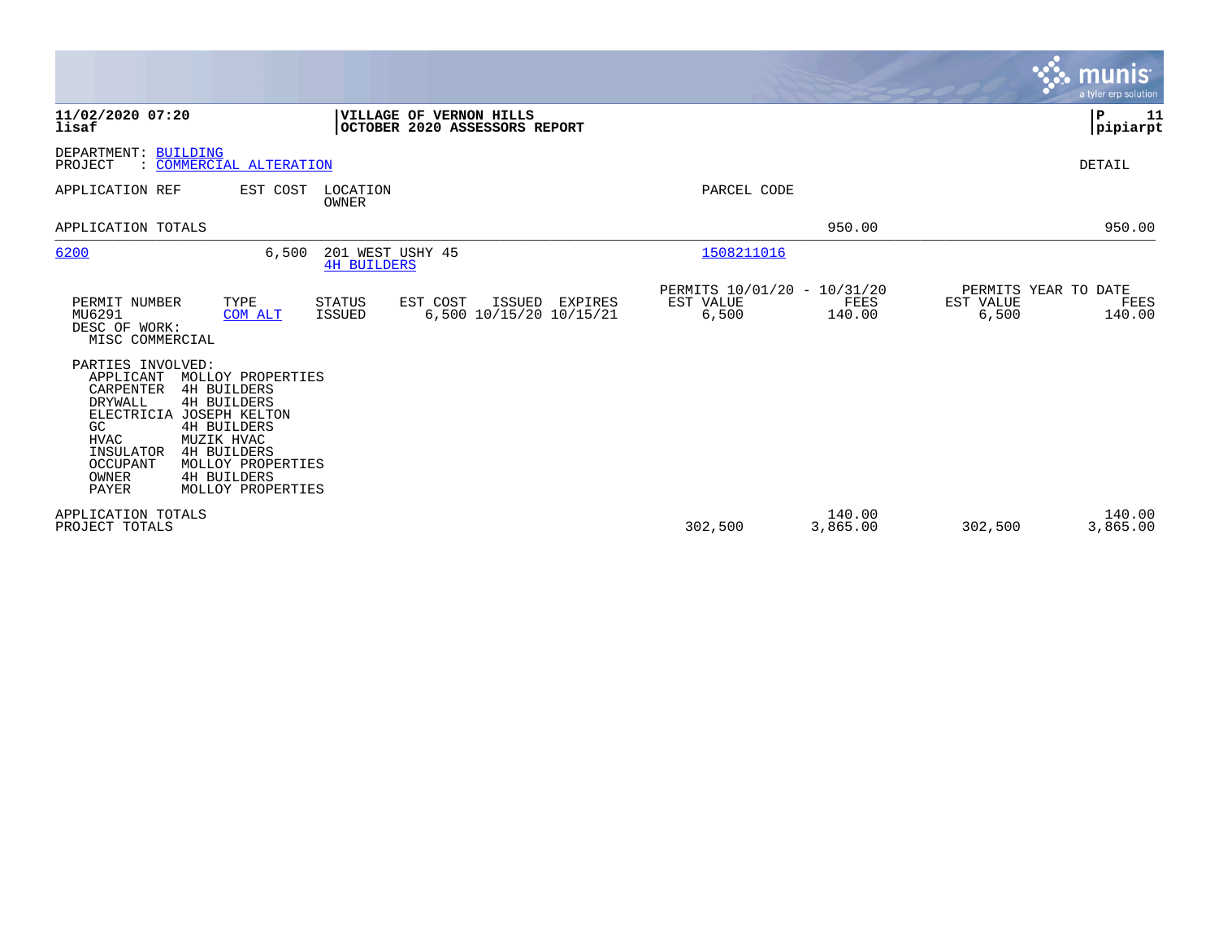**VILLAGE OF VERNON HILLS**
**OCTOBER 2020 ASSESSORS REPORT**

**11/02/2020 07:20**
**lisaf**

**pipiarpt**

DEPARTMENT: BUILDING
PROJECT : COMMERCIAL ALTERATION

DETAIL

| APPLICATION REF | EST COST | LOCATION / OWNER | PARCEL CODE | | | | |
|---|---|---|---|---|---|---|---|
| APPLICATION TOTALS | | | | | 950.00 | | 950.00 |
| 6200 | 6,500 | 201 WEST USHY 45 / 4H BUILDERS | 1508211016 | | | | |

| PERMIT NUMBER | TYPE | STATUS | EST COST | ISSUED | EXPIRES | PERMITS 10/01/20 - 10/31/20 EST VALUE | FEES | PERMITS YEAR TO DATE EST VALUE | FEES |
|---|---|---|---|---|---|---|---|---|---|
| MU6291 | COM ALT | ISSUED | 6,500 | 10/15/20 | 10/15/21 | 6,500 | 140.00 | 6,500 | 140.00 |

DESC OF WORK:
MISC COMMERCIAL

PARTIES INVOLVED:

| ROLE | NAME |
|---|---|
| APPLICANT | MOLLOY PROPERTIES |
| CARPENTER | 4H BUILDERS |
| DRYWALL | 4H BUILDERS |
| ELECTRICIA | JOSEPH KELTON |
| GC | 4H BUILDERS |
| HVAC | MUZIK HVAC |
| INSULATOR | 4H BUILDERS |
| OCCUPANT | MOLLOY PROPERTIES |
| OWNER | 4H BUILDERS |
| PAYER | MOLLOY PROPERTIES |

| | EST VALUE | FEES | YTD EST VALUE | YTD FEES |
|---|---|---|---|---|
| APPLICATION TOTALS | | 140.00 | | 140.00 |
| PROJECT TOTALS | 302,500 | 3,865.00 | 302,500 | 3,865.00 |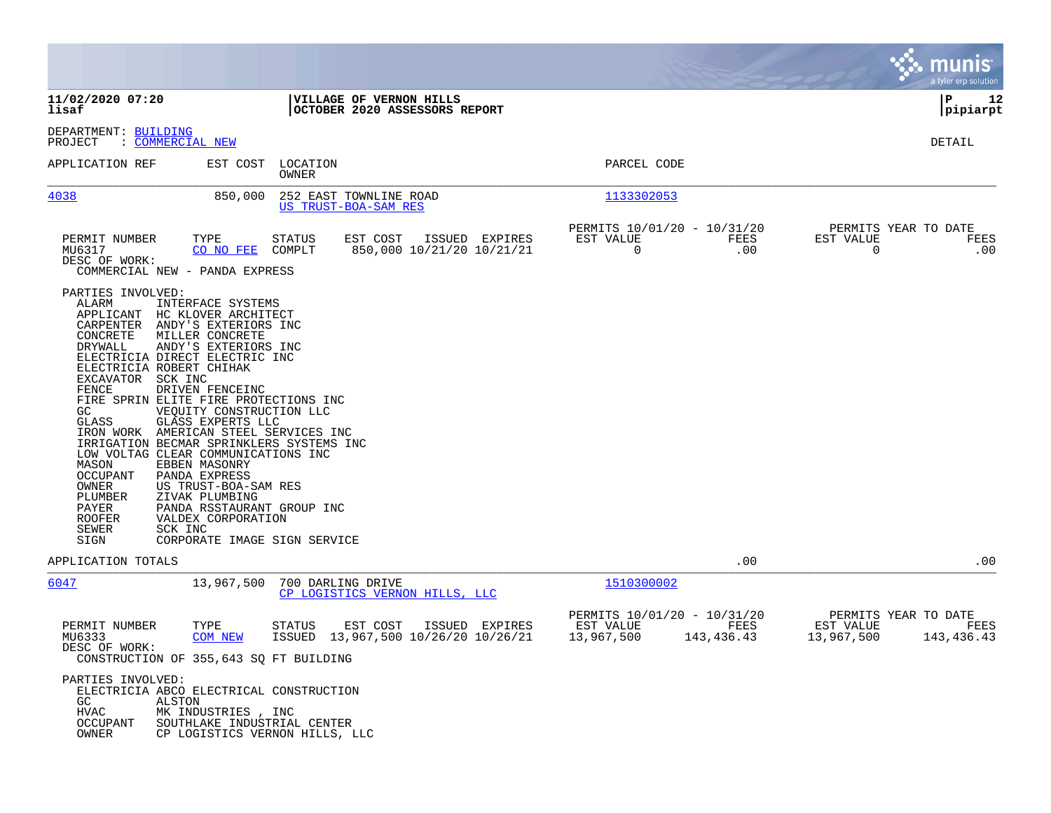**11/02/2020 07:20**
**lisaf**

**VILLAGE OF VERNON HILLS**
**OCTOBER 2020 ASSESSORS REPORT**

**P 12**
**pipiarpt**

DEPARTMENT: BUILDING
PROJECT : COMMERCIAL NEW

DETAIL

| APPLICATION REF | EST COST | LOCATION / OWNER | PARCEL CODE |
|---|---|---|---|
| 4038 | 850,000 | 252 EAST TOWNLINE ROAD / US TRUST-BOA-SAM RES | 1133302053 |

| PERMIT NUMBER | TYPE | STATUS | EST COST | ISSUED | EXPIRES | PERMITS 10/01/20 - 10/31/20 EST VALUE | FEES | PERMITS YEAR TO DATE EST VALUE | FEES |
|---|---|---|---|---|---|---|---|---|---|
| MU6317 | CO NO FEE | COMPLT | 850,000 | 10/21/20 | 10/21/21 | 0 | .00 | 0 | .00 |

DESC OF WORK:
COMMERCIAL NEW - PANDA EXPRESS

PARTIES INVOLVED:

| ROLE | NAME |
|---|---|
| ALARM | INTERFACE SYSTEMS |
| APPLICANT | HC KLOVER ARCHITECT |
| CARPENTER | ANDY'S EXTERIORS INC |
| CONCRETE | MILLER CONCRETE |
| DRYWALL | ANDY'S EXTERIORS INC |
| ELECTRICIA | DIRECT ELECTRIC INC |
| ELECTRICIA | ROBERT CHIHAK |
| EXCAVATOR | SCK INC |
| FENCE | DRIVEN FENCEINC |
| FIRE SPRIN | ELITE FIRE PROTECTIONS INC |
| GC | VEQUITY CONSTRUCTION LLC |
| GLASS | GLASS EXPERTS LLC |
| IRON WORK | AMERICAN STEEL SERVICES INC |
| IRRIGATION | BECMAR SPRINKLERS SYSTEMS INC |
| LOW VOLTAG | CLEAR COMMUNICATIONS INC |
| MASON | EBBEN MASONRY |
| OCCUPANT | PANDA EXPRESS |
| OWNER | US TRUST-BOA-SAM RES |
| PLUMBER | ZIVAK PLUMBING |
| PAYER | PANDA RSSTAURANT GROUP INC |
| ROOFER | VALDEX CORPORATION |
| SEWER | SCK INC |
| SIGN | CORPORATE IMAGE SIGN SERVICE |

APPLICATION TOTALS: .00 | .00

---

| APPLICATION REF | EST COST | LOCATION / OWNER | PARCEL CODE |
|---|---|---|---|
| 6047 | 13,967,500 | 700 DARLING DRIVE / CP LOGISTICS VERNON HILLS, LLC | 1510300002 |

| PERMIT NUMBER | TYPE | STATUS | EST COST | ISSUED | EXPIRES | PERMITS 10/01/20 - 10/31/20 EST VALUE | FEES | PERMITS YEAR TO DATE EST VALUE | FEES |
|---|---|---|---|---|---|---|---|---|---|
| MU6333 | COM NEW | ISSUED | 13,967,500 | 10/26/20 | 10/26/21 | 13,967,500 | 143,436.43 | 13,967,500 | 143,436.43 |

DESC OF WORK:
CONSTRUCTION OF 355,643 SQ FT BUILDING

PARTIES INVOLVED:

| ROLE | NAME |
|---|---|
| ELECTRICIA | ABCO ELECTRICAL CONSTRUCTION |
| GC | ALSTON |
| HVAC | MK INDUSTRIES , INC |
| OCCUPANT | SOUTHLAKE INDUSTRIAL CENTER |
| OWNER | CP LOGISTICS VERNON HILLS, LLC |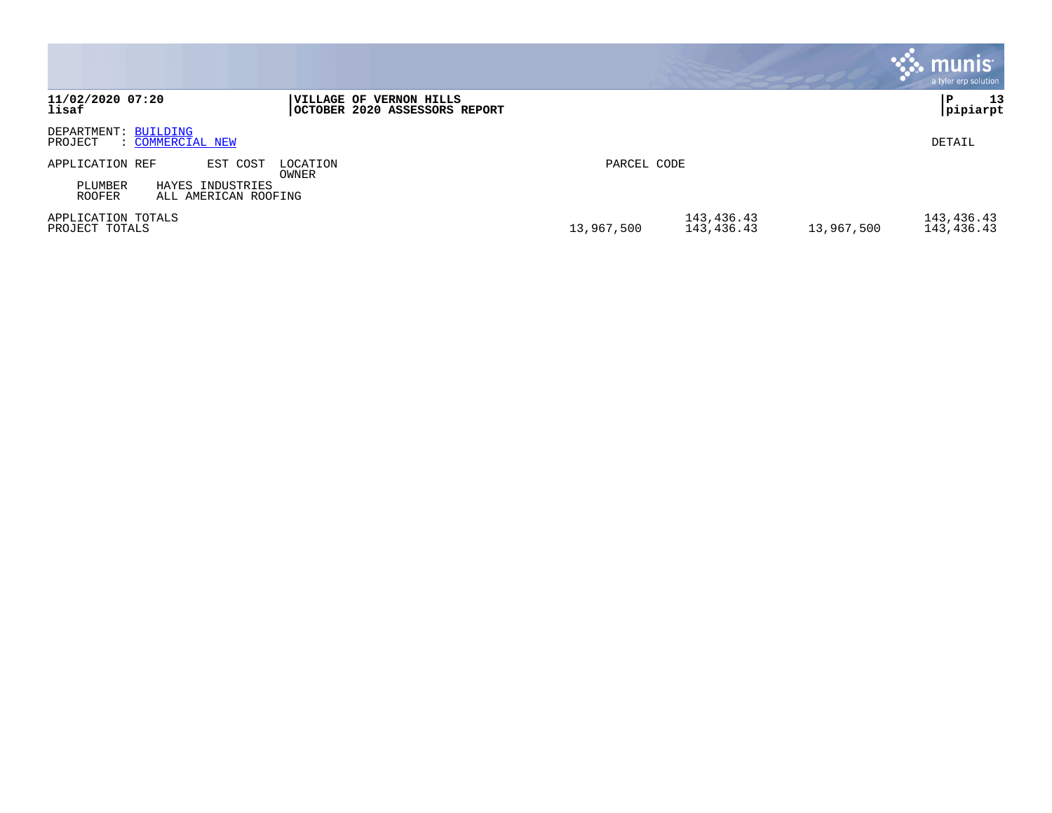DEPARTMENT: BUILDING
PROJECT : COMMERCIAL NEW

DETAIL

| APPLICATION REF | EST COST | LOCATION<br>OWNER | PARCEL CODE | | | |
|---|---|---|---|---|---|---|
| PLUMBER | HAYES INDUSTRIES | | | | | |
| ROOFER | ALL AMERICAN ROOFING | | | | | |
| APPLICATION TOTALS | | | | 143,436.43 | | 143,436.43 |
| PROJECT TOTALS | | | 13,967,500 | 143,436.43 | 13,967,500 | 143,436.43 |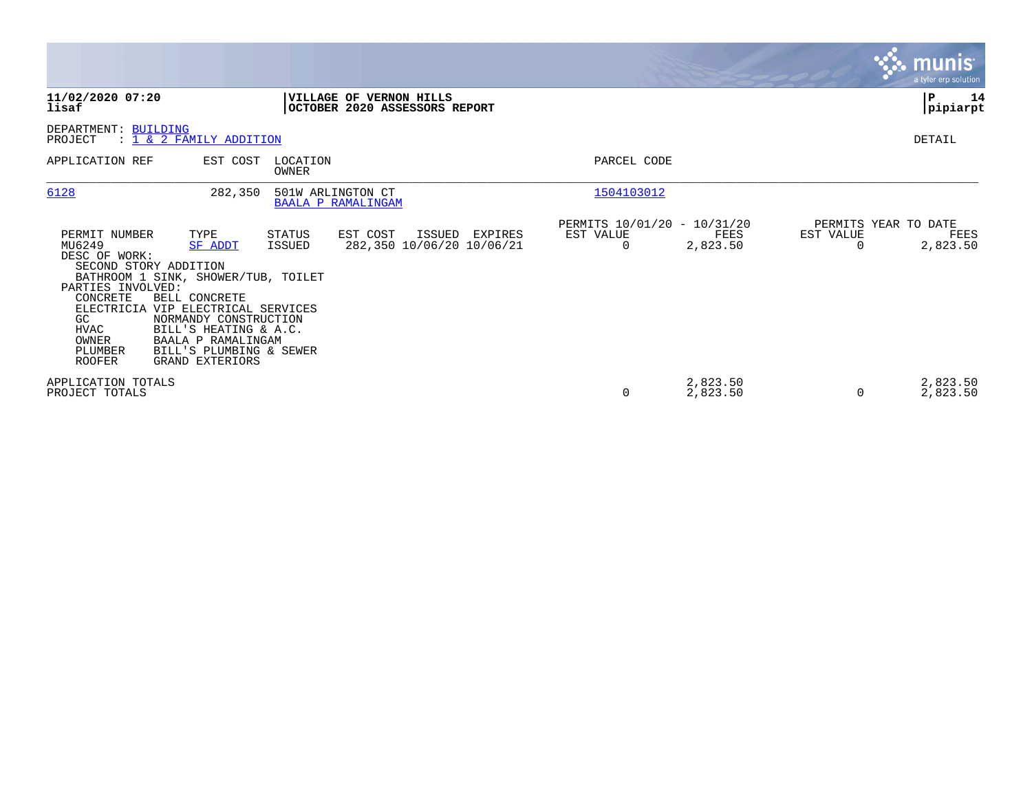**11/02/2020 07:20**
**lisaf**

**VILLAGE OF VERNON HILLS**
**OCTOBER 2020 ASSESSORS REPORT**

**pipiarpt**

DEPARTMENT: BUILDING
PROJECT : 1 & 2 FAMILY ADDITION

DETAIL

| APPLICATION REF | EST COST | LOCATION / OWNER | PARCEL CODE |
|---|---|---|---|
| 6128 | 282,350 | 501W ARLINGTON CT / BAALA P RAMALINGAM | 1504103012 |

| PERMIT NUMBER | TYPE | STATUS | EST COST | ISSUED | EXPIRES | PERMITS 10/01/20 - 10/31/20 EST VALUE | FEES | PERMITS YEAR TO DATE EST VALUE | FEES |
|---|---|---|---|---|---|---|---|---|---|
| MU6249 | SF ADDT | ISSUED | 282,350 | 10/06/20 | 10/06/21 | 0 | 2,823.50 | 0 | 2,823.50 |

DESC OF WORK:
SECOND STORY ADDITION
BATHROOM 1 SINK, SHOWER/TUB, TOILET

PARTIES INVOLVED:

| ROLE | NAME |
|---|---|
| CONCRETE | BELL CONCRETE |
| ELECTRICIA | VIP ELECTRICAL SERVICES |
| GC | NORMANDY CONSTRUCTION |
| HVAC | BILL'S HEATING & A.C. |
| OWNER | BAALA P RAMALINGAM |
| PLUMBER | BILL'S PLUMBING & SEWER |
| ROOFER | GRAND EXTERIORS |

| | EST VALUE | FEES | YTD EST VALUE | YTD FEES |
|---|---|---|---|---|
| APPLICATION TOTALS | | 2,823.50 | | 2,823.50 |
| PROJECT TOTALS | 0 | 2,823.50 | 0 | 2,823.50 |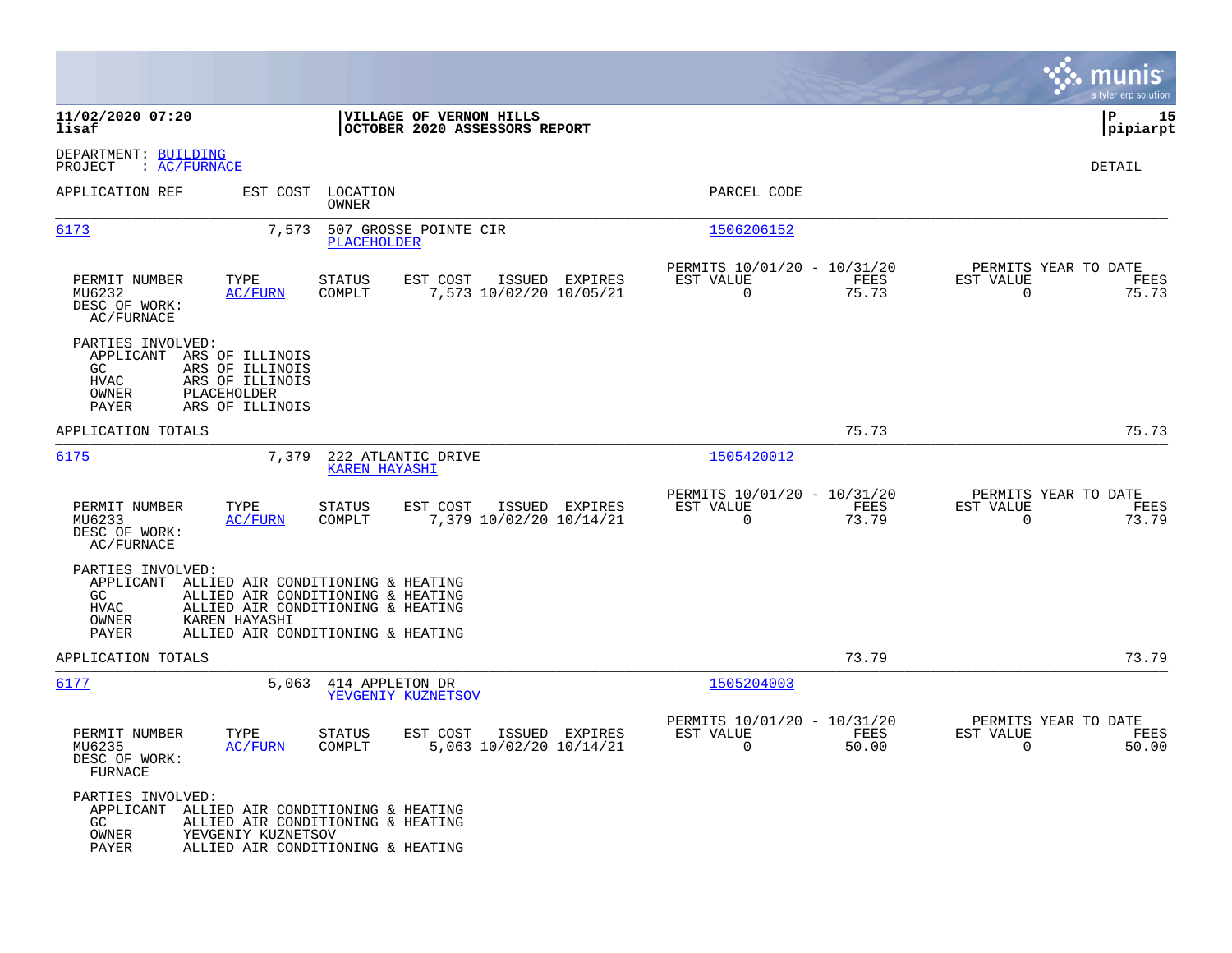**11/02/2020 07:20** | **VILLAGE OF VERNON HILLS**
**lisaf** | **OCTOBER 2020 ASSESSORS REPORT** | **pipiarpt**

DEPARTMENT: BUILDING
PROJECT : AC/FURNACE

DETAIL

| APPLICATION REF | EST COST | LOCATION / OWNER | PARCEL CODE |
|---|---|---|---|
| 6173 | 7,573 | 507 GROSSE POINTE CIR / PLACEHOLDER | 1506206152 |

| PERMIT NUMBER | TYPE | STATUS | EST COST | ISSUED | EXPIRES | PERMITS 10/01/20 - 10/31/20 EST VALUE | FEES | PERMITS YEAR TO DATE EST VALUE | FEES |
|---|---|---|---|---|---|---|---|---|---|
| MU6232 | AC/FURN | COMPLT | 7,573 | 10/02/20 | 10/05/21 | 0 | 75.73 | 0 | 75.73 |

DESC OF WORK:
AC/FURNACE

PARTIES INVOLVED:
- APPLICANT ARS OF ILLINOIS
- GC ARS OF ILLINOIS
- HVAC ARS OF ILLINOIS
- OWNER PLACEHOLDER
- PAYER ARS OF ILLINOIS

APPLICATION TOTALS: 75.73 | 75.73

| APPLICATION REF | EST COST | LOCATION / OWNER | PARCEL CODE |
|---|---|---|---|
| 6175 | 7,379 | 222 ATLANTIC DRIVE / KAREN HAYASHI | 1505420012 |

| PERMIT NUMBER | TYPE | STATUS | EST COST | ISSUED | EXPIRES | PERMITS 10/01/20 - 10/31/20 EST VALUE | FEES | PERMITS YEAR TO DATE EST VALUE | FEES |
|---|---|---|---|---|---|---|---|---|---|
| MU6233 | AC/FURN | COMPLT | 7,379 | 10/02/20 | 10/14/21 | 0 | 73.79 | 0 | 73.79 |

DESC OF WORK:
AC/FURNACE

PARTIES INVOLVED:
- APPLICANT ALLIED AIR CONDITIONING & HEATING
- GC ALLIED AIR CONDITIONING & HEATING
- HVAC ALLIED AIR CONDITIONING & HEATING
- OWNER KAREN HAYASHI
- PAYER ALLIED AIR CONDITIONING & HEATING

APPLICATION TOTALS: 73.79 | 73.79

| APPLICATION REF | EST COST | LOCATION / OWNER | PARCEL CODE |
|---|---|---|---|
| 6177 | 5,063 | 414 APPLETON DR / YEVGENIY KUZNETSOV | 1505204003 |

| PERMIT NUMBER | TYPE | STATUS | EST COST | ISSUED | EXPIRES | PERMITS 10/01/20 - 10/31/20 EST VALUE | FEES | PERMITS YEAR TO DATE EST VALUE | FEES |
|---|---|---|---|---|---|---|---|---|---|
| MU6235 | AC/FURN | COMPLT | 5,063 | 10/02/20 | 10/14/21 | 0 | 50.00 | 0 | 50.00 |

DESC OF WORK:
FURNACE

PARTIES INVOLVED:
- APPLICANT ALLIED AIR CONDITIONING & HEATING
- GC ALLIED AIR CONDITIONING & HEATING
- OWNER YEVGENIY KUZNETSOV
- PAYER ALLIED AIR CONDITIONING & HEATING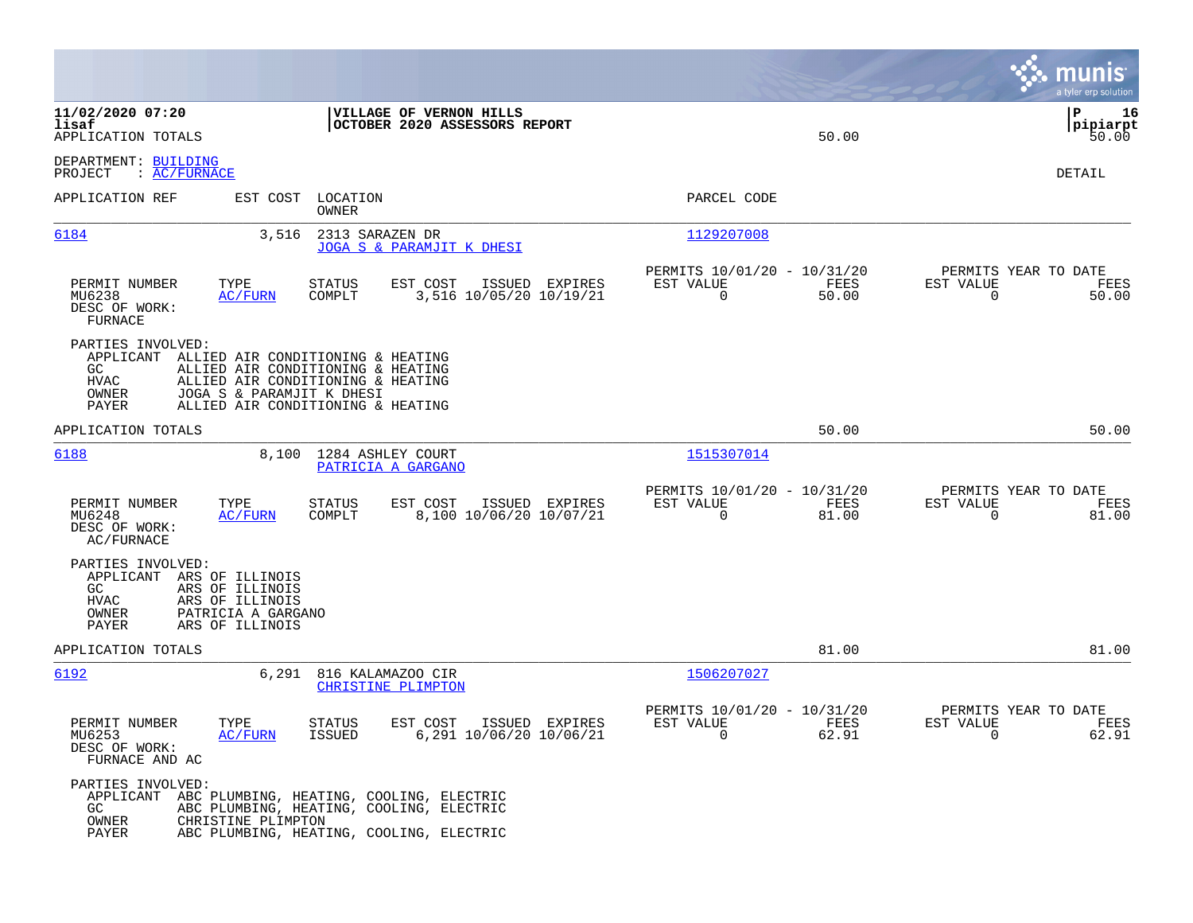**11/02/2020 07:20**
**lisaf**
APPLICATION TOTALS

**VILLAGE OF VERNON HILLS**
**OCTOBER 2020 ASSESSORS REPORT**

50.00

**P 16**
**pipiarpt**
50.00

DEPARTMENT: BUILDING
PROJECT : AC/FURNACE

DETAIL

| APPLICATION REF | EST COST | LOCATION / OWNER | PARCEL CODE |
|---|---|---|---|
| 6184 | 3,516 | 2313 SARAZEN DR / JOGA S & PARAMJIT K DHESI | 1129207008 |

| PERMIT NUMBER | TYPE | STATUS | EST COST | ISSUED | EXPIRES | PERMITS 10/01/20 - 10/31/20 EST VALUE | FEES | PERMITS YEAR TO DATE EST VALUE | FEES |
|---|---|---|---|---|---|---|---|---|---|
| MU6238 | AC/FURN | COMPLT | 3,516 | 10/05/20 | 10/19/21 | 0 | 50.00 | 0 | 50.00 |

DESC OF WORK:
FURNACE

PARTIES INVOLVED:
- APPLICANT ALLIED AIR CONDITIONING & HEATING
- GC ALLIED AIR CONDITIONING & HEATING
- HVAC ALLIED AIR CONDITIONING & HEATING
- OWNER JOGA S & PARAMJIT K DHESI
- PAYER ALLIED AIR CONDITIONING & HEATING

APPLICATION TOTALS 50.00 50.00

| APPLICATION REF | EST COST | LOCATION / OWNER | PARCEL CODE |
|---|---|---|---|
| 6188 | 8,100 | 1284 ASHLEY COURT / PATRICIA A GARGANO | 1515307014 |

| PERMIT NUMBER | TYPE | STATUS | EST COST | ISSUED | EXPIRES | PERMITS 10/01/20 - 10/31/20 EST VALUE | FEES | PERMITS YEAR TO DATE EST VALUE | FEES |
|---|---|---|---|---|---|---|---|---|---|
| MU6248 | AC/FURN | COMPLT | 8,100 | 10/06/20 | 10/07/21 | 0 | 81.00 | 0 | 81.00 |

DESC OF WORK:
AC/FURNACE

PARTIES INVOLVED:
- APPLICANT ARS OF ILLINOIS
- GC ARS OF ILLINOIS
- HVAC ARS OF ILLINOIS
- OWNER PATRICIA A GARGANO
- PAYER ARS OF ILLINOIS

APPLICATION TOTALS 81.00 81.00

| APPLICATION REF | EST COST | LOCATION / OWNER | PARCEL CODE |
|---|---|---|---|
| 6192 | 6,291 | 816 KALAMAZOO CIR / CHRISTINE PLIMPTON | 1506207027 |

| PERMIT NUMBER | TYPE | STATUS | EST COST | ISSUED | EXPIRES | PERMITS 10/01/20 - 10/31/20 EST VALUE | FEES | PERMITS YEAR TO DATE EST VALUE | FEES |
|---|---|---|---|---|---|---|---|---|---|
| MU6253 | AC/FURN | ISSUED | 6,291 | 10/06/20 | 10/06/21 | 0 | 62.91 | 0 | 62.91 |

DESC OF WORK:
FURNACE AND AC

PARTIES INVOLVED:
- APPLICANT ABC PLUMBING, HEATING, COOLING, ELECTRIC
- GC ABC PLUMBING, HEATING, COOLING, ELECTRIC
- OWNER CHRISTINE PLIMPTON
- PAYER ABC PLUMBING, HEATING, COOLING, ELECTRIC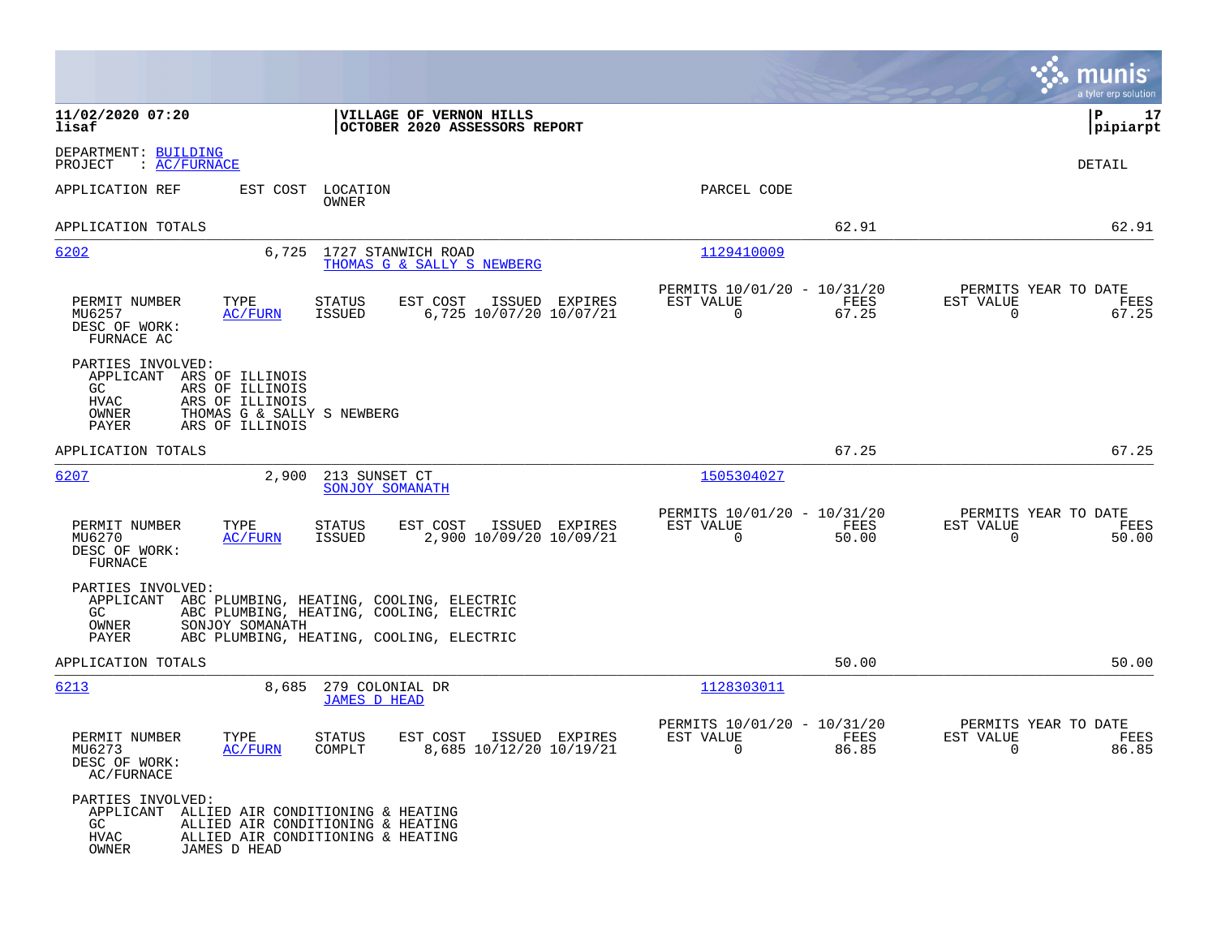**11/02/2020 07:20** | **VILLAGE OF VERNON HILLS** | **P 17**
**lisaf** | **OCTOBER 2020 ASSESSORS REPORT** | **pipiarpt**

DEPARTMENT: BUILDING
PROJECT : AC/FURNACE

DETAIL

| APPLICATION REF | EST COST | LOCATION / OWNER | PARCEL CODE | | |
|---|---|---|---|---|---|
| APPLICATION TOTALS | | | | 62.91 | 62.91 |
| 6202 | 6,725 | 1727 STANWICH ROAD / THOMAS G & SALLY S NEWBERG | 1129410009 | | |

| PERMIT NUMBER | TYPE | STATUS | EST COST | ISSUED | EXPIRES | PERMITS 10/01/20 - 10/31/20 EST VALUE | FEES | PERMITS YEAR TO DATE EST VALUE | FEES |
|---|---|---|---|---|---|---|---|---|---|
| MU6257 | AC/FURN | ISSUED | 6,725 | 10/07/20 | 10/07/21 | 0 | 67.25 | 0 | 67.25 |

DESC OF WORK:
FURNACE AC

PARTIES INVOLVED:
- APPLICANT ARS OF ILLINOIS
- GC ARS OF ILLINOIS
- HVAC ARS OF ILLINOIS
- OWNER THOMAS G & SALLY S NEWBERG
- PAYER ARS OF ILLINOIS

| | | | | | |
|---|---|---|---|---|---|
| APPLICATION TOTALS | | | | 67.25 | 67.25 |
| 6207 | 2,900 | 213 SUNSET CT / SONJOY SOMANATH | 1505304027 | | |

| PERMIT NUMBER | TYPE | STATUS | EST COST | ISSUED | EXPIRES | PERMITS 10/01/20 - 10/31/20 EST VALUE | FEES | PERMITS YEAR TO DATE EST VALUE | FEES |
|---|---|---|---|---|---|---|---|---|---|
| MU6270 | AC/FURN | ISSUED | 2,900 | 10/09/20 | 10/09/21 | 0 | 50.00 | 0 | 50.00 |

DESC OF WORK:
FURNACE

PARTIES INVOLVED:
- APPLICANT ABC PLUMBING, HEATING, COOLING, ELECTRIC
- GC ABC PLUMBING, HEATING, COOLING, ELECTRIC
- OWNER SONJOY SOMANATH
- PAYER ABC PLUMBING, HEATING, COOLING, ELECTRIC

| | | | | | |
|---|---|---|---|---|---|
| APPLICATION TOTALS | | | | 50.00 | 50.00 |
| 6213 | 8,685 | 279 COLONIAL DR / JAMES D HEAD | 1128303011 | | |

| PERMIT NUMBER | TYPE | STATUS | EST COST | ISSUED | EXPIRES | PERMITS 10/01/20 - 10/31/20 EST VALUE | FEES | PERMITS YEAR TO DATE EST VALUE | FEES |
|---|---|---|---|---|---|---|---|---|---|
| MU6273 | AC/FURN | COMPLT | 8,685 | 10/12/20 | 10/19/21 | 0 | 86.85 | 0 | 86.85 |

DESC OF WORK:
AC/FURNACE

PARTIES INVOLVED:
- APPLICANT ALLIED AIR CONDITIONING & HEATING
- GC ALLIED AIR CONDITIONING & HEATING
- HVAC ALLIED AIR CONDITIONING & HEATING
- OWNER JAMES D HEAD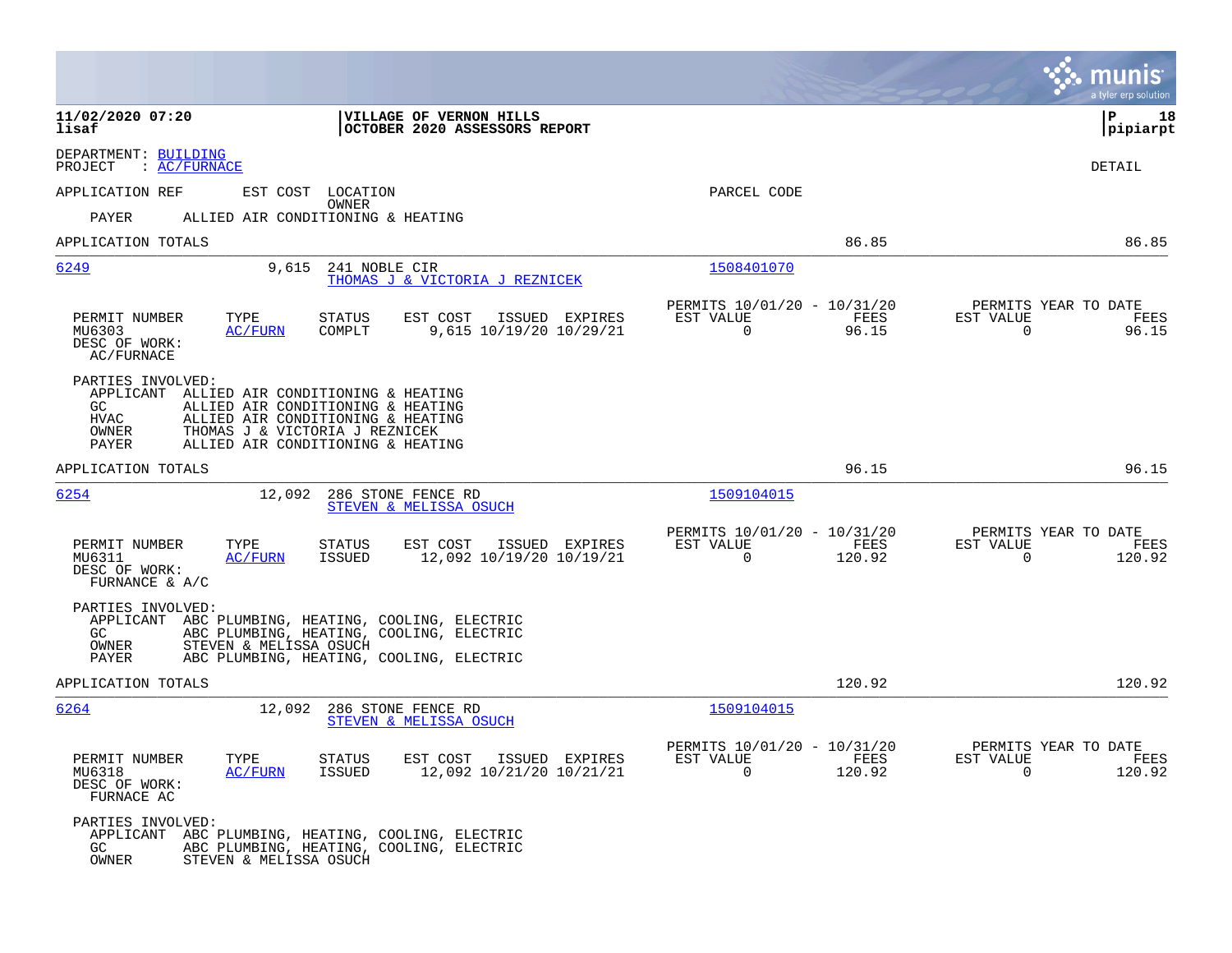**11/02/2020 07:20**
**lisaf**

**VILLAGE OF VERNON HILLS**
**OCTOBER 2020 ASSESSORS REPORT**

**P 18**
**pipiarpt**

DEPARTMENT: BUILDING
PROJECT : AC/FURNACE

DETAIL

APPLICATION REF | EST COST | LOCATION / OWNER | PARCEL CODE

PAYER ALLIED AIR CONDITIONING & HEATING

APPLICATION TOTALS 86.85 86.85

---

**6249** | 9,615 | 241 NOBLE CIR | 1508401070
THOMAS J & VICTORIA J REZNICEK

| PERMIT NUMBER | TYPE | STATUS | EST COST | ISSUED | EXPIRES | PERMITS 10/01/20 - 10/31/20 EST VALUE | FEES | PERMITS YEAR TO DATE EST VALUE | FEES |
|---|---|---|---|---|---|---|---|---|---|
| MU6303 | AC/FURN | COMPLT | 9,615 | 10/19/20 | 10/29/21 | 0 | 96.15 | 0 | 96.15 |

DESC OF WORK:
AC/FURNACE

PARTIES INVOLVED:
- APPLICANT ALLIED AIR CONDITIONING & HEATING
- GC ALLIED AIR CONDITIONING & HEATING
- HVAC ALLIED AIR CONDITIONING & HEATING
- OWNER THOMAS J & VICTORIA J REZNICEK
- PAYER ALLIED AIR CONDITIONING & HEATING

APPLICATION TOTALS 96.15 96.15

---

**6254** | 12,092 | 286 STONE FENCE RD | 1509104015
STEVEN & MELISSA OSUCH

| PERMIT NUMBER | TYPE | STATUS | EST COST | ISSUED | EXPIRES | PERMITS 10/01/20 - 10/31/20 EST VALUE | FEES | PERMITS YEAR TO DATE EST VALUE | FEES |
|---|---|---|---|---|---|---|---|---|---|
| MU6311 | AC/FURN | ISSUED | 12,092 | 10/19/20 | 10/19/21 | 0 | 120.92 | 0 | 120.92 |

DESC OF WORK:
FURNANCE & A/C

PARTIES INVOLVED:
- APPLICANT ABC PLUMBING, HEATING, COOLING, ELECTRIC
- GC ABC PLUMBING, HEATING, COOLING, ELECTRIC
- OWNER STEVEN & MELISSA OSUCH
- PAYER ABC PLUMBING, HEATING, COOLING, ELECTRIC

APPLICATION TOTALS 120.92 120.92

---

**6264** | 12,092 | 286 STONE FENCE RD | 1509104015
STEVEN & MELISSA OSUCH

| PERMIT NUMBER | TYPE | STATUS | EST COST | ISSUED | EXPIRES | PERMITS 10/01/20 - 10/31/20 EST VALUE | FEES | PERMITS YEAR TO DATE EST VALUE | FEES |
|---|---|---|---|---|---|---|---|---|---|
| MU6318 | AC/FURN | ISSUED | 12,092 | 10/21/20 | 10/21/21 | 0 | 120.92 | 0 | 120.92 |

DESC OF WORK:
FURNACE AC

PARTIES INVOLVED:
- APPLICANT ABC PLUMBING, HEATING, COOLING, ELECTRIC
- GC ABC PLUMBING, HEATING, COOLING, ELECTRIC
- OWNER STEVEN & MELISSA OSUCH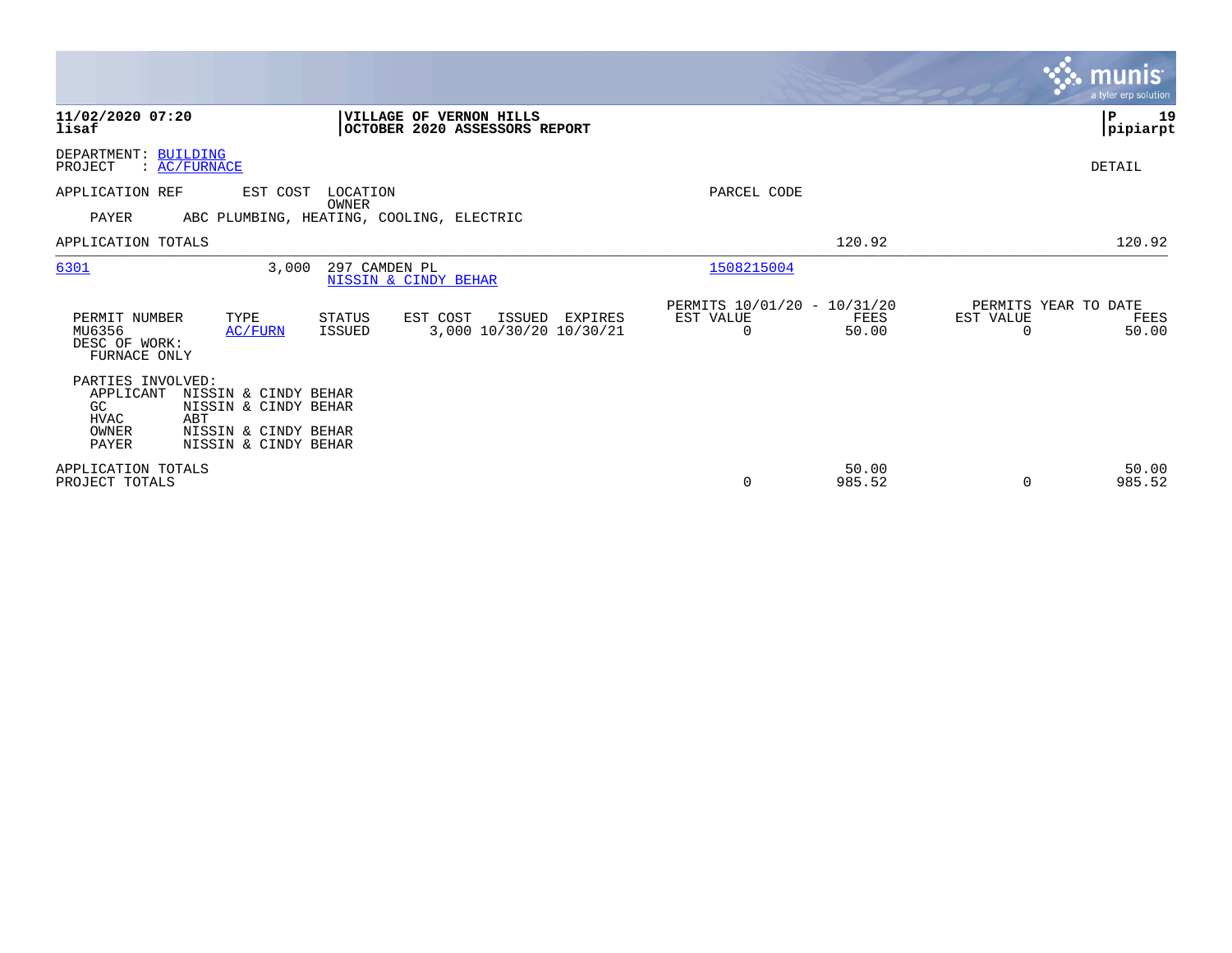**11/02/2020 07:20** | **VILLAGE OF VERNON HILLS** | **P 19**
**lisaf** | **OCTOBER 2020 ASSESSORS REPORT** | **pipiarpt**

DEPARTMENT: BUILDING
PROJECT : AC/FURNACE

DETAIL

| APPLICATION REF | EST COST | LOCATION / OWNER | PARCEL CODE | | |
|---|---|---|---|---|---|
| PAYER | ABC PLUMBING, HEATING, COOLING, ELECTRIC | | | | |
| APPLICATION TOTALS | | | | 120.92 | 120.92 |
| 6301 | 3,000 | 297 CAMDEN PL / NISSIN & CINDY BEHAR | 1508215004 | | |

| PERMIT NUMBER | TYPE | STATUS | EST COST | ISSUED | EXPIRES | PERMITS 10/01/20 - 10/31/20 EST VALUE | FEES | PERMITS YEAR TO DATE EST VALUE | FEES |
|---|---|---|---|---|---|---|---|---|---|
| MU6356 | AC/FURN | ISSUED | 3,000 | 10/30/20 | 10/30/21 | 0 | 50.00 | 0 | 50.00 |

DESC OF WORK:
FURNACE ONLY

PARTIES INVOLVED:

| | |
|---|---|
| APPLICANT | NISSIN & CINDY BEHAR |
| GC | NISSIN & CINDY BEHAR |
| HVAC | ABT |
| OWNER | NISSIN & CINDY BEHAR |
| PAYER | NISSIN & CINDY BEHAR |

| | EST VALUE | FEES | EST VALUE | FEES |
|---|---|---|---|---|
| APPLICATION TOTALS | | 50.00 | | 50.00 |
| PROJECT TOTALS | 0 | 985.52 | 0 | 985.52 |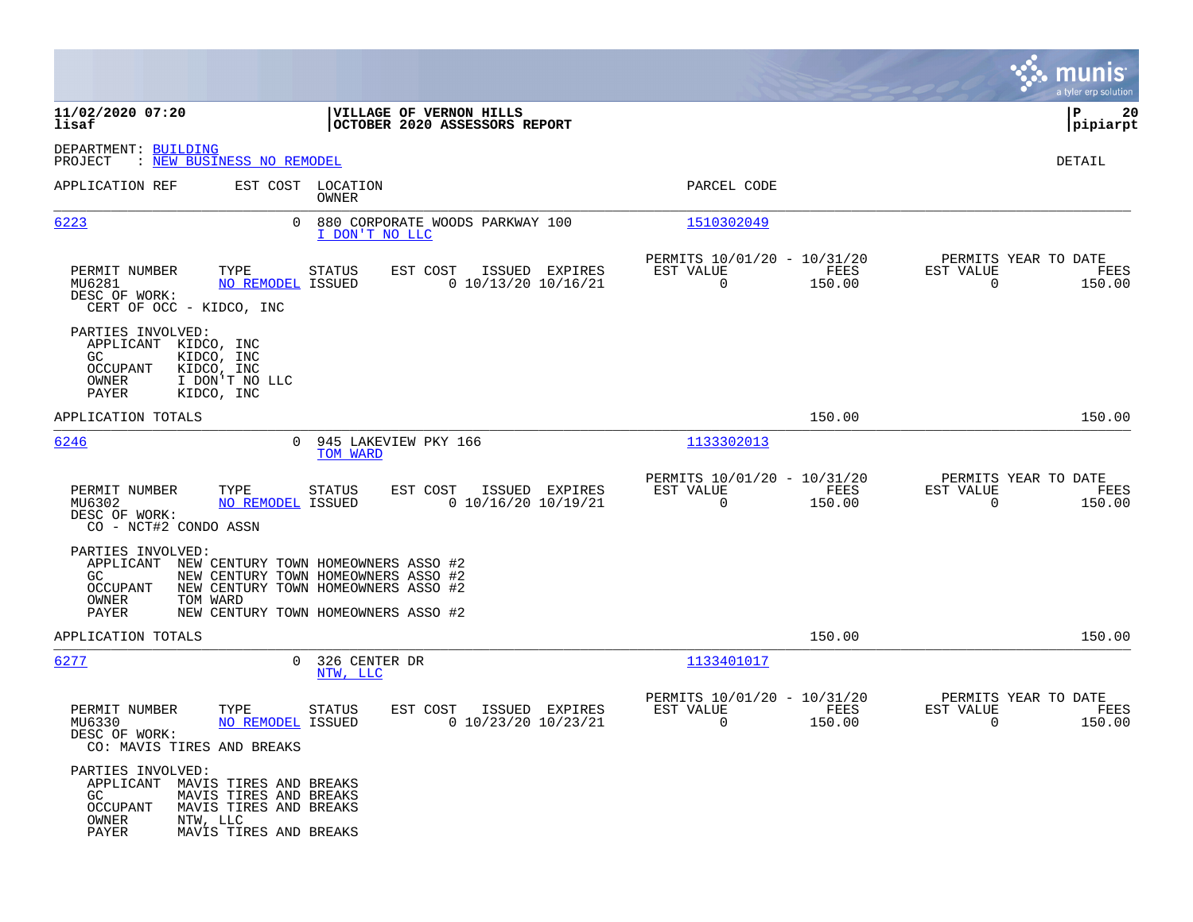**11/02/2020 07:20** | **VILLAGE OF VERNON HILLS** | **P 20**
**lisaf** | **OCTOBER 2020 ASSESSORS REPORT** | **pipiarpt**

DEPARTMENT: BUILDING
PROJECT : NEW BUSINESS NO REMODEL

DETAIL

| APPLICATION REF | EST COST | LOCATION / OWNER | PARCEL CODE |
|---|---|---|---|
| 6223 | 0 | 880 CORPORATE WOODS PARKWAY 100 / I DON'T NO LLC | 1510302049 |

| PERMIT NUMBER | TYPE | STATUS | EST COST | ISSUED | EXPIRES | PERMITS 10/01/20 - 10/31/20 EST VALUE | FEES | PERMITS YEAR TO DATE EST VALUE | FEES |
|---|---|---|---|---|---|---|---|---|---|
| MU6281 | NO REMODEL | ISSUED | 0 | 10/13/20 | 10/16/21 | 0 | 150.00 | 0 | 150.00 |

DESC OF WORK:
CERT OF OCC - KIDCO, INC

PARTIES INVOLVED:
- APPLICANT KIDCO, INC
- GC KIDCO, INC
- OCCUPANT KIDCO, INC
- OWNER I DON'T NO LLC
- PAYER KIDCO, INC

APPLICATION TOTALS 150.00 150.00

| APPLICATION REF | EST COST | LOCATION / OWNER | PARCEL CODE |
|---|---|---|---|
| 6246 | 0 | 945 LAKEVIEW PKY 166 / TOM WARD | 1133302013 |

| PERMIT NUMBER | TYPE | STATUS | EST COST | ISSUED | EXPIRES | PERMITS 10/01/20 - 10/31/20 EST VALUE | FEES | PERMITS YEAR TO DATE EST VALUE | FEES |
|---|---|---|---|---|---|---|---|---|---|
| MU6302 | NO REMODEL | ISSUED | 0 | 10/16/20 | 10/19/21 | 0 | 150.00 | 0 | 150.00 |

DESC OF WORK:
CO - NCT#2 CONDO ASSN

PARTIES INVOLVED:
- APPLICANT NEW CENTURY TOWN HOMEOWNERS ASSO #2
- GC NEW CENTURY TOWN HOMEOWNERS ASSO #2
- OCCUPANT NEW CENTURY TOWN HOMEOWNERS ASSO #2
- OWNER TOM WARD
- PAYER NEW CENTURY TOWN HOMEOWNERS ASSO #2

APPLICATION TOTALS 150.00 150.00

| APPLICATION REF | EST COST | LOCATION / OWNER | PARCEL CODE |
|---|---|---|---|
| 6277 | 0 | 326 CENTER DR / NTW, LLC | 1133401017 |

| PERMIT NUMBER | TYPE | STATUS | EST COST | ISSUED | EXPIRES | PERMITS 10/01/20 - 10/31/20 EST VALUE | FEES | PERMITS YEAR TO DATE EST VALUE | FEES |
|---|---|---|---|---|---|---|---|---|---|
| MU6330 | NO REMODEL | ISSUED | 0 | 10/23/20 | 10/23/21 | 0 | 150.00 | 0 | 150.00 |

DESC OF WORK:
CO: MAVIS TIRES AND BREAKS

PARTIES INVOLVED:
- APPLICANT MAVIS TIRES AND BREAKS
- GC MAVIS TIRES AND BREAKS
- OCCUPANT MAVIS TIRES AND BREAKS
- OWNER NTW, LLC
- PAYER MAVIS TIRES AND BREAKS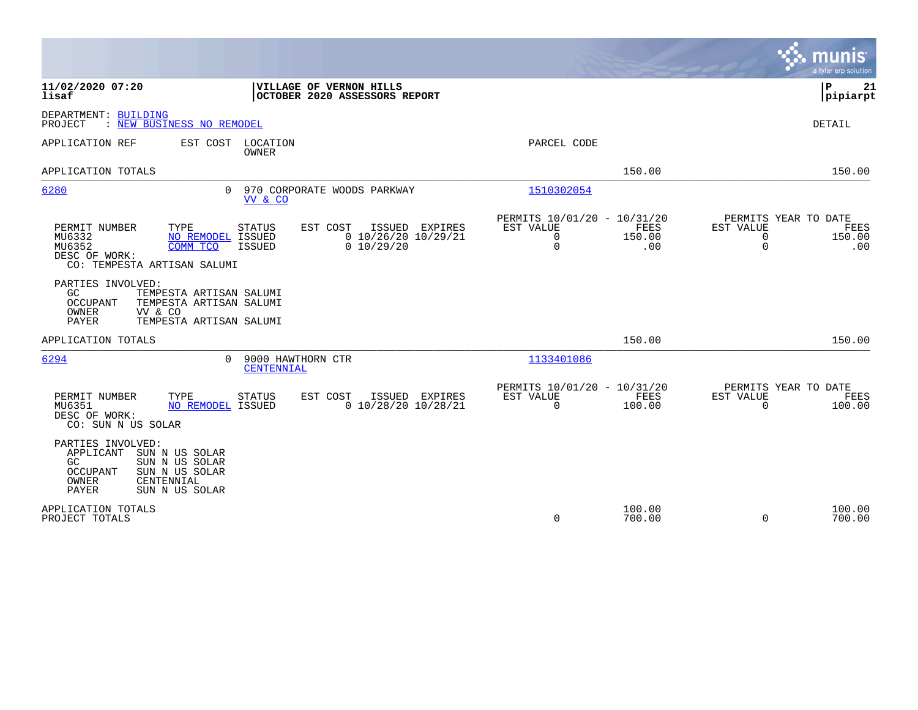**11/02/2020 07:20**
**lisaf**

**VILLAGE OF VERNON HILLS**
**OCTOBER 2020 ASSESSORS REPORT**

**P 21**
**pipiarpt**

DEPARTMENT: BUILDING
PROJECT : NEW BUSINESS NO REMODEL

DETAIL

| APPLICATION REF | EST COST | LOCATION / OWNER | PARCEL CODE | | |
|---|---|---|---|---|---|
| APPLICATION TOTALS | | | | 150.00 | 150.00 |
| 6280 | 0 | 970 CORPORATE WOODS PARKWAY / VV & CO | 1510302054 | | |

| PERMIT NUMBER | TYPE | STATUS | EST COST | ISSUED | EXPIRES | PERMITS 10/01/20 - 10/31/20 EST VALUE | FEES | PERMITS YEAR TO DATE EST VALUE | FEES |
|---|---|---|---|---|---|---|---|---|---|
| MU6332 | NO REMODEL | ISSUED | 0 | 10/26/20 | 10/29/21 | 0 | 150.00 | 0 | 150.00 |
| MU6352 | COMM TCO | ISSUED | 0 | 10/29/20 | | 0 | .00 | 0 | .00 |

DESC OF WORK:
CO: TEMPESTA ARTISAN SALUMI

PARTIES INVOLVED:
- GC TEMPESTA ARTISAN SALUMI
- OCCUPANT TEMPESTA ARTISAN SALUMI
- OWNER VV & CO
- PAYER TEMPESTA ARTISAN SALUMI

| | | | | | |
|---|---|---|---|---|---|
| APPLICATION TOTALS | | | | 150.00 | 150.00 |
| 6294 | 0 | 9000 HAWTHORN CTR / CENTENNIAL | 1133401086 | | |

| PERMIT NUMBER | TYPE | STATUS | EST COST | ISSUED | EXPIRES | PERMITS 10/01/20 - 10/31/20 EST VALUE | FEES | PERMITS YEAR TO DATE EST VALUE | FEES |
|---|---|---|---|---|---|---|---|---|---|
| MU6351 | NO REMODEL | ISSUED | 0 | 10/28/20 | 10/28/21 | 0 | 100.00 | 0 | 100.00 |

DESC OF WORK:
CO: SUN N US SOLAR

PARTIES INVOLVED:
- APPLICANT SUN N US SOLAR
- GC SUN N US SOLAR
- OCCUPANT SUN N US SOLAR
- OWNER CENTENNIAL
- PAYER SUN N US SOLAR

| | EST VALUE | FEES | EST VALUE | FEES |
|---|---|---|---|---|
| APPLICATION TOTALS | | 100.00 | | 100.00 |
| PROJECT TOTALS | 0 | 700.00 | 0 | 700.00 |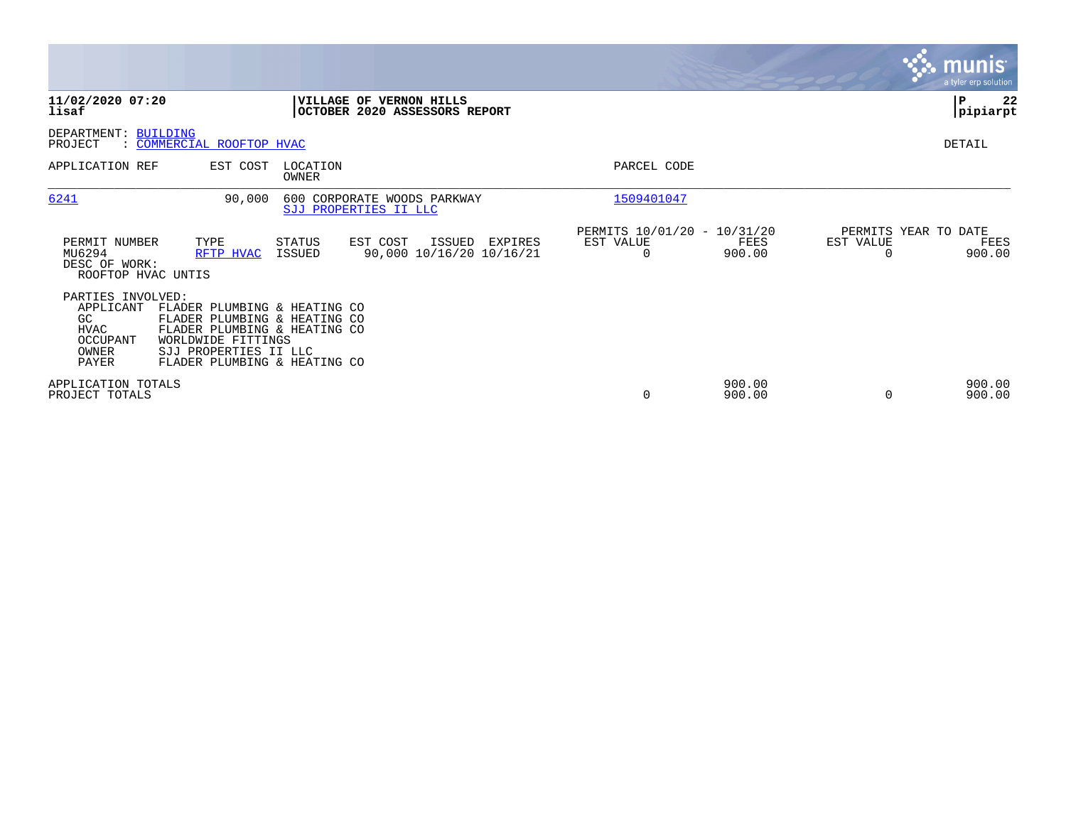**11/02/2020 07:20**
**lisaf**

**VILLAGE OF VERNON HILLS**
**OCTOBER 2020 ASSESSORS REPORT**

**P 22**
**pipiarpt**

DEPARTMENT: BUILDING
PROJECT : COMMERCIAL ROOFTOP HVAC

DETAIL

| APPLICATION REF | EST COST | LOCATION / OWNER | PARCEL CODE |
|---|---|---|---|
| 6241 | 90,000 | 600 CORPORATE WOODS PARKWAY / SJJ PROPERTIES II LLC | 1509401047 |

| PERMIT NUMBER | TYPE | STATUS | EST COST | ISSUED | EXPIRES | PERMITS 10/01/20 - 10/31/20 EST VALUE | FEES | PERMITS YEAR TO DATE EST VALUE | FEES |
|---|---|---|---|---|---|---|---|---|---|
| MU6294 | RFTP HVAC | ISSUED | 90,000 | 10/16/20 | 10/16/21 | 0 | 900.00 | 0 | 900.00 |

DESC OF WORK:
ROOFTOP HVAC UNTIS

PARTIES INVOLVED:

| | |
|---|---|
| APPLICANT | FLADER PLUMBING & HEATING CO |
| GC | FLADER PLUMBING & HEATING CO |
| HVAC | FLADER PLUMBING & HEATING CO |
| OCCUPANT | WORLDWIDE FITTINGS |
| OWNER | SJJ PROPERTIES II LLC |
| PAYER | FLADER PLUMBING & HEATING CO |

| | EST VALUE | FEES | EST VALUE | FEES |
|---|---|---|---|---|
| APPLICATION TOTALS | | 900.00 | | 900.00 |
| PROJECT TOTALS | 0 | 900.00 | 0 | 900.00 |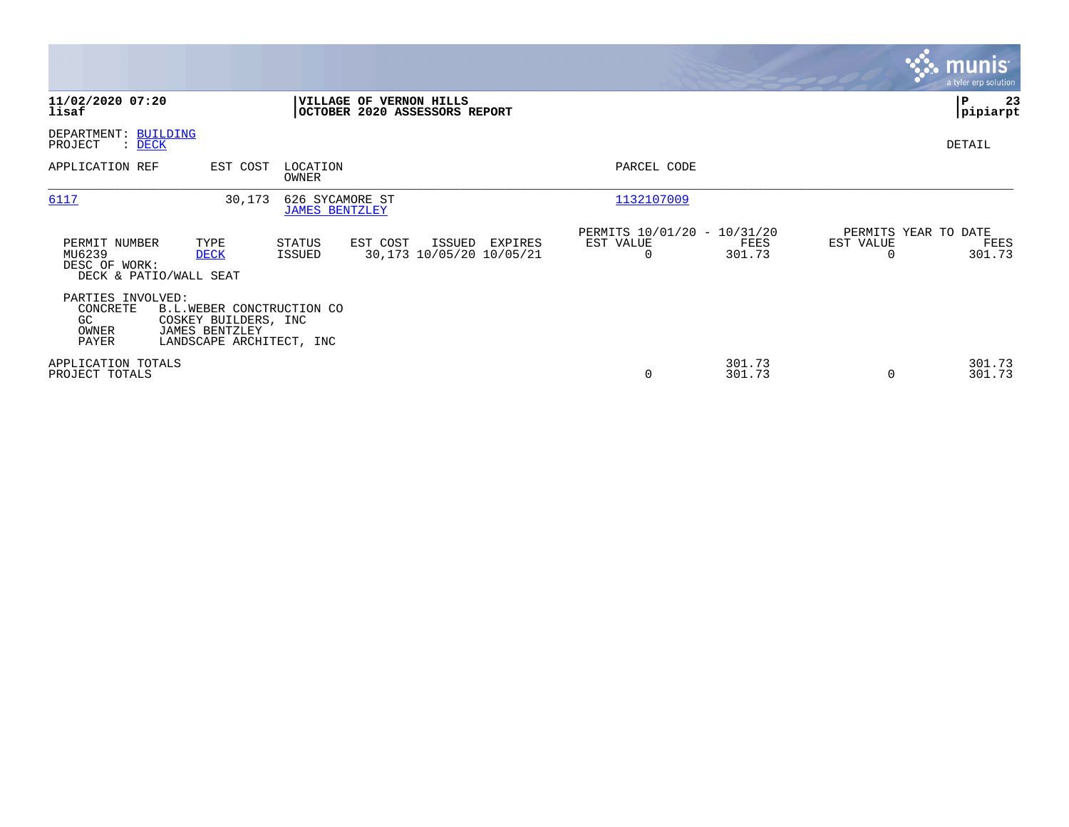**11/02/2020 07:20**
**lisaf**

**VILLAGE OF VERNON HILLS**
**OCTOBER 2020 ASSESSORS REPORT**

**pipiarpt**

DEPARTMENT: BUILDING
PROJECT : DECK

DETAIL

| APPLICATION REF | EST COST | LOCATION / OWNER | PARCEL CODE |
|---|---|---|---|
| 6117 | 30,173 | 626 SYCAMORE ST / JAMES BENTZLEY | 1132107009 |

| PERMIT NUMBER | TYPE | STATUS | EST COST | ISSUED | EXPIRES | PERMITS 10/01/20 - 10/31/20 EST VALUE | FEES | PERMITS YEAR TO DATE EST VALUE | FEES |
|---|---|---|---|---|---|---|---|---|---|
| MU6239 | DECK | ISSUED | 30,173 | 10/05/20 | 10/05/21 | 0 | 301.73 | 0 | 301.73 |

DESC OF WORK:
DECK & PATIO/WALL SEAT

PARTIES INVOLVED:

| Role | Name |
|---|---|
| CONCRETE | B.L.WEBER CONCTRUCTION CO |
| GC | COSKEY BUILDERS, INC |
| OWNER | JAMES BENTZLEY |
| PAYER | LANDSCAPE ARCHITECT, INC |

| | PERMITS EST VALUE | FEES | YEAR TO DATE EST VALUE | FEES |
|---|---|---|---|---|
| APPLICATION TOTALS | | 301.73 | | 301.73 |
| PROJECT TOTALS | 0 | 301.73 | 0 | 301.73 |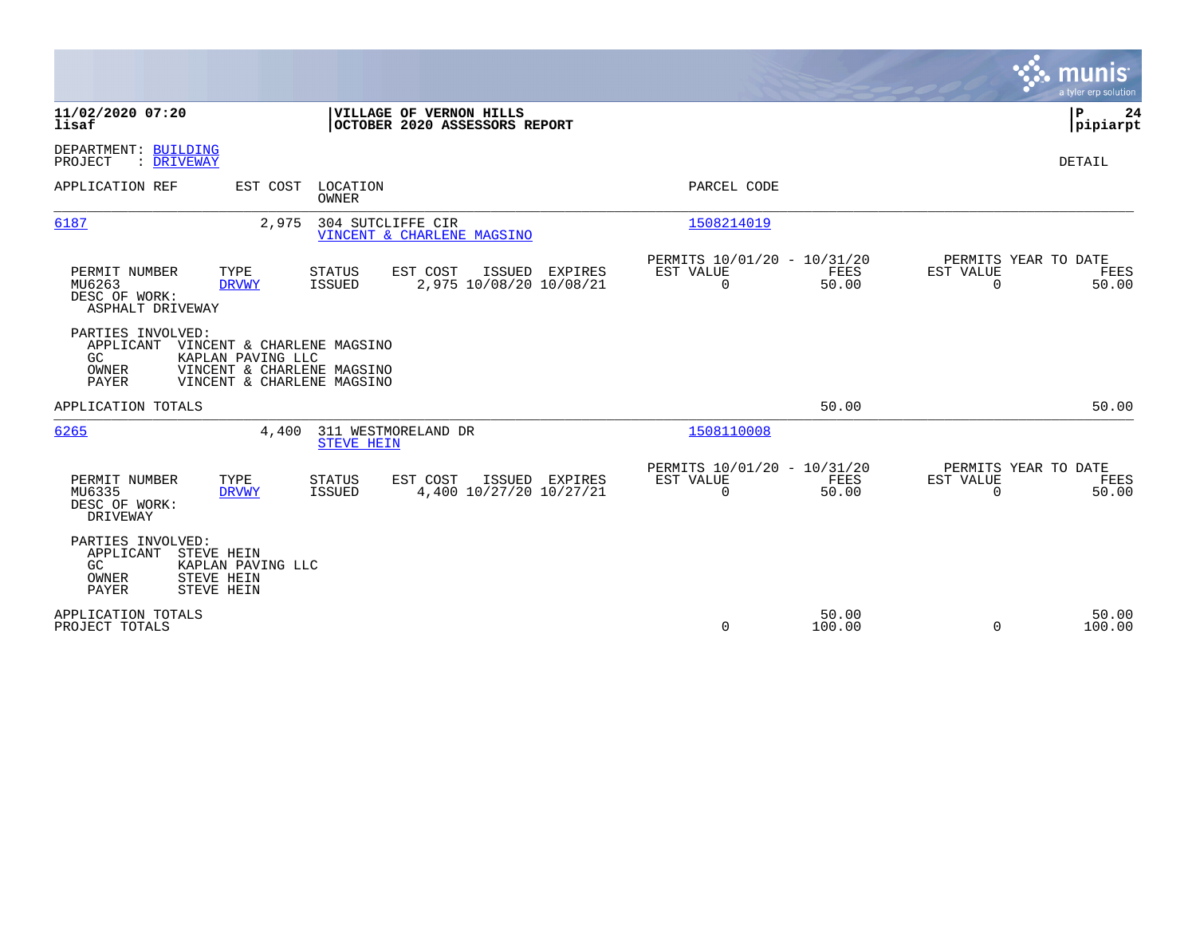**11/02/2020 07:20**
**lisaf**

**VILLAGE OF VERNON HILLS**
**OCTOBER 2020 ASSESSORS REPORT**

**P 24**
**pipiarpt**

DEPARTMENT: BUILDING
PROJECT : DRIVEWAY

DETAIL

| APPLICATION REF | EST COST | LOCATION / OWNER | PARCEL CODE |
|---|---|---|---|
| 6187 | 2,975 | 304 SUTCLIFFE CIR / VINCENT & CHARLENE MAGSINO | 1508214019 |

| PERMIT NUMBER | TYPE | STATUS | EST COST | ISSUED | EXPIRES | PERMITS 10/01/20 - 10/31/20 EST VALUE | FEES | PERMITS YEAR TO DATE EST VALUE | FEES |
|---|---|---|---|---|---|---|---|---|---|
| MU6263 | DRVWY | ISSUED | 2,975 | 10/08/20 | 10/08/21 | 0 | 50.00 | 0 | 50.00 |

DESC OF WORK:
ASPHALT DRIVEWAY

PARTIES INVOLVED:
- APPLICANT VINCENT & CHARLENE MAGSINO
- GC KAPLAN PAVING LLC
- OWNER VINCENT & CHARLENE MAGSINO
- PAYER VINCENT & CHARLENE MAGSINO

APPLICATION TOTALS 50.00 50.00

| APPLICATION REF | EST COST | LOCATION / OWNER | PARCEL CODE |
|---|---|---|---|
| 6265 | 4,400 | 311 WESTMORELAND DR / STEVE HEIN | 1508110008 |

| PERMIT NUMBER | TYPE | STATUS | EST COST | ISSUED | EXPIRES | PERMITS 10/01/20 - 10/31/20 EST VALUE | FEES | PERMITS YEAR TO DATE EST VALUE | FEES |
|---|---|---|---|---|---|---|---|---|---|
| MU6335 | DRVWY | ISSUED | 4,400 | 10/27/20 | 10/27/21 | 0 | 50.00 | 0 | 50.00 |

DESC OF WORK:
DRIVEWAY

PARTIES INVOLVED:
- APPLICANT STEVE HEIN
- GC KAPLAN PAVING LLC
- OWNER STEVE HEIN
- PAYER STEVE HEIN

| | EST VALUE | FEES | YTD EST VALUE | YTD FEES |
|---|---|---|---|---|
| APPLICATION TOTALS | | 50.00 | | 50.00 |
| PROJECT TOTALS | 0 | 100.00 | 0 | 100.00 |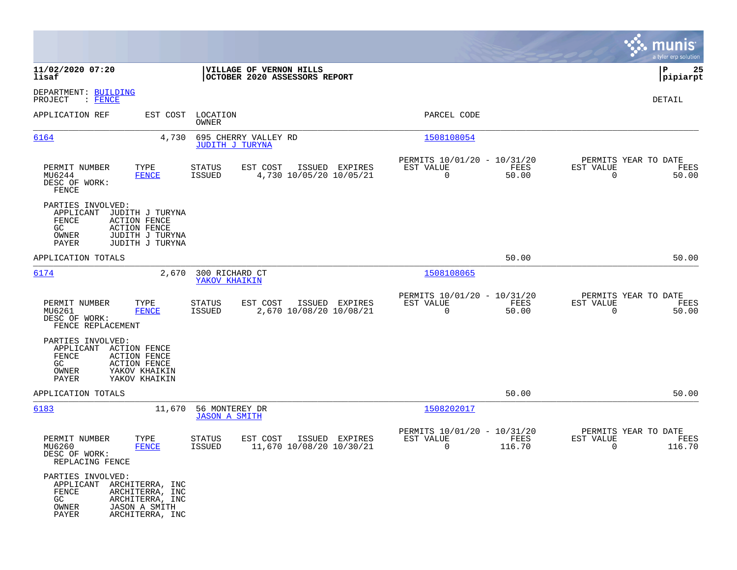**11/02/2020 07:20**
**lisaf**

**VILLAGE OF VERNON HILLS**
**OCTOBER 2020 ASSESSORS REPORT**

**P 25**
**pipiarpt**

DEPARTMENT: BUILDING
PROJECT : FENCE

DETAIL

| APPLICATION REF | EST COST | LOCATION / OWNER | PARCEL CODE |
|---|---|---|---|
| 6164 | 4,730 | 695 CHERRY VALLEY RD / JUDITH J TURYNA | 1508108054 |

| PERMIT NUMBER | TYPE | STATUS | EST COST | ISSUED | EXPIRES | PERMITS 10/01/20 - 10/31/20 EST VALUE | FEES | PERMITS YEAR TO DATE EST VALUE | FEES |
|---|---|---|---|---|---|---|---|---|---|
| MU6244 | FENCE | ISSUED | 4,730 | 10/05/20 | 10/05/21 | 0 | 50.00 | 0 | 50.00 |

DESC OF WORK:
FENCE

PARTIES INVOLVED:
- APPLICANT JUDITH J TURYNA
- FENCE ACTION FENCE
- GC ACTION FENCE
- OWNER JUDITH J TURYNA
- PAYER JUDITH J TURYNA

APPLICATION TOTALS 50.00 50.00

| APPLICATION REF | EST COST | LOCATION / OWNER | PARCEL CODE |
|---|---|---|---|
| 6174 | 2,670 | 300 RICHARD CT / YAKOV KHAIKIN | 1508108065 |

| PERMIT NUMBER | TYPE | STATUS | EST COST | ISSUED | EXPIRES | PERMITS 10/01/20 - 10/31/20 EST VALUE | FEES | PERMITS YEAR TO DATE EST VALUE | FEES |
|---|---|---|---|---|---|---|---|---|---|
| MU6261 | FENCE | ISSUED | 2,670 | 10/08/20 | 10/08/21 | 0 | 50.00 | 0 | 50.00 |

DESC OF WORK:
FENCE REPLACEMENT

PARTIES INVOLVED:
- APPLICANT ACTION FENCE
- FENCE ACTION FENCE
- GC ACTION FENCE
- OWNER YAKOV KHAIKIN
- PAYER YAKOV KHAIKIN

APPLICATION TOTALS 50.00 50.00

| APPLICATION REF | EST COST | LOCATION / OWNER | PARCEL CODE |
|---|---|---|---|
| 6183 | 11,670 | 56 MONTEREY DR / JASON A SMITH | 1508202017 |

| PERMIT NUMBER | TYPE | STATUS | EST COST | ISSUED | EXPIRES | PERMITS 10/01/20 - 10/31/20 EST VALUE | FEES | PERMITS YEAR TO DATE EST VALUE | FEES |
|---|---|---|---|---|---|---|---|---|---|
| MU6260 | FENCE | ISSUED | 11,670 | 10/08/20 | 10/30/21 | 0 | 116.70 | 0 | 116.70 |

DESC OF WORK:
REPLACING FENCE

PARTIES INVOLVED:
- APPLICANT ARCHITERRA, INC
- FENCE ARCHITERRA, INC
- GC ARCHITERRA, INC
- OWNER JASON A SMITH
- PAYER ARCHITERRA, INC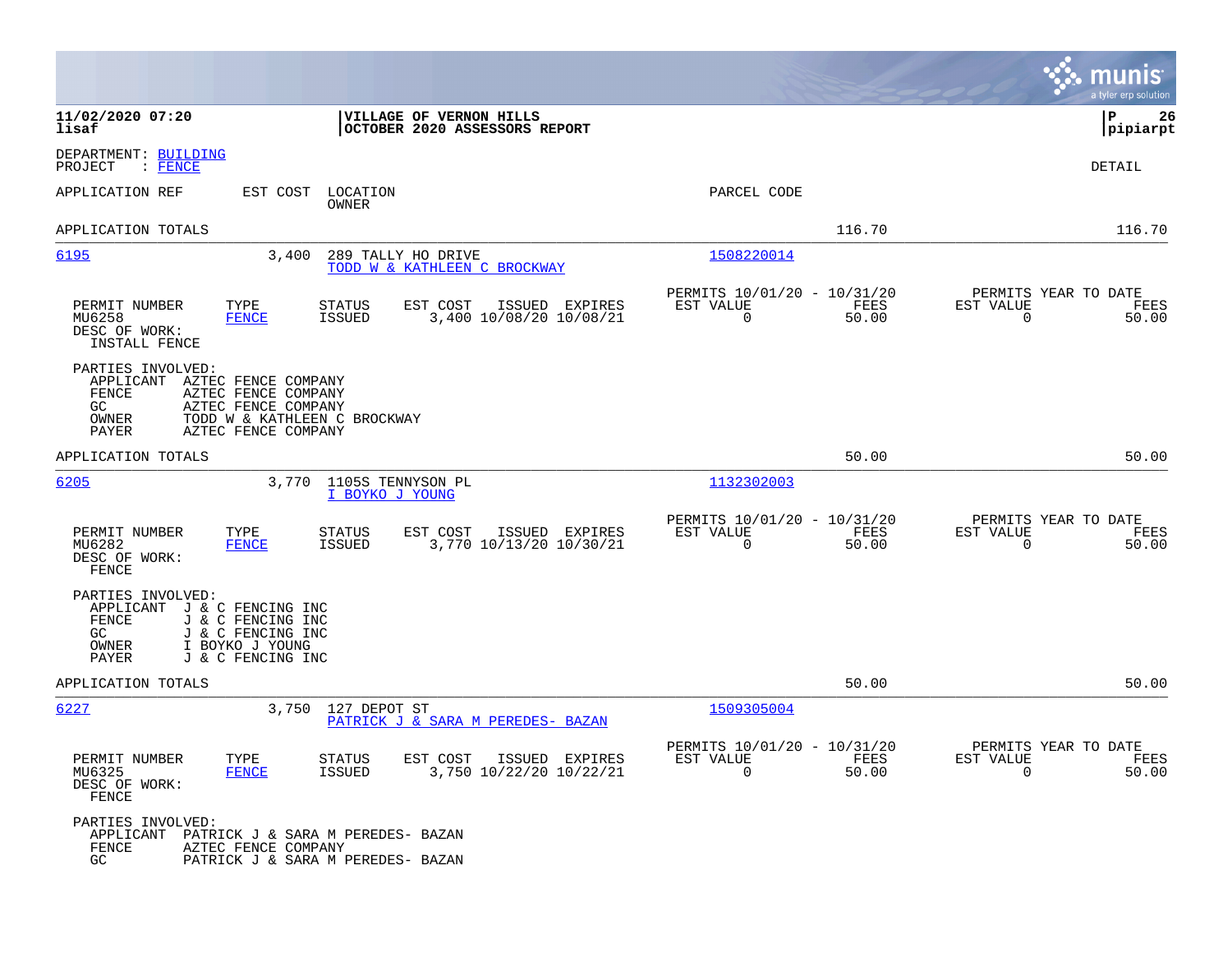**VILLAGE OF VERNON HILLS**
**OCTOBER 2020 ASSESSORS REPORT**

11/02/2020 07:20
lisaf

pipiarpt

DEPARTMENT: BUILDING
PROJECT : FENCE

DETAIL

| APPLICATION REF | EST COST | LOCATION / OWNER | PARCEL CODE | | |
|---|---|---|---|---|---|
| APPLICATION TOTALS | | | | 116.70 | 116.70 |

---

**6195** | 3,400 | 289 TALLY HO DRIVE | TODD W & KATHLEEN C BROCKWAY | 1508220014

| PERMIT NUMBER | TYPE | STATUS | EST COST | ISSUED | EXPIRES | PERMITS 10/01/20 - 10/31/20 EST VALUE | FEES | PERMITS YEAR TO DATE EST VALUE | FEES |
|---|---|---|---|---|---|---|---|---|---|
| MU6258 | FENCE | ISSUED | 3,400 | 10/08/20 | 10/08/21 | 0 | 50.00 | 0 | 50.00 |

DESC OF WORK:
INSTALL FENCE

PARTIES INVOLVED:
- APPLICANT AZTEC FENCE COMPANY
- FENCE AZTEC FENCE COMPANY
- GC AZTEC FENCE COMPANY
- OWNER TODD W & KATHLEEN C BROCKWAY
- PAYER AZTEC FENCE COMPANY

APPLICATION TOTALS 50.00 50.00

---

**6205** | 3,770 | 1105S TENNYSON PL | I BOYKO J YOUNG | 1132302003

| PERMIT NUMBER | TYPE | STATUS | EST COST | ISSUED | EXPIRES | PERMITS 10/01/20 - 10/31/20 EST VALUE | FEES | PERMITS YEAR TO DATE EST VALUE | FEES |
|---|---|---|---|---|---|---|---|---|---|
| MU6282 | FENCE | ISSUED | 3,770 | 10/13/20 | 10/30/21 | 0 | 50.00 | 0 | 50.00 |

DESC OF WORK:
FENCE

PARTIES INVOLVED:
- APPLICANT J & C FENCING INC
- FENCE J & C FENCING INC
- GC J & C FENCING INC
- OWNER I BOYKO J YOUNG
- PAYER J & C FENCING INC

APPLICATION TOTALS 50.00 50.00

---

**6227** | 3,750 | 127 DEPOT ST | PATRICK J & SARA M PEREDES- BAZAN | 1509305004

| PERMIT NUMBER | TYPE | STATUS | EST COST | ISSUED | EXPIRES | PERMITS 10/01/20 - 10/31/20 EST VALUE | FEES | PERMITS YEAR TO DATE EST VALUE | FEES |
|---|---|---|---|---|---|---|---|---|---|
| MU6325 | FENCE | ISSUED | 3,750 | 10/22/20 | 10/22/21 | 0 | 50.00 | 0 | 50.00 |

DESC OF WORK:
FENCE

PARTIES INVOLVED:
- APPLICANT PATRICK J & SARA M PEREDES- BAZAN
- FENCE AZTEC FENCE COMPANY
- GC PATRICK J & SARA M PEREDES- BAZAN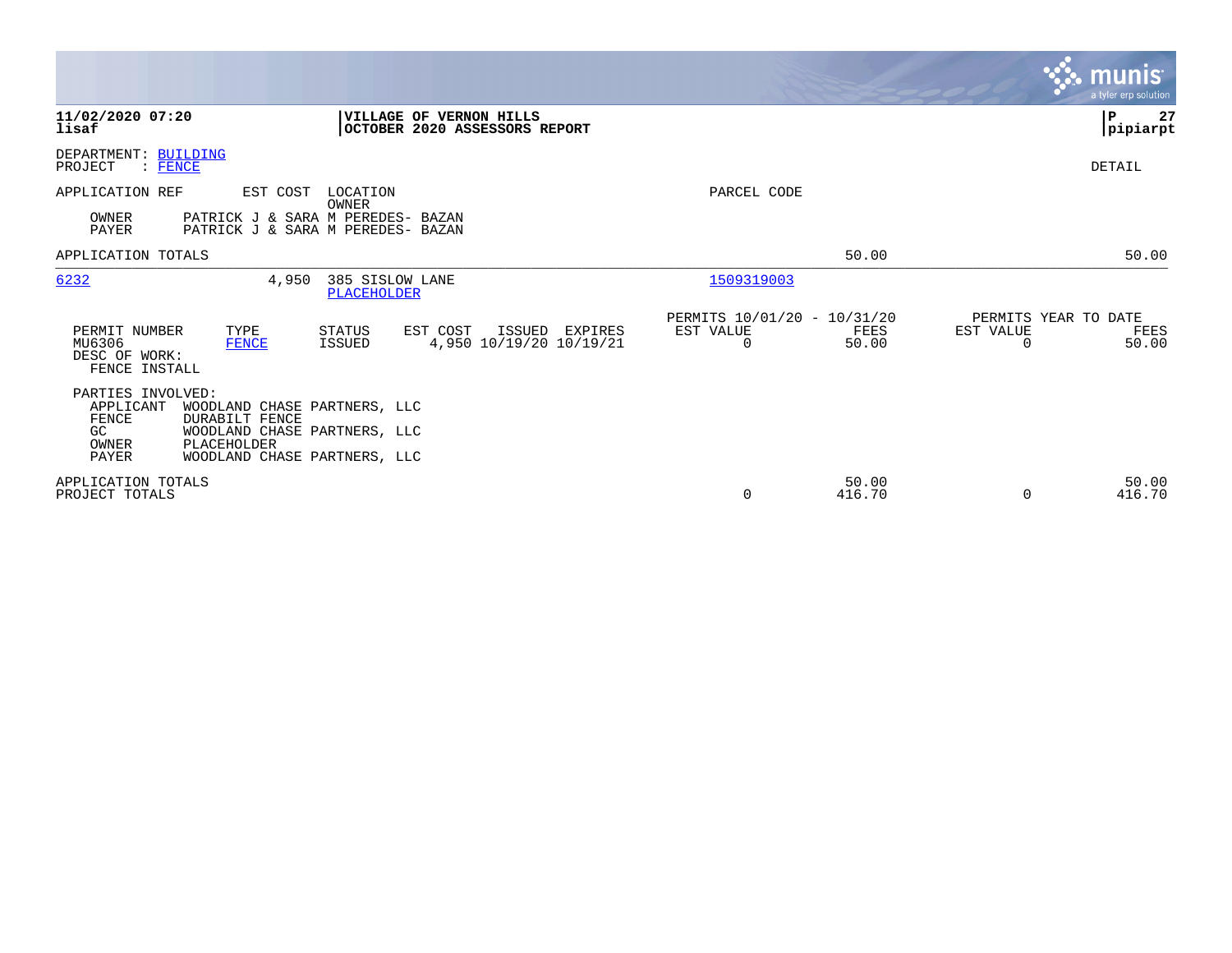**11/02/2020 07:20**
**lisaf**

**VILLAGE OF VERNON HILLS**
**OCTOBER 2020 ASSESSORS REPORT**

**P 27**
**pipiarpt**

DEPARTMENT: BUILDING
PROJECT : FENCE

DETAIL

| APPLICATION REF | EST COST | LOCATION / OWNER | PARCEL CODE |
|---|---|---|---|

OWNER PATRICK J & SARA M PEREDES- BAZAN
PAYER PATRICK J & SARA M PEREDES- BAZAN

| APPLICATION TOTALS | | | 50.00 | | 50.00 |
|---|---|---|---|---|---|

| 6232 | 4,950 | 385 SISLOW LANE / PLACEHOLDER | 1509319003 |
|---|---|---|---|

| PERMIT NUMBER | TYPE | STATUS | EST COST | ISSUED | EXPIRES | PERMITS 10/01/20 - 10/31/20 EST VALUE | FEES | PERMITS YEAR TO DATE EST VALUE | FEES |
|---|---|---|---|---|---|---|---|---|---|
| MU6306 | FENCE | ISSUED | 4,950 | 10/19/20 | 10/19/21 | 0 | 50.00 | 0 | 50.00 |

DESC OF WORK:
FENCE INSTALL

PARTIES INVOLVED:
APPLICANT WOODLAND CHASE PARTNERS, LLC
FENCE DURABILT FENCE
GC WOODLAND CHASE PARTNERS, LLC
OWNER PLACEHOLDER
PAYER WOODLAND CHASE PARTNERS, LLC

| | EST VALUE | FEES | EST VALUE | FEES |
|---|---|---|---|---|
| APPLICATION TOTALS | | 50.00 | | 50.00 |
| PROJECT TOTALS | 0 | 416.70 | 0 | 416.70 |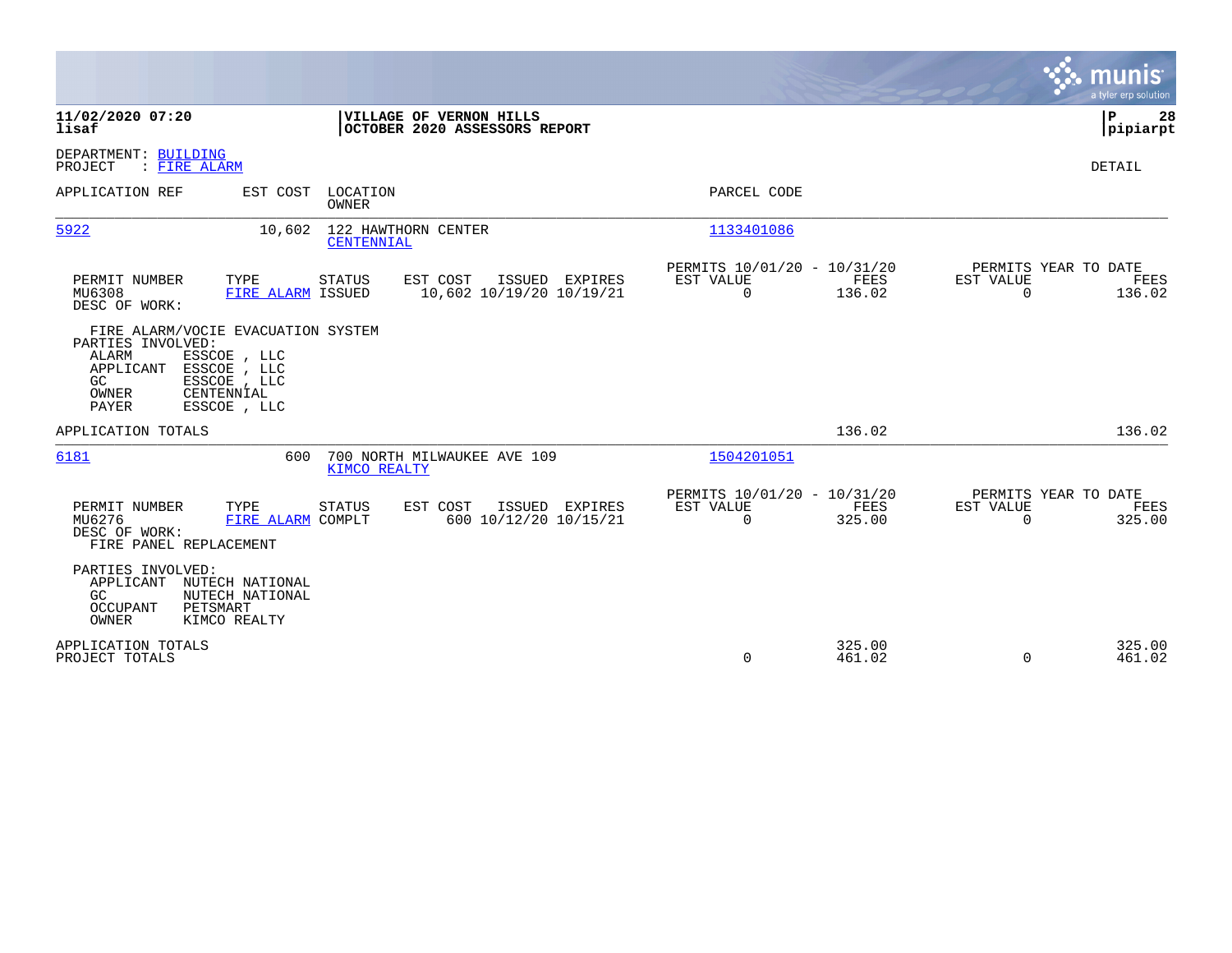**11/02/2020 07:20**
**lisaf**

**VILLAGE OF VERNON HILLS**
**OCTOBER 2020 ASSESSORS REPORT**

**P 28**
**pipiarpt**

DEPARTMENT: BUILDING
PROJECT : FIRE ALARM

DETAIL

| APPLICATION REF | EST COST | LOCATION / OWNER | PARCEL CODE |
|---|---|---|---|
| 5922 | 10,602 | 122 HAWTHORN CENTER / CENTENNIAL | 1133401086 |

| PERMIT NUMBER | TYPE | STATUS | EST COST | ISSUED | EXPIRES | PERMITS 10/01/20 - 10/31/20 EST VALUE | FEES | PERMITS YEAR TO DATE EST VALUE | FEES |
|---|---|---|---|---|---|---|---|---|---|
| MU6308 | FIRE ALARM | ISSUED | 10,602 | 10/19/20 | 10/19/21 | 0 | 136.02 | 0 | 136.02 |

DESC OF WORK:
FIRE ALARM/VOCIE EVACUATION SYSTEM

PARTIES INVOLVED:
- ALARM: ESSCOE , LLC
- APPLICANT: ESSCOE , LLC
- GC: ESSCOE , LLC
- OWNER: CENTENNIAL
- PAYER: ESSCOE , LLC

APPLICATION TOTALS: 136.02 | 136.02

| APPLICATION REF | EST COST | LOCATION / OWNER | PARCEL CODE |
|---|---|---|---|
| 6181 | 600 | 700 NORTH MILWAUKEE AVE 109 / KIMCO REALTY | 1504201051 |

| PERMIT NUMBER | TYPE | STATUS | EST COST | ISSUED | EXPIRES | PERMITS 10/01/20 - 10/31/20 EST VALUE | FEES | PERMITS YEAR TO DATE EST VALUE | FEES |
|---|---|---|---|---|---|---|---|---|---|
| MU6276 | FIRE ALARM | COMPLT | 600 | 10/12/20 | 10/15/21 | 0 | 325.00 | 0 | 325.00 |

DESC OF WORK:
FIRE PANEL REPLACEMENT

PARTIES INVOLVED:
- APPLICANT: NUTECH NATIONAL
- GC: NUTECH NATIONAL
- OCCUPANT: PETSMART
- OWNER: KIMCO REALTY

| | EST VALUE | FEES | EST VALUE | FEES |
|---|---|---|---|---|
| APPLICATION TOTALS | | 325.00 | | 325.00 |
| PROJECT TOTALS | 0 | 461.02 | 0 | 461.02 |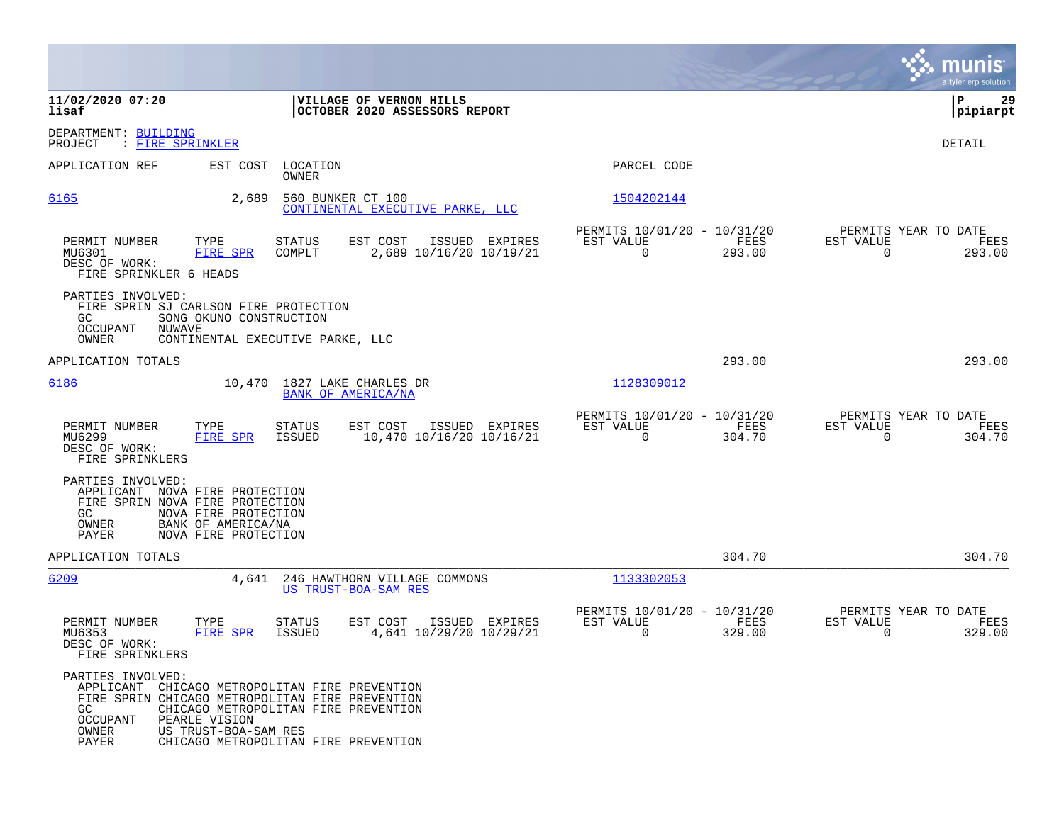**11/02/2020 07:20**
**lisaf**

**VILLAGE OF VERNON HILLS**
**OCTOBER 2020 ASSESSORS REPORT**

**P 29**
**pipiarpt**

DEPARTMENT: BUILDING
PROJECT : FIRE SPRINKLER

DETAIL

| APPLICATION REF | EST COST | LOCATION / OWNER | PARCEL CODE |
|---|---|---|---|
| 6165 | 2,689 | 560 BUNKER CT 100 / CONTINENTAL EXECUTIVE PARKE, LLC | 1504202144 |

| PERMIT NUMBER | TYPE | STATUS | EST COST | ISSUED | EXPIRES | PERMITS 10/01/20 - 10/31/20 EST VALUE | FEES | PERMITS YEAR TO DATE EST VALUE | FEES |
|---|---|---|---|---|---|---|---|---|---|
| MU6301 | FIRE SPR | COMPLT | 2,689 | 10/16/20 | 10/19/21 | 0 | 293.00 | 0 | 293.00 |

DESC OF WORK:
FIRE SPRINKLER 6 HEADS

PARTIES INVOLVED:
- FIRE SPRIN SJ CARLSON FIRE PROTECTION
- GC SONG OKUNO CONSTRUCTION
- OCCUPANT NUWAVE
- OWNER CONTINENTAL EXECUTIVE PARKE, LLC

APPLICATION TOTALS: 293.00 | 293.00

| APPLICATION REF | EST COST | LOCATION / OWNER | PARCEL CODE |
|---|---|---|---|
| 6186 | 10,470 | 1827 LAKE CHARLES DR / BANK OF AMERICA/NA | 1128309012 |

| PERMIT NUMBER | TYPE | STATUS | EST COST | ISSUED | EXPIRES | PERMITS 10/01/20 - 10/31/20 EST VALUE | FEES | PERMITS YEAR TO DATE EST VALUE | FEES |
|---|---|---|---|---|---|---|---|---|---|
| MU6299 | FIRE SPR | ISSUED | 10,470 | 10/16/20 | 10/16/21 | 0 | 304.70 | 0 | 304.70 |

DESC OF WORK:
FIRE SPRINKLERS

PARTIES INVOLVED:
- APPLICANT NOVA FIRE PROTECTION
- FIRE SPRIN NOVA FIRE PROTECTION
- GC NOVA FIRE PROTECTION
- OWNER BANK OF AMERICA/NA
- PAYER NOVA FIRE PROTECTION

APPLICATION TOTALS: 304.70 | 304.70

| APPLICATION REF | EST COST | LOCATION / OWNER | PARCEL CODE |
|---|---|---|---|
| 6209 | 4,641 | 246 HAWTHORN VILLAGE COMMONS / US TRUST-BOA-SAM RES | 1133302053 |

| PERMIT NUMBER | TYPE | STATUS | EST COST | ISSUED | EXPIRES | PERMITS 10/01/20 - 10/31/20 EST VALUE | FEES | PERMITS YEAR TO DATE EST VALUE | FEES |
|---|---|---|---|---|---|---|---|---|---|
| MU6353 | FIRE SPR | ISSUED | 4,641 | 10/29/20 | 10/29/21 | 0 | 329.00 | 0 | 329.00 |

DESC OF WORK:
FIRE SPRINKLERS

PARTIES INVOLVED:
- APPLICANT CHICAGO METROPOLITAN FIRE PREVENTION
- FIRE SPRIN CHICAGO METROPOLITAN FIRE PREVENTION
- GC CHICAGO METROPOLITAN FIRE PREVENTION
- OCCUPANT PEARLE VISION
- OWNER US TRUST-BOA-SAM RES
- PAYER CHICAGO METROPOLITAN FIRE PREVENTION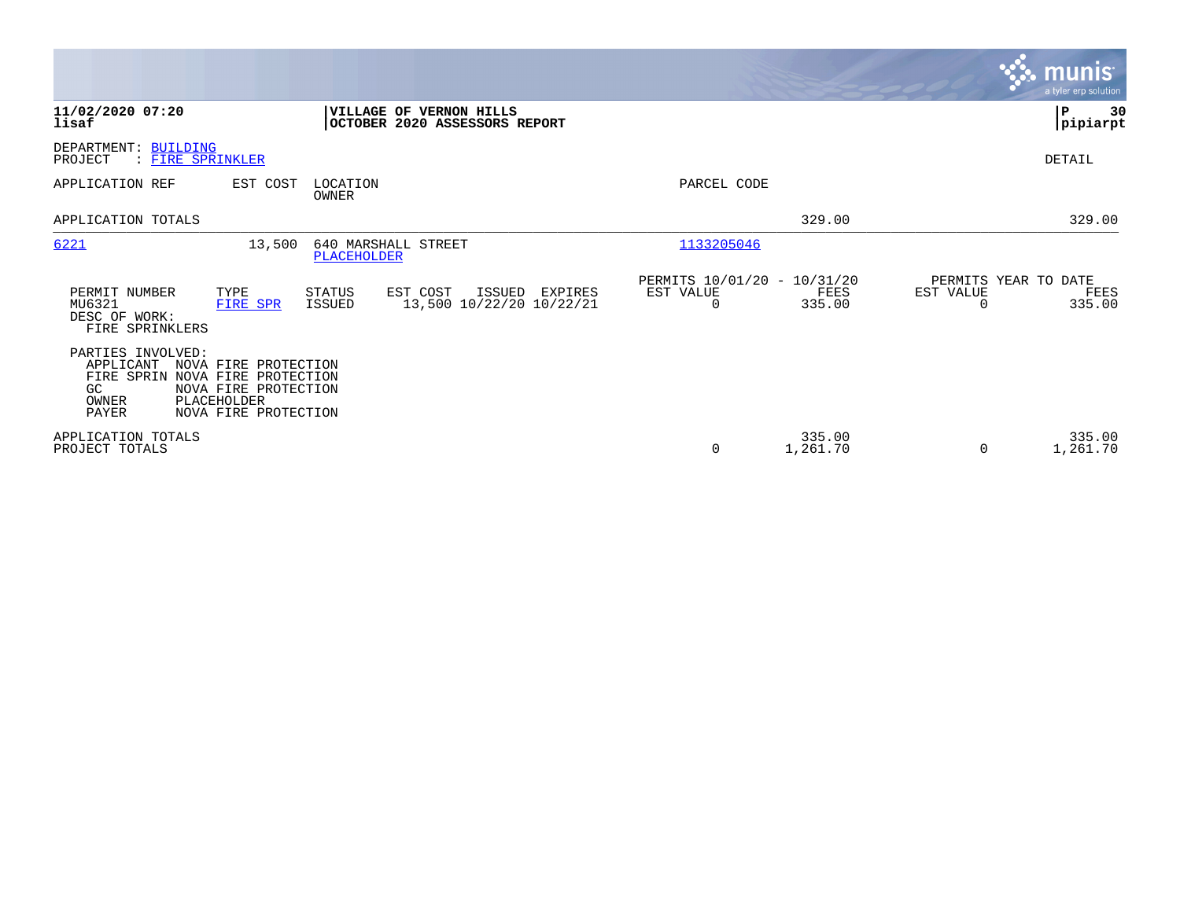**11/02/2020 07:20**
**lisaf**

**VILLAGE OF VERNON HILLS**
**OCTOBER 2020 ASSESSORS REPORT**

**P 30**
**pipiarpt**

DEPARTMENT: BUILDING
PROJECT : FIRE SPRINKLER

DETAIL

| APPLICATION REF | EST COST | LOCATION / OWNER | PARCEL CODE | | |
|---|---|---|---|---|---|
| APPLICATION TOTALS | | | | 329.00 | 329.00 |
| 6221 | 13,500 | 640 MARSHALL STREET / PLACEHOLDER | 1133205046 | | |

| PERMIT NUMBER | TYPE | STATUS | EST COST | ISSUED | EXPIRES | PERMITS 10/01/20 - 10/31/20 EST VALUE | FEES | PERMITS YEAR TO DATE EST VALUE | FEES |
|---|---|---|---|---|---|---|---|---|---|
| MU6321 | FIRE SPR | ISSUED | 13,500 | 10/22/20 | 10/22/21 | 0 | 335.00 | 0 | 335.00 |

DESC OF WORK:
FIRE SPRINKLERS

PARTIES INVOLVED:

| Role | Name |
|---|---|
| APPLICANT | NOVA FIRE PROTECTION |
| FIRE SPRIN | NOVA FIRE PROTECTION |
| GC | NOVA FIRE PROTECTION |
| OWNER | PLACEHOLDER |
| PAYER | NOVA FIRE PROTECTION |

| | EST VALUE | FEES | EST VALUE | FEES |
|---|---|---|---|---|
| APPLICATION TOTALS | | 335.00 | | 335.00 |
| PROJECT TOTALS | 0 | 1,261.70 | 0 | 1,261.70 |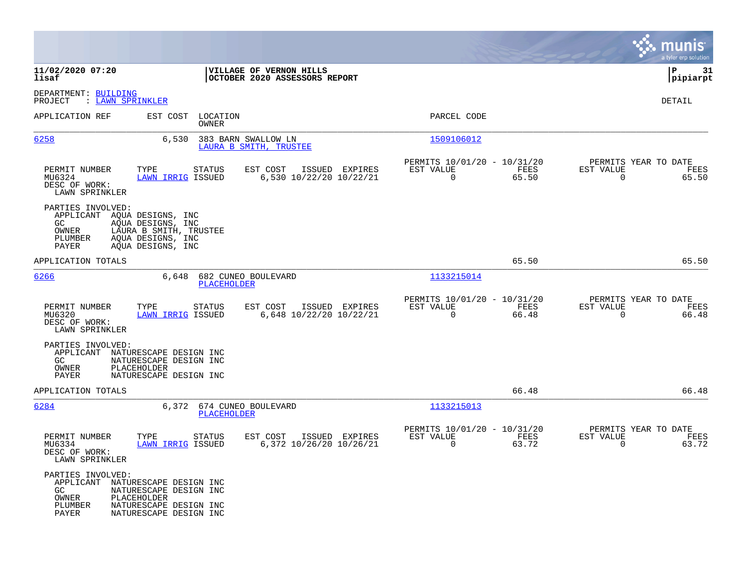**11/02/2020 07:20**
**lisaf**

**VILLAGE OF VERNON HILLS**
**OCTOBER 2020 ASSESSORS REPORT**

**pipiarpt**

DEPARTMENT: BUILDING
PROJECT : LAWN SPRINKLER

DETAIL

| APPLICATION REF | EST COST | LOCATION / OWNER | PARCEL CODE |
|---|---|---|---|
| 6258 | 6,530 | 383 BARN SWALLOW LN / LAURA B SMITH, TRUSTEE | 1509106012 |

| PERMIT NUMBER | TYPE | STATUS | EST COST | ISSUED | EXPIRES | PERMITS 10/01/20 - 10/31/20 EST VALUE | FEES | PERMITS YEAR TO DATE EST VALUE | FEES |
|---|---|---|---|---|---|---|---|---|---|
| MU6324 | LAWN IRRIG | ISSUED | 6,530 | 10/22/20 | 10/22/21 | 0 | 65.50 | 0 | 65.50 |

DESC OF WORK:
LAWN SPRINKLER

PARTIES INVOLVED:
- APPLICANT AQUA DESIGNS, INC
- GC AQUA DESIGNS, INC
- OWNER LAURA B SMITH, TRUSTEE
- PLUMBER AQUA DESIGNS, INC
- PAYER AQUA DESIGNS, INC

APPLICATION TOTALS: 65.50 | 65.50

| APPLICATION REF | EST COST | LOCATION / OWNER | PARCEL CODE |
|---|---|---|---|
| 6266 | 6,648 | 682 CUNEO BOULEVARD / PLACEHOLDER | 1133215014 |

| PERMIT NUMBER | TYPE | STATUS | EST COST | ISSUED | EXPIRES | PERMITS 10/01/20 - 10/31/20 EST VALUE | FEES | PERMITS YEAR TO DATE EST VALUE | FEES |
|---|---|---|---|---|---|---|---|---|---|
| MU6320 | LAWN IRRIG | ISSUED | 6,648 | 10/22/20 | 10/22/21 | 0 | 66.48 | 0 | 66.48 |

DESC OF WORK:
LAWN SPRINKLER

PARTIES INVOLVED:
- APPLICANT NATURESCAPE DESIGN INC
- GC NATURESCAPE DESIGN INC
- OWNER PLACEHOLDER
- PAYER NATURESCAPE DESIGN INC

APPLICATION TOTALS: 66.48 | 66.48

| APPLICATION REF | EST COST | LOCATION / OWNER | PARCEL CODE |
|---|---|---|---|
| 6284 | 6,372 | 674 CUNEO BOULEVARD / PLACEHOLDER | 1133215013 |

| PERMIT NUMBER | TYPE | STATUS | EST COST | ISSUED | EXPIRES | PERMITS 10/01/20 - 10/31/20 EST VALUE | FEES | PERMITS YEAR TO DATE EST VALUE | FEES |
|---|---|---|---|---|---|---|---|---|---|
| MU6334 | LAWN IRRIG | ISSUED | 6,372 | 10/26/20 | 10/26/21 | 0 | 63.72 | 0 | 63.72 |

DESC OF WORK:
LAWN SPRINKLER

PARTIES INVOLVED:
- APPLICANT NATURESCAPE DESIGN INC
- GC NATURESCAPE DESIGN INC
- OWNER PLACEHOLDER
- PLUMBER NATURESCAPE DESIGN INC
- PAYER NATURESCAPE DESIGN INC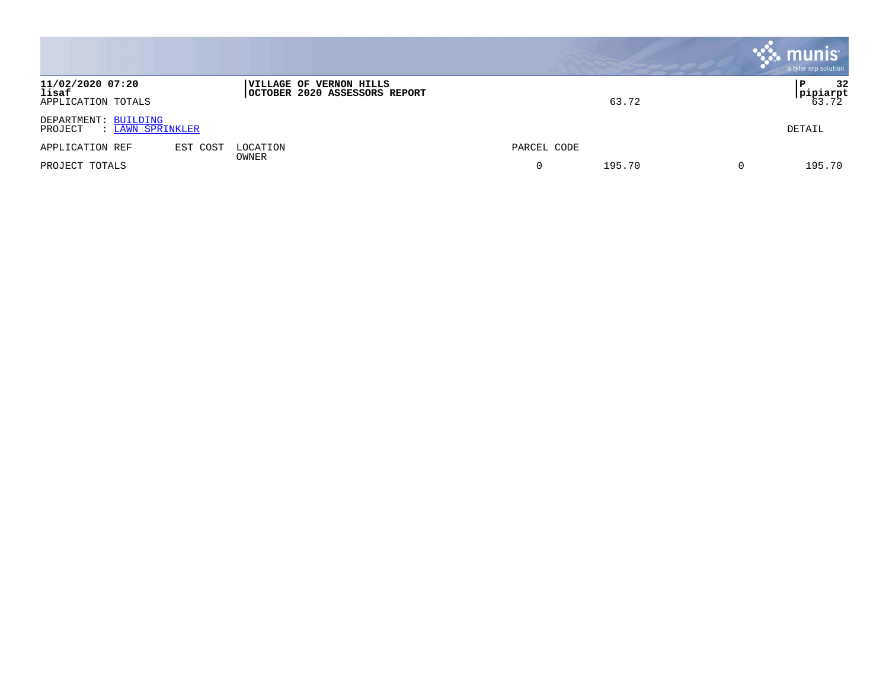11/02/2020 07:20
lisaf

**VILLAGE OF VERNON HILLS**
**OCTOBER 2020 ASSESSORS REPORT**

| | | |
|---|---|---|
| APPLICATION TOTALS | 63.72 | 63.72 |

DEPARTMENT: BUILDING
PROJECT : LAWN SPRINKLER

DETAIL

| APPLICATION REF | EST COST | LOCATION<br>OWNER | PARCEL CODE | | | |
|---|---|---|---|---|---|---|
| PROJECT TOTALS | | | 0 | 195.70 | 0 | 195.70 |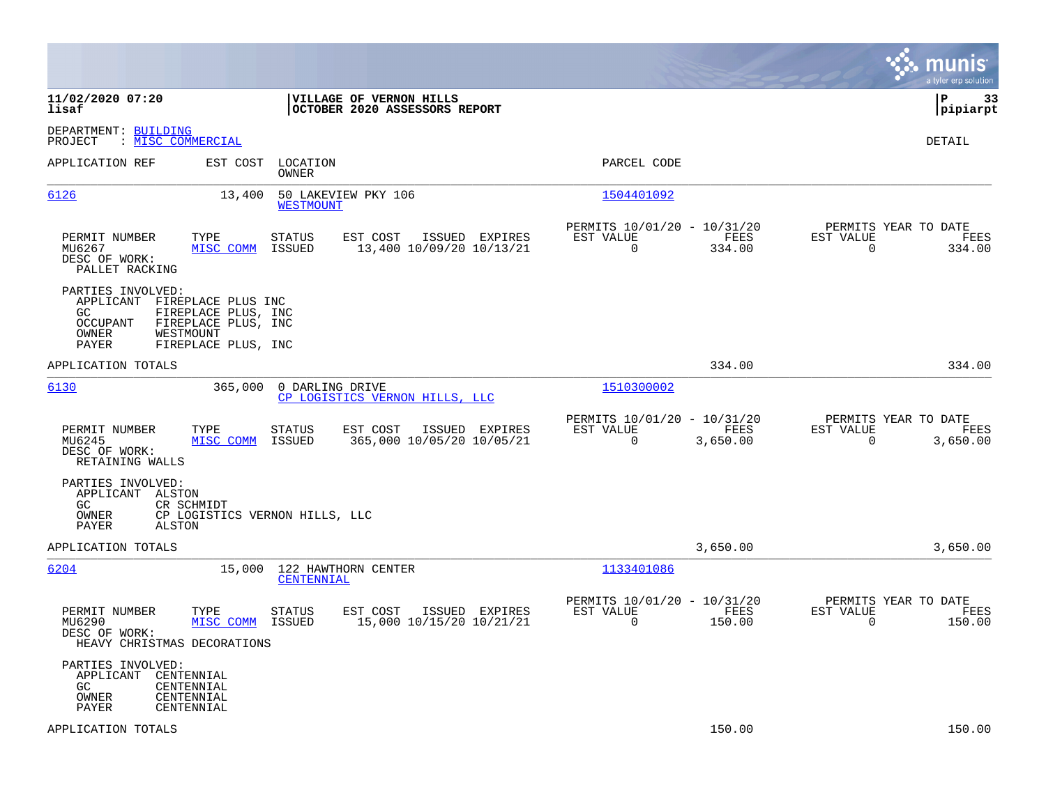**11/02/2020 07:20** | **VILLAGE OF VERNON HILLS**
**lisaf** | **OCTOBER 2020 ASSESSORS REPORT** | **P 33** | **pipiarpt**

DEPARTMENT: BUILDING
PROJECT : MISC COMMERCIAL

DETAIL

| APPLICATION REF | EST COST | LOCATION / OWNER | PARCEL CODE |
|---|---|---|---|
| 6126 | 13,400 | 50 LAKEVIEW PKY 106 / WESTMOUNT | 1504401092 |

| PERMIT NUMBER | TYPE | STATUS | EST COST | ISSUED | EXPIRES | PERMITS 10/01/20 - 10/31/20 EST VALUE | FEES | PERMITS YEAR TO DATE EST VALUE | FEES |
|---|---|---|---|---|---|---|---|---|---|
| MU6267 | MISC COMM | ISSUED | 13,400 | 10/09/20 | 10/13/21 | 0 | 334.00 | 0 | 334.00 |

DESC OF WORK:
PALLET RACKING

PARTIES INVOLVED:
- APPLICANT FIREPLACE PLUS INC
- GC FIREPLACE PLUS, INC
- OCCUPANT FIREPLACE PLUS, INC
- OWNER WESTMOUNT
- PAYER FIREPLACE PLUS, INC

APPLICATION TOTALS: 334.00 | 334.00

| APPLICATION REF | EST COST | LOCATION / OWNER | PARCEL CODE |
|---|---|---|---|
| 6130 | 365,000 | 0 DARLING DRIVE / CP LOGISTICS VERNON HILLS, LLC | 1510300002 |

| PERMIT NUMBER | TYPE | STATUS | EST COST | ISSUED | EXPIRES | PERMITS 10/01/20 - 10/31/20 EST VALUE | FEES | PERMITS YEAR TO DATE EST VALUE | FEES |
|---|---|---|---|---|---|---|---|---|---|
| MU6245 | MISC COMM | ISSUED | 365,000 | 10/05/20 | 10/05/21 | 0 | 3,650.00 | 0 | 3,650.00 |

DESC OF WORK:
RETAINING WALLS

PARTIES INVOLVED:
- APPLICANT ALSTON
- GC CR SCHMIDT
- OWNER CP LOGISTICS VERNON HILLS, LLC
- PAYER ALSTON

APPLICATION TOTALS: 3,650.00 | 3,650.00

| APPLICATION REF | EST COST | LOCATION / OWNER | PARCEL CODE |
|---|---|---|---|
| 6204 | 15,000 | 122 HAWTHORN CENTER / CENTENNIAL | 1133401086 |

| PERMIT NUMBER | TYPE | STATUS | EST COST | ISSUED | EXPIRES | PERMITS 10/01/20 - 10/31/20 EST VALUE | FEES | PERMITS YEAR TO DATE EST VALUE | FEES |
|---|---|---|---|---|---|---|---|---|---|
| MU6290 | MISC COMM | ISSUED | 15,000 | 10/15/20 | 10/21/21 | 0 | 150.00 | 0 | 150.00 |

DESC OF WORK:
HEAVY CHRISTMAS DECORATIONS

PARTIES INVOLVED:
- APPLICANT CENTENNIAL
- GC CENTENNIAL
- OWNER CENTENNIAL
- PAYER CENTENNIAL

APPLICATION TOTALS: 150.00 | 150.00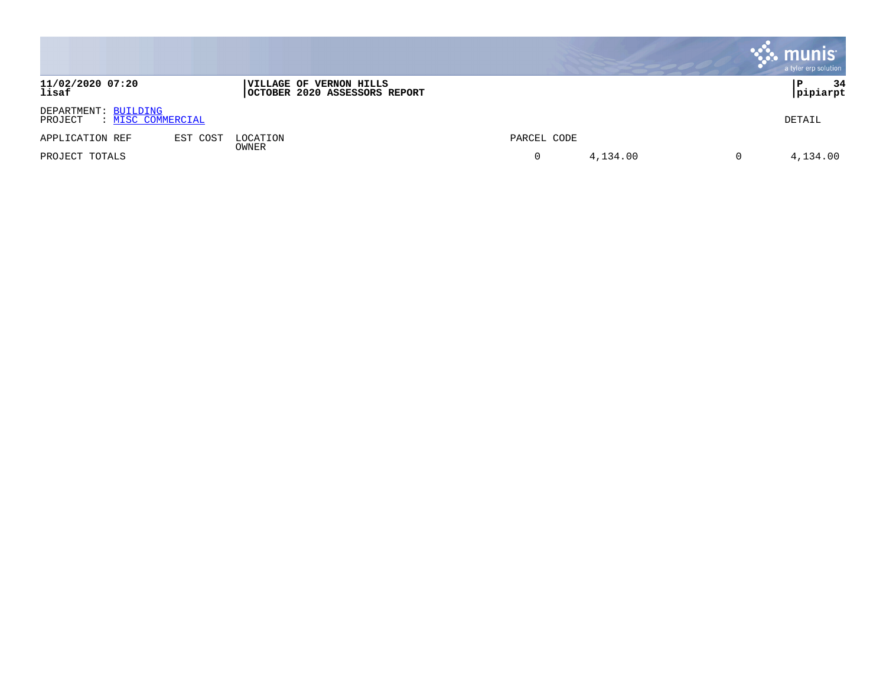**11/02/2020 07:20**
**lisaf**

**VILLAGE OF VERNON HILLS**
**OCTOBER 2020 ASSESSORS REPORT**

**P 34**
**pipiarpt**

DEPARTMENT: BUILDING
PROJECT : MISC COMMERCIAL

DETAIL

| APPLICATION REF | EST COST | LOCATION<br>OWNER | PARCEL CODE | | | |
|---|---|---|---|---|---|---|
| PROJECT TOTALS | | | 0 | 4,134.00 | 0 | 4,134.00 |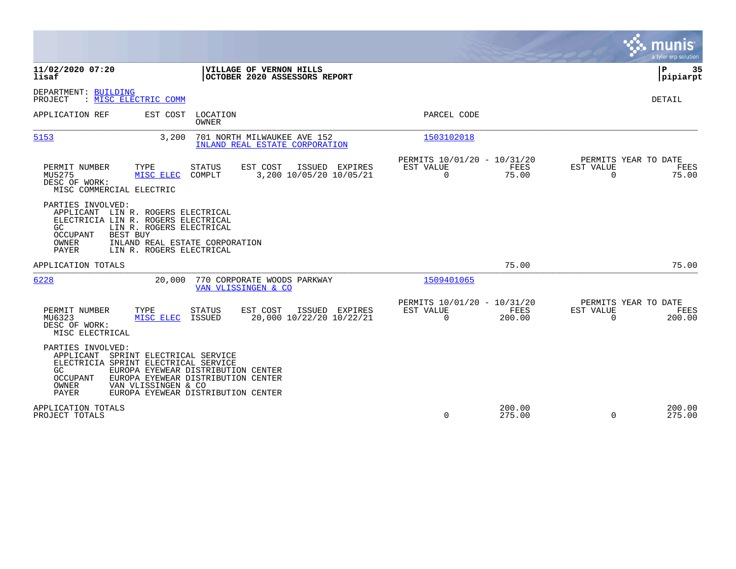**11/02/2020 07:20** | **VILLAGE OF VERNON HILLS**
**lisaf** | **OCTOBER 2020 ASSESSORS REPORT** | **pipiarpt**

DEPARTMENT: BUILDING
PROJECT : MISC ELECTRIC COMM

DETAIL

| APPLICATION REF | EST COST | LOCATION / OWNER | PARCEL CODE |
|---|---|---|---|
| 5153 | 3,200 | 701 NORTH MILWAUKEE AVE 152 / INLAND REAL ESTATE CORPORATION | 1503102018 |

| PERMIT NUMBER | TYPE | STATUS | EST COST | ISSUED | EXPIRES | PERMITS 10/01/20 - 10/31/20 EST VALUE | FEES | PERMITS YEAR TO DATE EST VALUE | FEES |
|---|---|---|---|---|---|---|---|---|---|
| MU5275 | MISC ELEC | COMPLT | 3,200 | 10/05/20 | 10/05/21 | 0 | 75.00 | 0 | 75.00 |

DESC OF WORK:
MISC COMMERCIAL ELECTRIC

PARTIES INVOLVED:
- APPLICANT LIN R. ROGERS ELECTRICAL
- ELECTRICIA LIN R. ROGERS ELECTRICAL
- GC LIN R. ROGERS ELECTRICAL
- OCCUPANT BEST BUY
- OWNER INLAND REAL ESTATE CORPORATION
- PAYER LIN R. ROGERS ELECTRICAL

APPLICATION TOTALS: 75.00 | 75.00

| APPLICATION REF | EST COST | LOCATION / OWNER | PARCEL CODE |
|---|---|---|---|
| 6228 | 20,000 | 770 CORPORATE WOODS PARKWAY / VAN VLISSINGEN & CO | 1509401065 |

| PERMIT NUMBER | TYPE | STATUS | EST COST | ISSUED | EXPIRES | PERMITS 10/01/20 - 10/31/20 EST VALUE | FEES | PERMITS YEAR TO DATE EST VALUE | FEES |
|---|---|---|---|---|---|---|---|---|---|
| MU6323 | MISC ELEC | ISSUED | 20,000 | 10/22/20 | 10/22/21 | 0 | 200.00 | 0 | 200.00 |

DESC OF WORK:
MISC ELECTRICAL

PARTIES INVOLVED:
- APPLICANT SPRINT ELECTRICAL SERVICE
- ELECTRICIA SPRINT ELECTRICAL SERVICE
- GC EUROPA EYEWEAR DISTRIBUTION CENTER
- OCCUPANT EUROPA EYEWEAR DISTRIBUTION CENTER
- OWNER VAN VLISSINGEN & CO
- PAYER EUROPA EYEWEAR DISTRIBUTION CENTER

| | EST VALUE | FEES | YTD EST VALUE | YTD FEES |
|---|---|---|---|---|
| APPLICATION TOTALS | | 200.00 | | 200.00 |
| PROJECT TOTALS | 0 | 275.00 | 0 | 275.00 |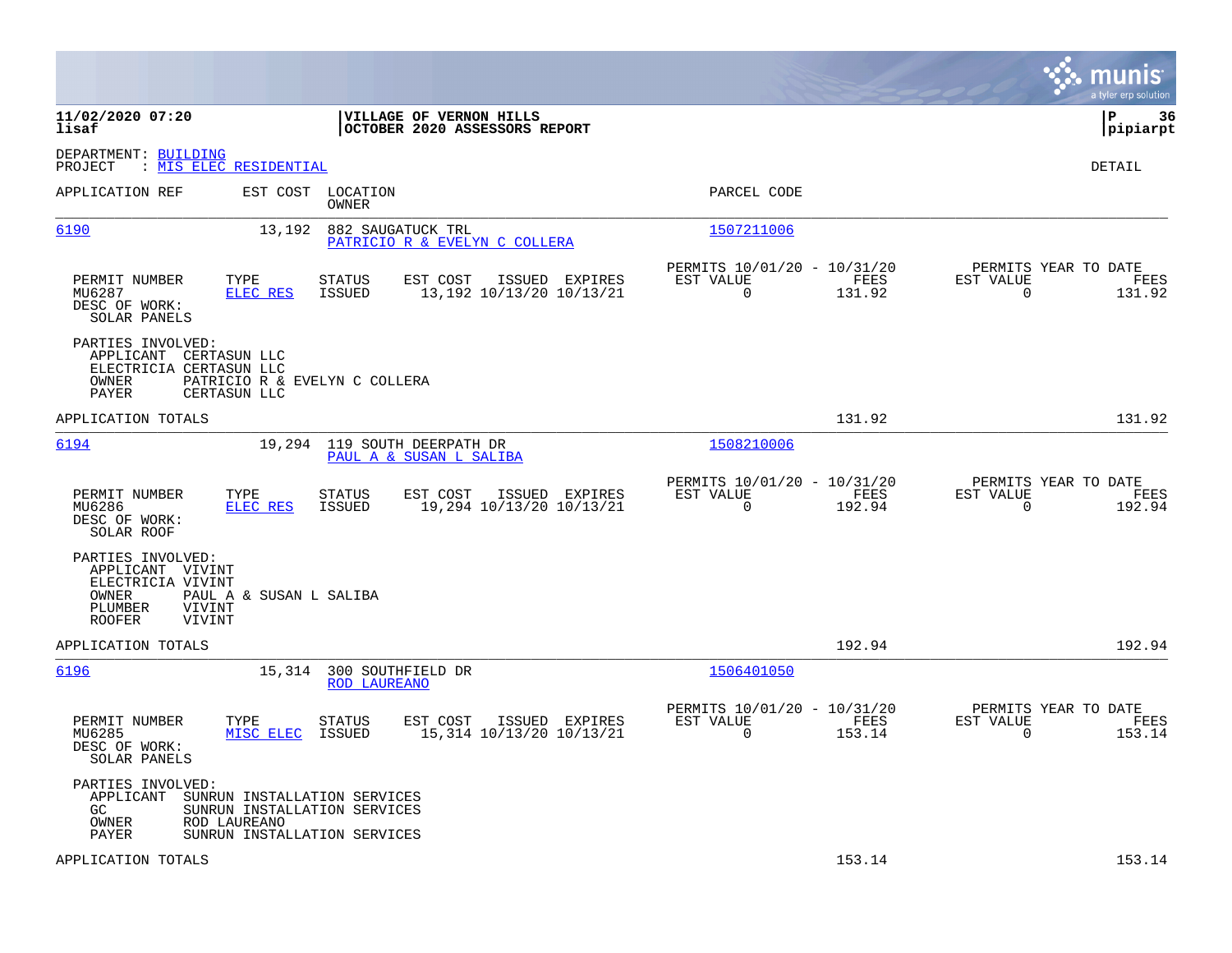**11/02/2020 07:20** | **VILLAGE OF VERNON HILLS** | **P 36**
**lisaf** | **OCTOBER 2020 ASSESSORS REPORT** | **pipiarpt**

DEPARTMENT: BUILDING
PROJECT : MIS ELEC RESIDENTIAL

DETAIL

| APPLICATION REF | EST COST | LOCATION / OWNER | PARCEL CODE |
|---|---|---|---|
| 6190 | 13,192 | 882 SAUGATUCK TRL / PATRICIO R & EVELYN C COLLERA | 1507211006 |

| PERMIT NUMBER | TYPE | STATUS | EST COST | ISSUED | EXPIRES | PERMITS 10/01/20 - 10/31/20 EST VALUE | FEES | PERMITS YEAR TO DATE EST VALUE | FEES |
|---|---|---|---|---|---|---|---|---|---|
| MU6287 | ELEC RES | ISSUED | 13,192 | 10/13/20 | 10/13/21 | 0 | 131.92 | 0 | 131.92 |

DESC OF WORK:
SOLAR PANELS

PARTIES INVOLVED:
- APPLICANT CERTASUN LLC
- ELECTRICIA CERTASUN LLC
- OWNER PATRICIO R & EVELYN C COLLERA
- PAYER CERTASUN LLC

APPLICATION TOTALS: 131.92 | 131.92

| APPLICATION REF | EST COST | LOCATION / OWNER | PARCEL CODE |
|---|---|---|---|
| 6194 | 19,294 | 119 SOUTH DEERPATH DR / PAUL A & SUSAN L SALIBA | 1508210006 |

| PERMIT NUMBER | TYPE | STATUS | EST COST | ISSUED | EXPIRES | PERMITS 10/01/20 - 10/31/20 EST VALUE | FEES | PERMITS YEAR TO DATE EST VALUE | FEES |
|---|---|---|---|---|---|---|---|---|---|
| MU6286 | ELEC RES | ISSUED | 19,294 | 10/13/20 | 10/13/21 | 0 | 192.94 | 0 | 192.94 |

DESC OF WORK:
SOLAR ROOF

PARTIES INVOLVED:
- APPLICANT VIVINT
- ELECTRICIA VIVINT
- OWNER PAUL A & SUSAN L SALIBA
- PLUMBER VIVINT
- ROOFER VIVINT

APPLICATION TOTALS: 192.94 | 192.94

| APPLICATION REF | EST COST | LOCATION / OWNER | PARCEL CODE |
|---|---|---|---|
| 6196 | 15,314 | 300 SOUTHFIELD DR / ROD LAUREANO | 1506401050 |

| PERMIT NUMBER | TYPE | STATUS | EST COST | ISSUED | EXPIRES | PERMITS 10/01/20 - 10/31/20 EST VALUE | FEES | PERMITS YEAR TO DATE EST VALUE | FEES |
|---|---|---|---|---|---|---|---|---|---|
| MU6285 | MISC ELEC | ISSUED | 15,314 | 10/13/20 | 10/13/21 | 0 | 153.14 | 0 | 153.14 |

DESC OF WORK:
SOLAR PANELS

PARTIES INVOLVED:
- APPLICANT SUNRUN INSTALLATION SERVICES
- GC SUNRUN INSTALLATION SERVICES
- OWNER ROD LAUREANO
- PAYER SUNRUN INSTALLATION SERVICES

APPLICATION TOTALS: 153.14 | 153.14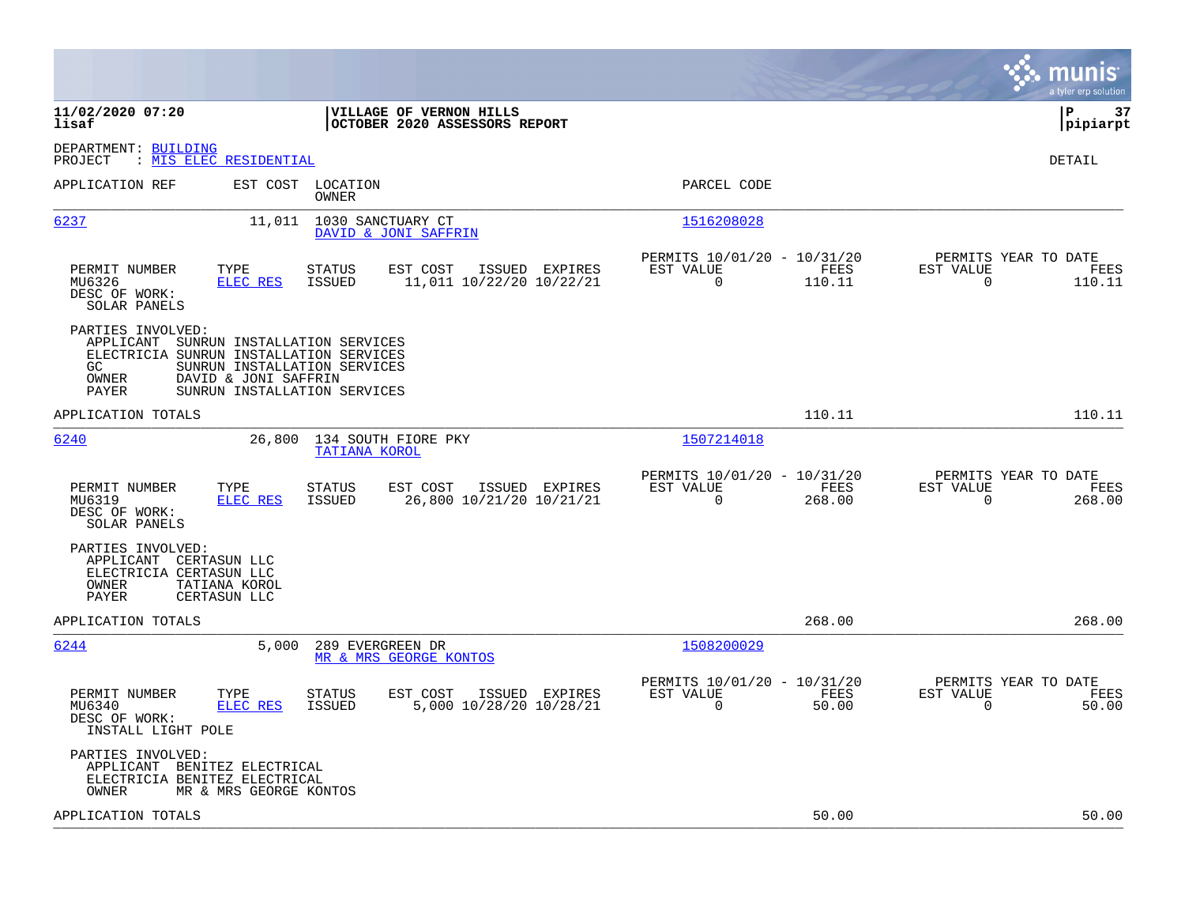11/02/2020 07:20 lisaf

**VILLAGE OF VERNON HILLS**
**OCTOBER 2020 ASSESSORS REPORT**

P 37 pipiarpt

DEPARTMENT: BUILDING
PROJECT : MIS ELEC RESIDENTIAL

DETAIL

| APPLICATION REF | EST COST | LOCATION / OWNER | PARCEL CODE |
|---|---|---|---|
| 6237 | 11,011 | 1030 SANCTUARY CT / DAVID & JONI SAFFRIN | 1516208028 |

| PERMIT NUMBER | TYPE | STATUS | EST COST | ISSUED | EXPIRES | PERMITS 10/01/20 - 10/31/20 EST VALUE | FEES | PERMITS YEAR TO DATE EST VALUE | FEES |
|---|---|---|---|---|---|---|---|---|---|
| MU6326 | ELEC RES | ISSUED | 11,011 | 10/22/20 | 10/22/21 | 0 | 110.11 | 0 | 110.11 |

DESC OF WORK:
SOLAR PANELS

PARTIES INVOLVED:
- APPLICANT SUNRUN INSTALLATION SERVICES
- ELECTRICIA SUNRUN INSTALLATION SERVICES
- GC SUNRUN INSTALLATION SERVICES
- OWNER DAVID & JONI SAFFRIN
- PAYER SUNRUN INSTALLATION SERVICES

APPLICATION TOTALS: 110.11 | 110.11

| APPLICATION REF | EST COST | LOCATION / OWNER | PARCEL CODE |
|---|---|---|---|
| 6240 | 26,800 | 134 SOUTH FIORE PKY / TATIANA KOROL | 1507214018 |

| PERMIT NUMBER | TYPE | STATUS | EST COST | ISSUED | EXPIRES | PERMITS 10/01/20 - 10/31/20 EST VALUE | FEES | PERMITS YEAR TO DATE EST VALUE | FEES |
|---|---|---|---|---|---|---|---|---|---|
| MU6319 | ELEC RES | ISSUED | 26,800 | 10/21/20 | 10/21/21 | 0 | 268.00 | 0 | 268.00 |

DESC OF WORK:
SOLAR PANELS

PARTIES INVOLVED:
- APPLICANT CERTASUN LLC
- ELECTRICIA CERTASUN LLC
- OWNER TATIANA KOROL
- PAYER CERTASUN LLC

APPLICATION TOTALS: 268.00 | 268.00

| APPLICATION REF | EST COST | LOCATION / OWNER | PARCEL CODE |
|---|---|---|---|
| 6244 | 5,000 | 289 EVERGREEN DR / MR & MRS GEORGE KONTOS | 1508200029 |

| PERMIT NUMBER | TYPE | STATUS | EST COST | ISSUED | EXPIRES | PERMITS 10/01/20 - 10/31/20 EST VALUE | FEES | PERMITS YEAR TO DATE EST VALUE | FEES |
|---|---|---|---|---|---|---|---|---|---|
| MU6340 | ELEC RES | ISSUED | 5,000 | 10/28/20 | 10/28/21 | 0 | 50.00 | 0 | 50.00 |

DESC OF WORK:
INSTALL LIGHT POLE

PARTIES INVOLVED:
- APPLICANT BENITEZ ELECTRICAL
- ELECTRICIA BENITEZ ELECTRICAL
- OWNER MR & MRS GEORGE KONTOS

APPLICATION TOTALS: 50.00 | 50.00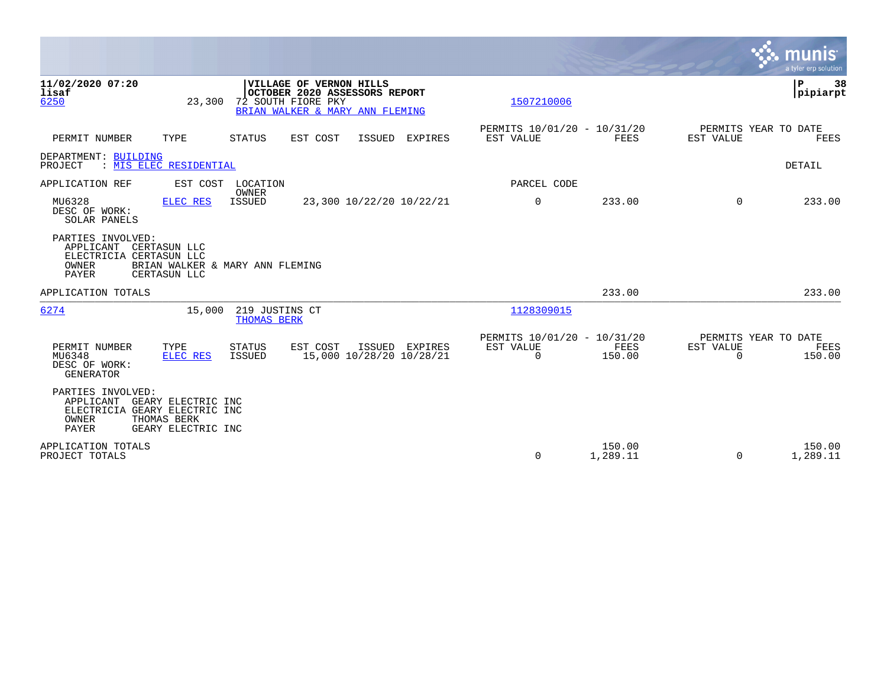**11/02/2020 07:20**
**lisaf**

**VILLAGE OF VERNON HILLS**
**OCTOBER 2020 ASSESSORS REPORT**

**P 38**
**pipiarpt**

6250 &nbsp;&nbsp; 23,300 &nbsp;&nbsp; 72 SOUTH FIORE PKY &nbsp;&nbsp; 1507210006
BRIAN WALKER & MARY ANN FLEMING

| PERMIT NUMBER | TYPE | STATUS | EST COST | ISSUED | EXPIRES | PERMITS 10/01/20 - 10/31/20 EST VALUE | FEES | PERMITS YEAR TO DATE EST VALUE | FEES |
|---|---|---|---|---|---|---|---|---|---|

DEPARTMENT: BUILDING
PROJECT : MIS ELEC RESIDENTIAL &nbsp;&nbsp; DETAIL

| APPLICATION REF | EST COST | LOCATION OWNER | | | | PARCEL CODE | | | |
|---|---|---|---|---|---|---|---|---|---|
| MU6328 | ELEC RES | ISSUED | 23,300 | 10/22/20 | 10/22/21 | 0 | 233.00 | 0 | 233.00 |

DESC OF WORK:
SOLAR PANELS

PARTIES INVOLVED:
APPLICANT CERTASUN LLC
ELECTRICIA CERTASUN LLC
OWNER BRIAN WALKER & MARY ANN FLEMING
PAYER CERTASUN LLC

APPLICATION TOTALS &nbsp;&nbsp; 233.00 &nbsp;&nbsp; 233.00

---

6274 &nbsp;&nbsp; 15,000 &nbsp;&nbsp; 219 JUSTINS CT &nbsp;&nbsp; 1128309015
THOMAS BERK

| PERMIT NUMBER | TYPE | STATUS | EST COST | ISSUED | EXPIRES | PERMITS 10/01/20 - 10/31/20 EST VALUE | FEES | PERMITS YEAR TO DATE EST VALUE | FEES |
|---|---|---|---|---|---|---|---|---|---|
| MU6348 | ELEC RES | ISSUED | 15,000 | 10/28/20 | 10/28/21 | 0 | 150.00 | 0 | 150.00 |

DESC OF WORK:
GENERATOR

PARTIES INVOLVED:
APPLICANT GEARY ELECTRIC INC
ELECTRICIA GEARY ELECTRIC INC
OWNER THOMAS BERK
PAYER GEARY ELECTRIC INC

| | PERIOD EST VALUE | PERIOD FEES | YTD EST VALUE | YTD FEES |
|---|---|---|---|---|
| APPLICATION TOTALS | | 150.00 | | 150.00 |
| PROJECT TOTALS | 0 | 1,289.11 | 0 | 1,289.11 |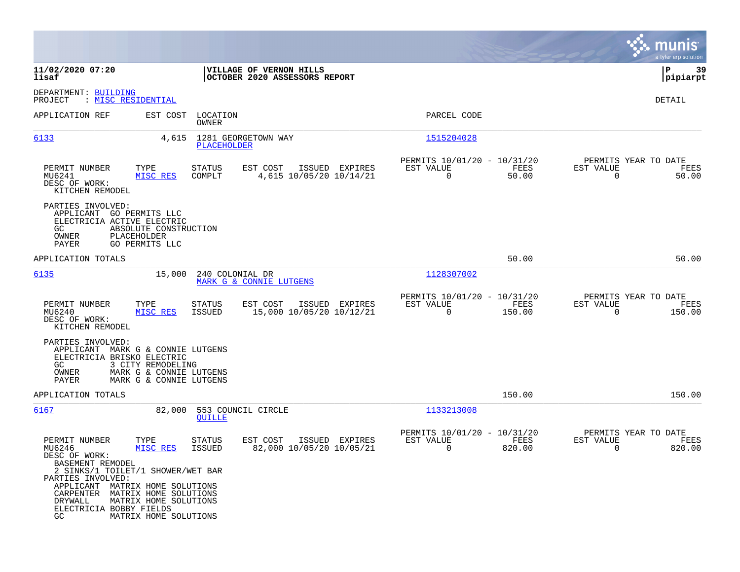**11/02/2020 07:20**
**lisaf**

**VILLAGE OF VERNON HILLS**
**OCTOBER 2020 ASSESSORS REPORT**

**P 39**
**pipiarpt**

DEPARTMENT: BUILDING
PROJECT : MISC RESIDENTIAL

DETAIL

| APPLICATION REF | EST COST | LOCATION / OWNER | PARCEL CODE |
|---|---|---|---|
| 6133 | 4,615 | 1281 GEORGETOWN WAY / PLACEHOLDER | 1515204028 |

| PERMIT NUMBER | TYPE | STATUS | EST COST | ISSUED | EXPIRES | PERMITS 10/01/20 - 10/31/20 EST VALUE | FEES | PERMITS YEAR TO DATE EST VALUE | FEES |
|---|---|---|---|---|---|---|---|---|---|
| MU6241 | MISC RES | COMPLT | 4,615 | 10/05/20 | 10/14/21 | 0 | 50.00 | 0 | 50.00 |

DESC OF WORK:
KITCHEN REMODEL

PARTIES INVOLVED:
- APPLICANT GO PERMITS LLC
- ELECTRICIA ACTIVE ELECTRIC
- GC ABSOLUTE CONSTRUCTION
- OWNER PLACEHOLDER
- PAYER GO PERMITS LLC

APPLICATION TOTALS: 50.00 | 50.00

| APPLICATION REF | EST COST | LOCATION / OWNER | PARCEL CODE |
|---|---|---|---|
| 6135 | 15,000 | 240 COLONIAL DR / MARK G & CONNIE LUTGENS | 1128307002 |

| PERMIT NUMBER | TYPE | STATUS | EST COST | ISSUED | EXPIRES | PERMITS 10/01/20 - 10/31/20 EST VALUE | FEES | PERMITS YEAR TO DATE EST VALUE | FEES |
|---|---|---|---|---|---|---|---|---|---|
| MU6240 | MISC RES | ISSUED | 15,000 | 10/05/20 | 10/12/21 | 0 | 150.00 | 0 | 150.00 |

DESC OF WORK:
KITCHEN REMODEL

PARTIES INVOLVED:
- APPLICANT MARK G & CONNIE LUTGENS
- ELECTRICIA BRISKO ELECTRIC
- GC 3 CITY REMODELING
- OWNER MARK G & CONNIE LUTGENS
- PAYER MARK G & CONNIE LUTGENS

APPLICATION TOTALS: 150.00 | 150.00

| APPLICATION REF | EST COST | LOCATION / OWNER | PARCEL CODE |
|---|---|---|---|
| 6167 | 82,000 | 553 COUNCIL CIRCLE / QUILLE | 1133213008 |

| PERMIT NUMBER | TYPE | STATUS | EST COST | ISSUED | EXPIRES | PERMITS 10/01/20 - 10/31/20 EST VALUE | FEES | PERMITS YEAR TO DATE EST VALUE | FEES |
|---|---|---|---|---|---|---|---|---|---|
| MU6246 | MISC RES | ISSUED | 82,000 | 10/05/20 | 10/05/21 | 0 | 820.00 | 0 | 820.00 |

DESC OF WORK:
BASEMENT REMODEL
2 SINKS/1 TOILET/1 SHOWER/WET BAR

PARTIES INVOLVED:
- APPLICANT MATRIX HOME SOLUTIONS
- CARPENTER MATRIX HOME SOLUTIONS
- DRYWALL MATRIX HOME SOLUTIONS
- ELECTRICIA BOBBY FIELDS
- GC MATRIX HOME SOLUTIONS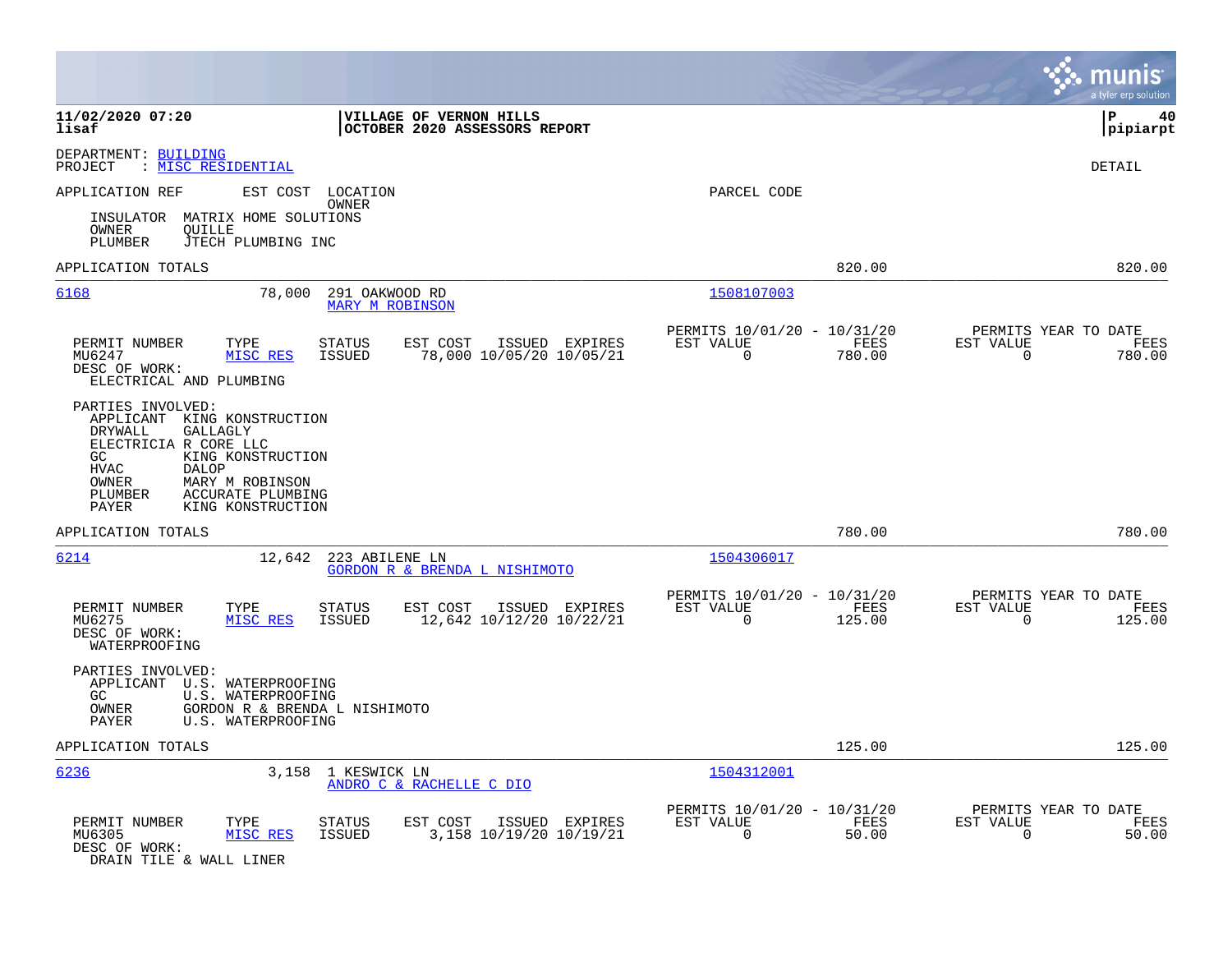DEPARTMENT: BUILDING
PROJECT : MISC RESIDENTIAL

DETAIL

APPLICATION REF | EST COST | LOCATION / OWNER | PARCEL CODE

INSULATOR MATRIX HOME SOLUTIONS
OWNER QUILLE
PLUMBER JTECH PLUMBING INC

APPLICATION TOTALS | 820.00 | 820.00

---

**6168** | 78,000 | 291 OAKWOOD RD / MARY M ROBINSON | 1508107003

| PERMIT NUMBER | TYPE | STATUS | EST COST | ISSUED | EXPIRES | PERMITS 10/01/20 - 10/31/20 EST VALUE | FEES | PERMITS YEAR TO DATE EST VALUE | FEES |
|---|---|---|---|---|---|---|---|---|---|
| MU6247 | MISC RES | ISSUED | 78,000 | 10/05/20 | 10/05/21 | 0 | 780.00 | 0 | 780.00 |

DESC OF WORK:
ELECTRICAL AND PLUMBING

PARTIES INVOLVED:
APPLICANT KING KONSTRUCTION
DRYWALL GALLAGLY
ELECTRICIA R CORE LLC
GC KING KONSTRUCTION
HVAC DALOP
OWNER MARY M ROBINSON
PLUMBER ACCURATE PLUMBING
PAYER KING KONSTRUCTION

APPLICATION TOTALS | 780.00 | 780.00

---

**6214** | 12,642 | 223 ABILENE LN / GORDON R & BRENDA L NISHIMOTO | 1504306017

| PERMIT NUMBER | TYPE | STATUS | EST COST | ISSUED | EXPIRES | PERMITS 10/01/20 - 10/31/20 EST VALUE | FEES | PERMITS YEAR TO DATE EST VALUE | FEES |
|---|---|---|---|---|---|---|---|---|---|
| MU6275 | MISC RES | ISSUED | 12,642 | 10/12/20 | 10/22/21 | 0 | 125.00 | 0 | 125.00 |

DESC OF WORK:
WATERPROOFING

PARTIES INVOLVED:
APPLICANT U.S. WATERPROOFING
GC U.S. WATERPROOFING
OWNER GORDON R & BRENDA L NISHIMOTO
PAYER U.S. WATERPROOFING

APPLICATION TOTALS | 125.00 | 125.00

---

**6236** | 3,158 | 1 KESWICK LN / ANDRO C & RACHELLE C DIO | 1504312001

| PERMIT NUMBER | TYPE | STATUS | EST COST | ISSUED | EXPIRES | PERMITS 10/01/20 - 10/31/20 EST VALUE | FEES | PERMITS YEAR TO DATE EST VALUE | FEES |
|---|---|---|---|---|---|---|---|---|---|
| MU6305 | MISC RES | ISSUED | 3,158 | 10/19/20 | 10/19/21 | 0 | 50.00 | 0 | 50.00 |

DESC OF WORK:
DRAIN TILE & WALL LINER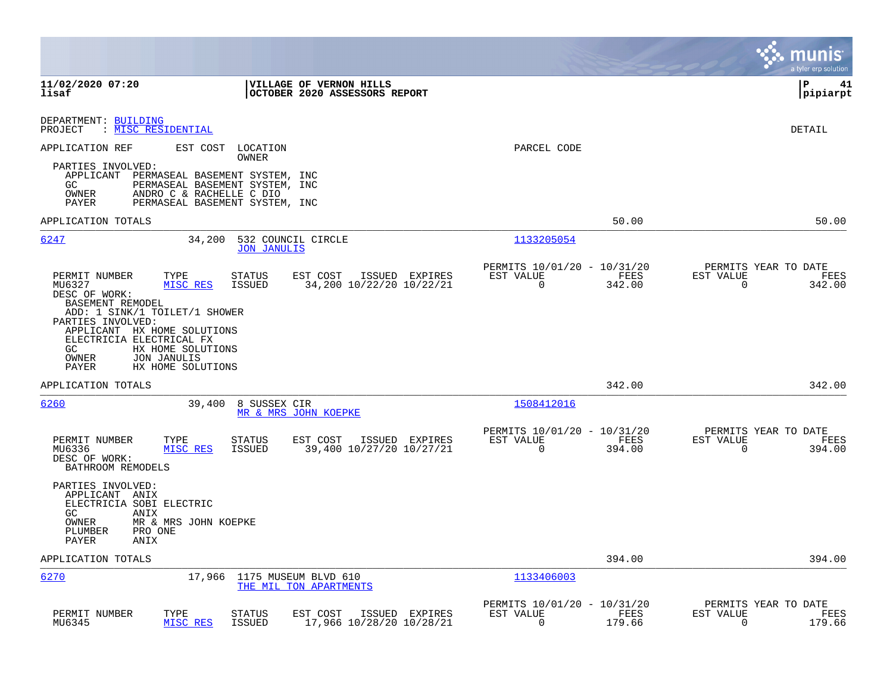**11/02/2020 07:20** — **VILLAGE OF VERNON HILLS** — **P 41**
**lisaf** — **OCTOBER 2020 ASSESSORS REPORT** — **pipiarpt**

DEPARTMENT: BUILDING
PROJECT : MISC RESIDENTIAL

DETAIL

APPLICATION REF | EST COST | LOCATION / OWNER | PARCEL CODE

PARTIES INVOLVED:
- APPLICANT PERMASEAL BASEMENT SYSTEM, INC
- GC PERMASEAL BASEMENT SYSTEM, INC
- OWNER ANDRO C & RACHELLE C DIO
- PAYER PERMASEAL BASEMENT SYSTEM, INC

APPLICATION TOTALS — 50.00 — 50.00

---

**6247** — 34,200 — 532 COUNCIL CIRCLE — JON JANULIS — 1133205054

| PERMIT NUMBER | TYPE | STATUS | EST COST | ISSUED | EXPIRES | PERMITS 10/01/20 - 10/31/20 EST VALUE | FEES | PERMITS YEAR TO DATE EST VALUE | FEES |
|---|---|---|---|---|---|---|---|---|---|
| MU6327 | MISC RES | ISSUED | 34,200 | 10/22/20 | 10/22/21 | 0 | 342.00 | 0 | 342.00 |

DESC OF WORK:
BASEMENT REMODEL
ADD: 1 SINK/1 TOILET/1 SHOWER

PARTIES INVOLVED:
- APPLICANT HX HOME SOLUTIONS
- ELECTRICIA ELECTRICAL FX
- GC HX HOME SOLUTIONS
- OWNER JON JANULIS
- PAYER HX HOME SOLUTIONS

APPLICATION TOTALS — 342.00 — 342.00

---

**6260** — 39,400 — 8 SUSSEX CIR — MR & MRS JOHN KOEPKE — 1508412016

| PERMIT NUMBER | TYPE | STATUS | EST COST | ISSUED | EXPIRES | PERMITS 10/01/20 - 10/31/20 EST VALUE | FEES | PERMITS YEAR TO DATE EST VALUE | FEES |
|---|---|---|---|---|---|---|---|---|---|
| MU6336 | MISC RES | ISSUED | 39,400 | 10/27/20 | 10/27/21 | 0 | 394.00 | 0 | 394.00 |

DESC OF WORK:
BATHROOM REMODELS

PARTIES INVOLVED:
- APPLICANT ANIX
- ELECTRICIA SOBI ELECTRIC
- GC ANIX
- OWNER MR & MRS JOHN KOEPKE
- PLUMBER PRO ONE
- PAYER ANIX

APPLICATION TOTALS — 394.00 — 394.00

---

**6270** — 17,966 — 1175 MUSEUM BLVD 610 — THE MIL TON APARTMENTS — 1133406003

| PERMIT NUMBER | TYPE | STATUS | EST COST | ISSUED | EXPIRES | PERMITS 10/01/20 - 10/31/20 EST VALUE | FEES | PERMITS YEAR TO DATE EST VALUE | FEES |
|---|---|---|---|---|---|---|---|---|---|
| MU6345 | MISC RES | ISSUED | 17,966 | 10/28/20 | 10/28/21 | 0 | 179.66 | 0 | 179.66 |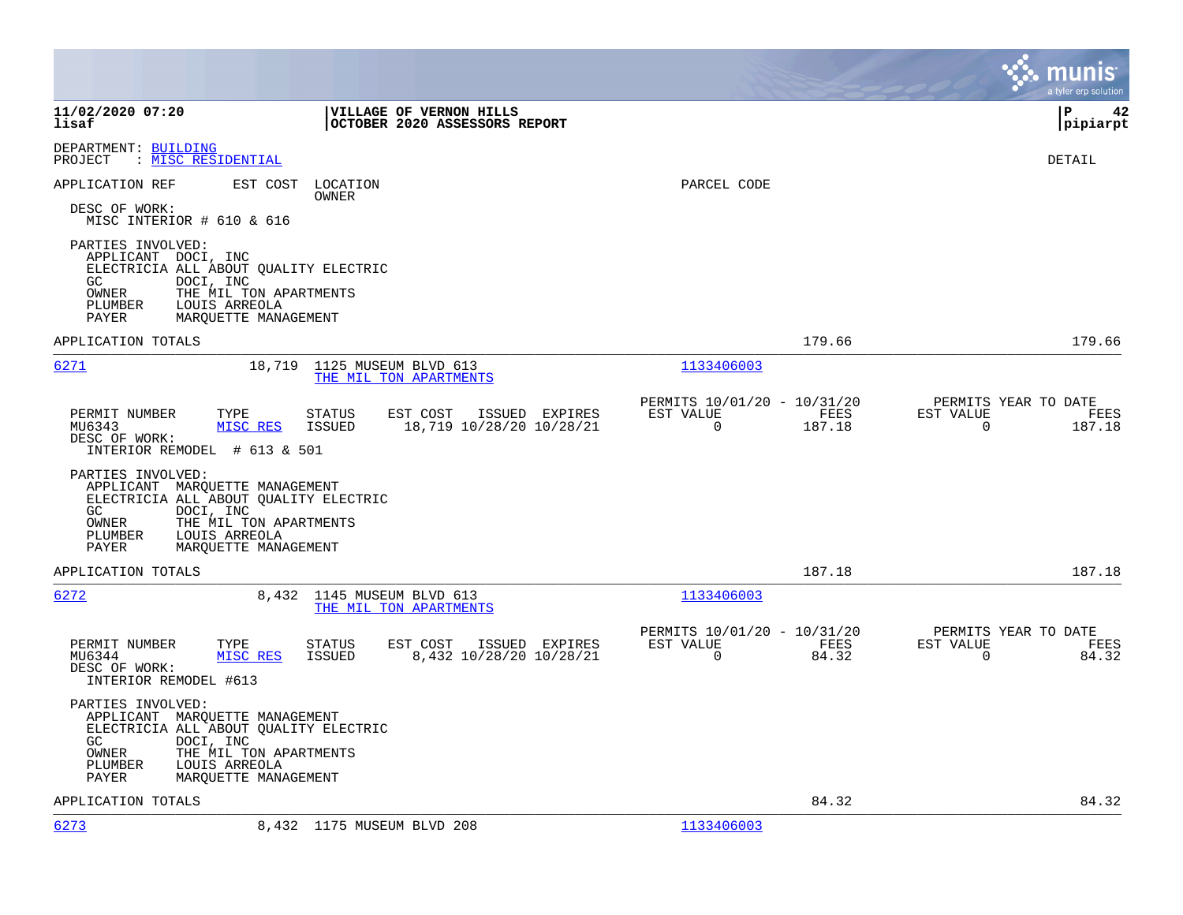**VILLAGE OF VERNON HILLS**
**OCTOBER 2020 ASSESSORS REPORT**

**11/02/2020 07:20**
**lisaf**

**P 42**
**pipiarpt**

DEPARTMENT: BUILDING
PROJECT : MISC RESIDENTIAL

DETAIL

APPLICATION REF | EST COST | LOCATION / OWNER | PARCEL CODE

DESC OF WORK:
MISC INTERIOR # 610 & 616

PARTIES INVOLVED:
- APPLICANT DOCI, INC
- ELECTRICIA ALL ABOUT QUALITY ELECTRIC
- GC DOCI, INC
- OWNER THE MIL TON APARTMENTS
- PLUMBER LOUIS ARREOLA
- PAYER MARQUETTE MANAGEMENT

APPLICATION TOTALS 179.66 179.66

---

**6271** 18,719 1125 MUSEUM BLVD 613 — THE MIL TON APARTMENTS — 1133406003

| PERMIT NUMBER | TYPE | STATUS | EST COST | ISSUED | EXPIRES | PERMITS 10/01/20 - 10/31/20 EST VALUE | FEES | PERMITS YEAR TO DATE EST VALUE | FEES |
|---|---|---|---|---|---|---|---|---|---|
| MU6343 | MISC RES | ISSUED | 18,719 | 10/28/20 | 10/28/21 | 0 | 187.18 | 0 | 187.18 |

DESC OF WORK:
INTERIOR REMODEL # 613 & 501

PARTIES INVOLVED:
- APPLICANT MARQUETTE MANAGEMENT
- ELECTRICIA ALL ABOUT QUALITY ELECTRIC
- GC DOCI, INC
- OWNER THE MIL TON APARTMENTS
- PLUMBER LOUIS ARREOLA
- PAYER MARQUETTE MANAGEMENT

APPLICATION TOTALS 187.18 187.18

---

**6272** 8,432 1145 MUSEUM BLVD 613 — THE MIL TON APARTMENTS — 1133406003

| PERMIT NUMBER | TYPE | STATUS | EST COST | ISSUED | EXPIRES | PERMITS 10/01/20 - 10/31/20 EST VALUE | FEES | PERMITS YEAR TO DATE EST VALUE | FEES |
|---|---|---|---|---|---|---|---|---|---|
| MU6344 | MISC RES | ISSUED | 8,432 | 10/28/20 | 10/28/21 | 0 | 84.32 | 0 | 84.32 |

DESC OF WORK:
INTERIOR REMODEL #613

PARTIES INVOLVED:
- APPLICANT MARQUETTE MANAGEMENT
- ELECTRICIA ALL ABOUT QUALITY ELECTRIC
- GC DOCI, INC
- OWNER THE MIL TON APARTMENTS
- PLUMBER LOUIS ARREOLA
- PAYER MARQUETTE MANAGEMENT

APPLICATION TOTALS 84.32 84.32

---

**6273** 8,432 1175 MUSEUM BLVD 208 — 1133406003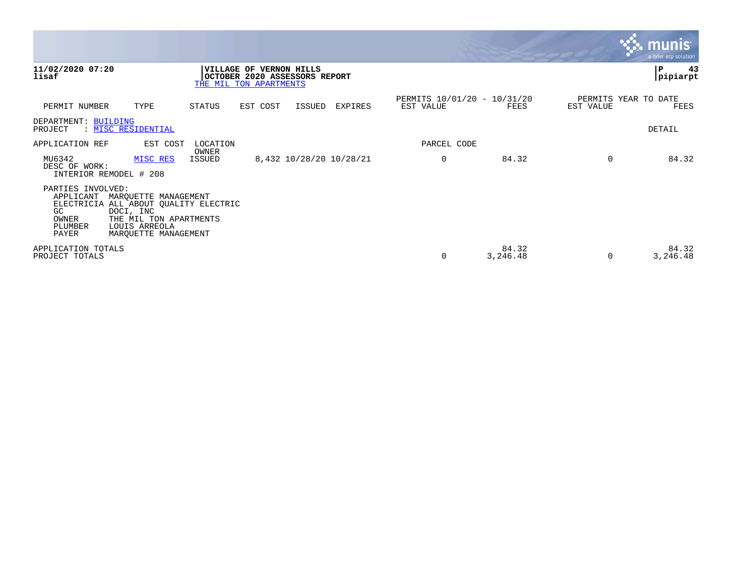**11/02/2020 07:20**
**lisaf**

**VILLAGE OF VERNON HILLS**
**OCTOBER 2020 ASSESSORS REPORT**
THE MIL TON APARTMENTS

**P 43**
**pipiarpt**

| PERMIT NUMBER | TYPE | STATUS | EST COST | ISSUED | EXPIRES | PERMITS 10/01/20 - 10/31/20 EST VALUE | FEES | PERMITS YEAR TO DATE EST VALUE | FEES |
|---|---|---|---|---|---|---|---|---|---|

DEPARTMENT: BUILDING
PROJECT : MISC RESIDENTIAL

DETAIL

| APPLICATION REF | EST COST | LOCATION / OWNER | | | | PARCEL CODE | | | |
|---|---|---|---|---|---|---|---|---|---|
| MU6342 | MISC RES | ISSUED | 8,432 | 10/28/20 | 10/28/21 | 0 | 84.32 | 0 | 84.32 |

DESC OF WORK:
INTERIOR REMODEL # 208

PARTIES INVOLVED:
- APPLICANT MARQUETTE MANAGEMENT
- ELECTRICIA ALL ABOUT QUALITY ELECTRIC
- GC DOCI, INC
- OWNER THE MIL TON APARTMENTS
- PLUMBER LOUIS ARREOLA
- PAYER MARQUETTE MANAGEMENT

| | EST VALUE | FEES | YTD EST VALUE | YTD FEES |
|---|---|---|---|---|
| APPLICATION TOTALS | | 84.32 | | 84.32 |
| PROJECT TOTALS | 0 | 3,246.48 | 0 | 3,246.48 |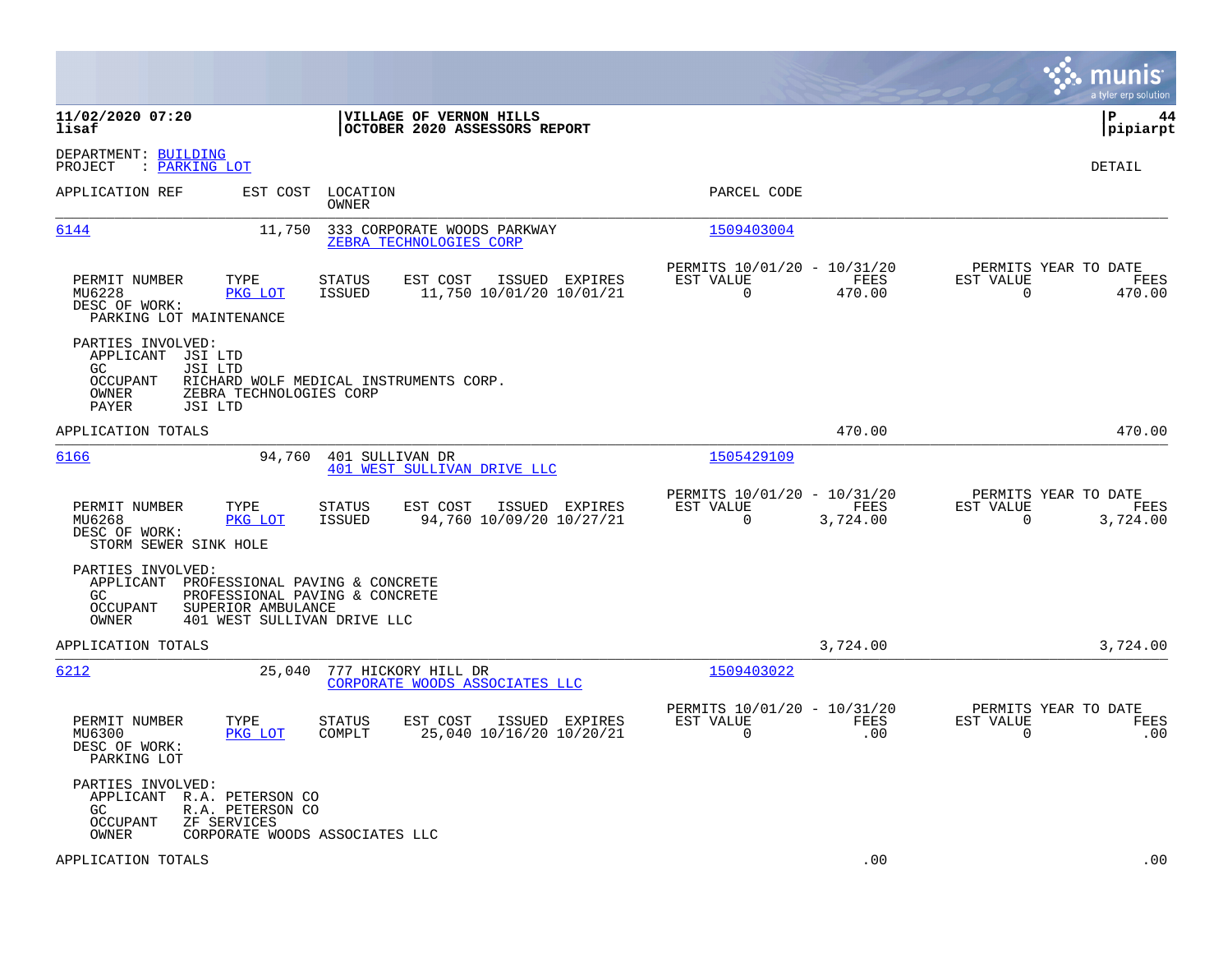**11/02/2020 07:20** | **VILLAGE OF VERNON HILLS** | **P 44**
**lisaf** | **OCTOBER 2020 ASSESSORS REPORT** | **pipiarpt**

DEPARTMENT: BUILDING
PROJECT : PARKING LOT

DETAIL

| APPLICATION REF | EST COST | LOCATION / OWNER | PARCEL CODE |
|---|---|---|---|
| 6144 | 11,750 | 333 CORPORATE WOODS PARKWAY / ZEBRA TECHNOLOGIES CORP | 1509403004 |

| PERMIT NUMBER | TYPE | STATUS | EST COST | ISSUED | EXPIRES | PERMITS 10/01/20 - 10/31/20 EST VALUE | FEES | PERMITS YEAR TO DATE EST VALUE | FEES |
|---|---|---|---|---|---|---|---|---|---|
| MU6228 | PKG LOT | ISSUED | 11,750 | 10/01/20 | 10/01/21 | 0 | 470.00 | 0 | 470.00 |

DESC OF WORK:
PARKING LOT MAINTENANCE

PARTIES INVOLVED:
- APPLICANT JSI LTD
- GC JSI LTD
- OCCUPANT RICHARD WOLF MEDICAL INSTRUMENTS CORP.
- OWNER ZEBRA TECHNOLOGIES CORP
- PAYER JSI LTD

APPLICATION TOTALS 470.00 470.00

| APPLICATION REF | EST COST | LOCATION / OWNER | PARCEL CODE |
|---|---|---|---|
| 6166 | 94,760 | 401 SULLIVAN DR / 401 WEST SULLIVAN DRIVE LLC | 1505429109 |

| PERMIT NUMBER | TYPE | STATUS | EST COST | ISSUED | EXPIRES | PERMITS 10/01/20 - 10/31/20 EST VALUE | FEES | PERMITS YEAR TO DATE EST VALUE | FEES |
|---|---|---|---|---|---|---|---|---|---|
| MU6268 | PKG LOT | ISSUED | 94,760 | 10/09/20 | 10/27/21 | 0 | 3,724.00 | 0 | 3,724.00 |

DESC OF WORK:
STORM SEWER SINK HOLE

PARTIES INVOLVED:
- APPLICANT PROFESSIONAL PAVING & CONCRETE
- GC PROFESSIONAL PAVING & CONCRETE
- OCCUPANT SUPERIOR AMBULANCE
- OWNER 401 WEST SULLIVAN DRIVE LLC

APPLICATION TOTALS 3,724.00 3,724.00

| APPLICATION REF | EST COST | LOCATION / OWNER | PARCEL CODE |
|---|---|---|---|
| 6212 | 25,040 | 777 HICKORY HILL DR / CORPORATE WOODS ASSOCIATES LLC | 1509403022 |

| PERMIT NUMBER | TYPE | STATUS | EST COST | ISSUED | EXPIRES | PERMITS 10/01/20 - 10/31/20 EST VALUE | FEES | PERMITS YEAR TO DATE EST VALUE | FEES |
|---|---|---|---|---|---|---|---|---|---|
| MU6300 | PKG LOT | COMPLT | 25,040 | 10/16/20 | 10/20/21 | 0 | .00 | 0 | .00 |

DESC OF WORK:
PARKING LOT

PARTIES INVOLVED:
- APPLICANT R.A. PETERSON CO
- GC R.A. PETERSON CO
- OCCUPANT ZF SERVICES
- OWNER CORPORATE WOODS ASSOCIATES LLC

APPLICATION TOTALS .00 .00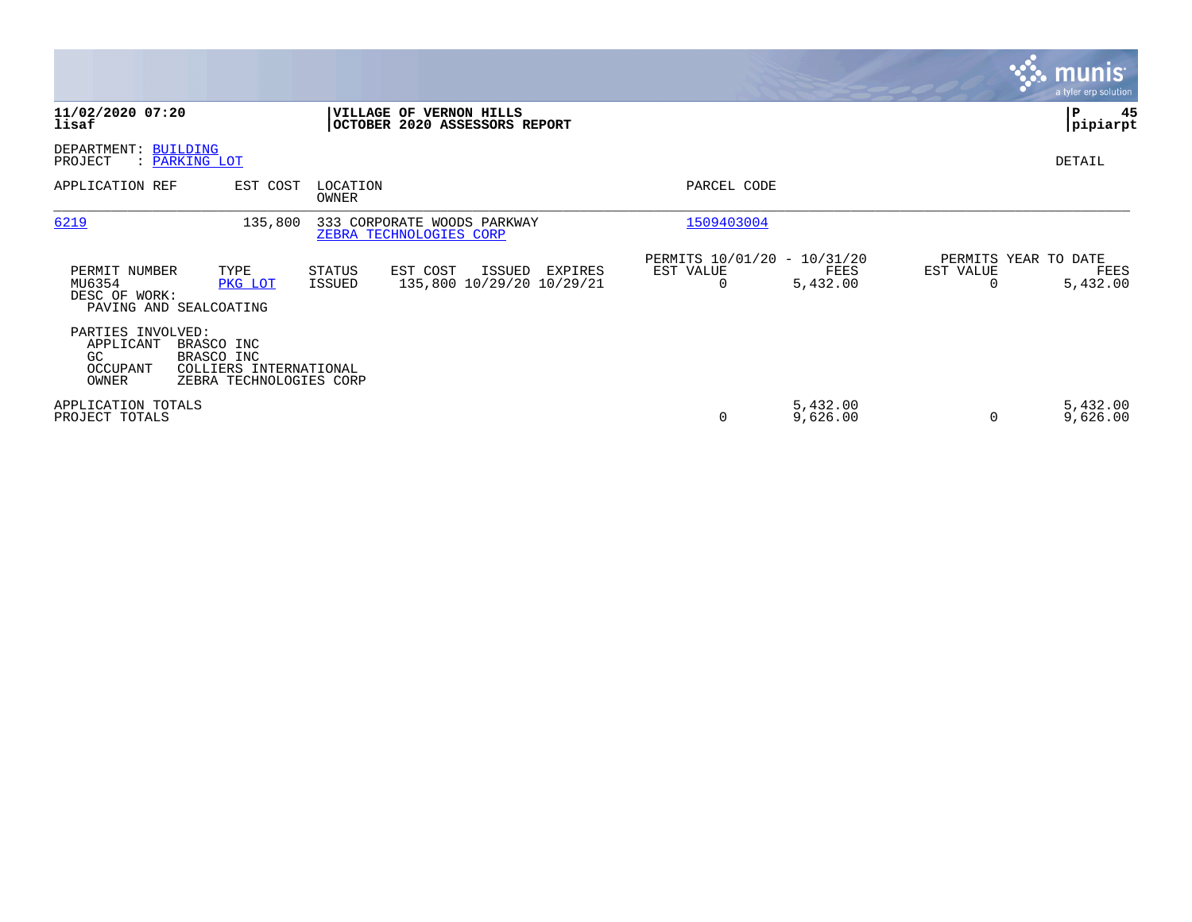**11/02/2020 07:20**
**lisaf**

**VILLAGE OF VERNON HILLS**
**OCTOBER 2020 ASSESSORS REPORT**

**P 45**
**pipiarpt**

DEPARTMENT: BUILDING
PROJECT : PARKING LOT

DETAIL

| APPLICATION REF | EST COST | LOCATION / OWNER | PARCEL CODE |
|---|---|---|---|
| 6219 | 135,800 | 333 CORPORATE WOODS PARKWAY / ZEBRA TECHNOLOGIES CORP | 1509403004 |

| PERMIT NUMBER | TYPE | STATUS | EST COST | ISSUED | EXPIRES | PERMITS 10/01/20 - 10/31/20 EST VALUE | FEES | PERMITS YEAR TO DATE EST VALUE | FEES |
|---|---|---|---|---|---|---|---|---|---|
| MU6354 | PKG LOT | ISSUED | 135,800 | 10/29/20 | 10/29/21 | 0 | 5,432.00 | 0 | 5,432.00 |

DESC OF WORK:
PAVING AND SEALCOATING

PARTIES INVOLVED:

| Role | Party |
|---|---|
| APPLICANT | BRASCO INC |
| GC | BRASCO INC |
| OCCUPANT | COLLIERS INTERNATIONAL |
| OWNER | ZEBRA TECHNOLOGIES CORP |

| | PERMITS 10/01/20 - 10/31/20 EST VALUE | FEES | PERMITS YEAR TO DATE EST VALUE | FEES |
|---|---|---|---|---|
| APPLICATION TOTALS | | 5,432.00 | | 5,432.00 |
| PROJECT TOTALS | 0 | 9,626.00 | 0 | 9,626.00 |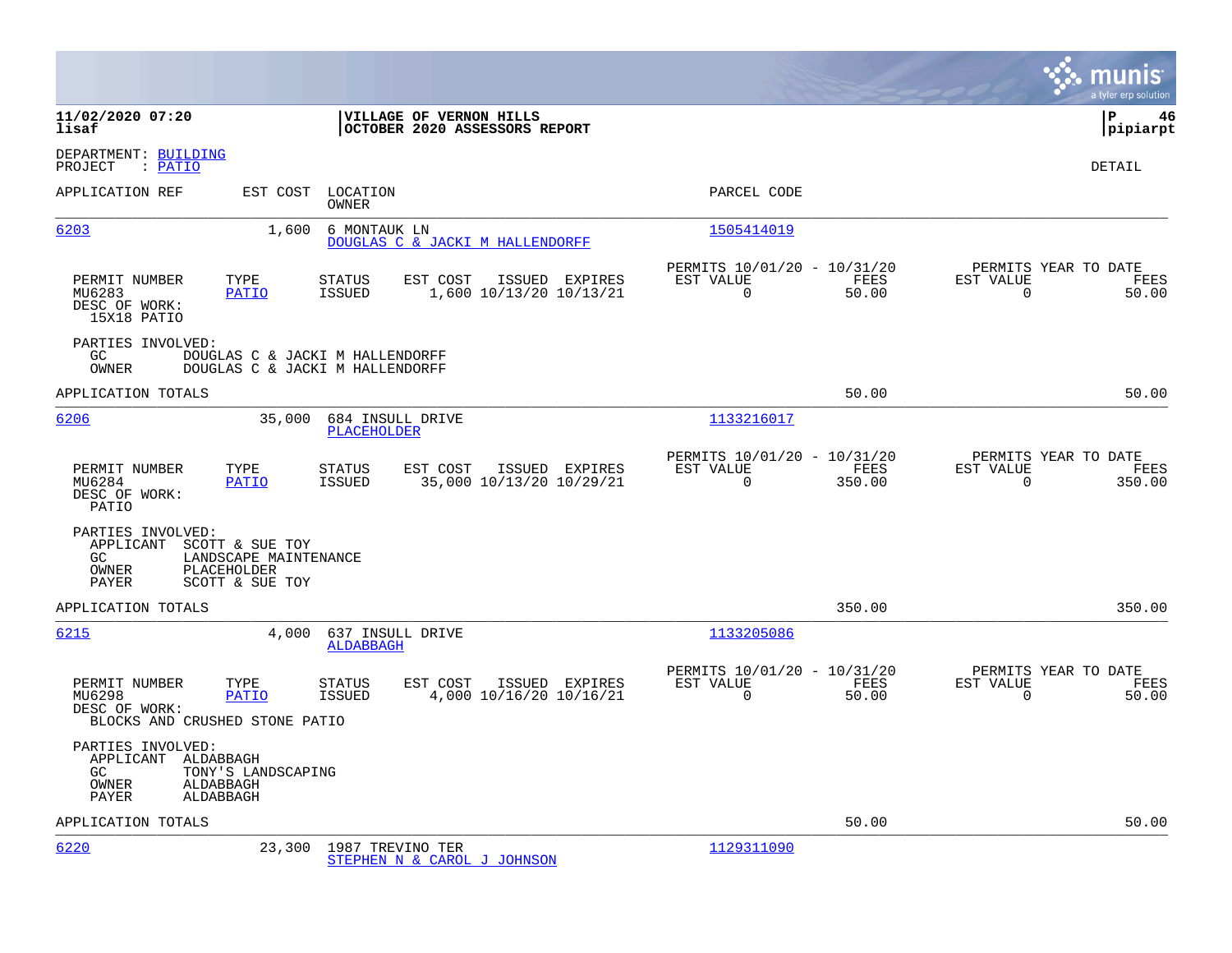**11/02/2020 07:20**
**lisaf**

**VILLAGE OF VERNON HILLS**
**OCTOBER 2020 ASSESSORS REPORT**

**pipiarpt**

DEPARTMENT: BUILDING
PROJECT : PATIO

DETAIL

| APPLICATION REF | EST COST | LOCATION / OWNER | PARCEL CODE |
|---|---|---|---|
| 6203 | 1,600 | 6 MONTAUK LN / DOUGLAS C & JACKI M HALLENDORFF | 1505414019 |

| PERMIT NUMBER | TYPE | STATUS | EST COST | ISSUED | EXPIRES | PERMITS 10/01/20 - 10/31/20 EST VALUE | FEES | PERMITS YEAR TO DATE EST VALUE | FEES |
|---|---|---|---|---|---|---|---|---|---|
| MU6283 | PATIO | ISSUED | 1,600 | 10/13/20 | 10/13/21 | 0 | 50.00 | 0 | 50.00 |

DESC OF WORK:
15X18 PATIO

PARTIES INVOLVED:
GC DOUGLAS C & JACKI M HALLENDORFF
OWNER DOUGLAS C & JACKI M HALLENDORFF

APPLICATION TOTALS 50.00 50.00

| APPLICATION REF | EST COST | LOCATION / OWNER | PARCEL CODE |
|---|---|---|---|
| 6206 | 35,000 | 684 INSULL DRIVE / PLACEHOLDER | 1133216017 |

| PERMIT NUMBER | TYPE | STATUS | EST COST | ISSUED | EXPIRES | PERMITS 10/01/20 - 10/31/20 EST VALUE | FEES | PERMITS YEAR TO DATE EST VALUE | FEES |
|---|---|---|---|---|---|---|---|---|---|
| MU6284 | PATIO | ISSUED | 35,000 | 10/13/20 | 10/29/21 | 0 | 350.00 | 0 | 350.00 |

DESC OF WORK:
PATIO

PARTIES INVOLVED:
APPLICANT SCOTT & SUE TOY
GC LANDSCAPE MAINTENANCE
OWNER PLACEHOLDER
PAYER SCOTT & SUE TOY

APPLICATION TOTALS 350.00 350.00

| APPLICATION REF | EST COST | LOCATION / OWNER | PARCEL CODE |
|---|---|---|---|
| 6215 | 4,000 | 637 INSULL DRIVE / ALDABBAGH | 1133205086 |

| PERMIT NUMBER | TYPE | STATUS | EST COST | ISSUED | EXPIRES | PERMITS 10/01/20 - 10/31/20 EST VALUE | FEES | PERMITS YEAR TO DATE EST VALUE | FEES |
|---|---|---|---|---|---|---|---|---|---|
| MU6298 | PATIO | ISSUED | 4,000 | 10/16/20 | 10/16/21 | 0 | 50.00 | 0 | 50.00 |

DESC OF WORK:
BLOCKS AND CRUSHED STONE PATIO

PARTIES INVOLVED:
APPLICANT ALDABBAGH
GC TONY'S LANDSCAPING
OWNER ALDABBAGH
PAYER ALDABBAGH

APPLICATION TOTALS 50.00 50.00

| APPLICATION REF | EST COST | LOCATION / OWNER | PARCEL CODE |
|---|---|---|---|
| 6220 | 23,300 | 1987 TREVINO TER / STEPHEN N & CAROL J JOHNSON | 1129311090 |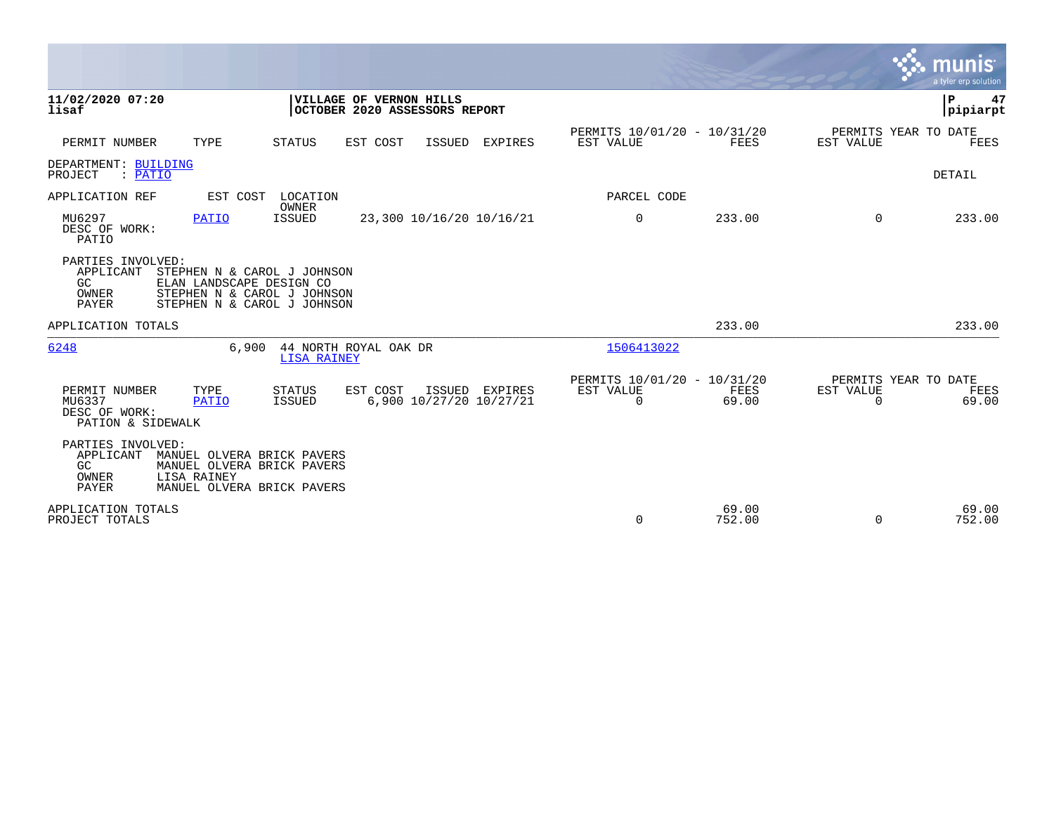**11/02/2020 07:20**
**lisaf**

**VILLAGE OF VERNON HILLS**
**OCTOBER 2020 ASSESSORS REPORT**

**P 47**
**pipiarpt**

| PERMIT NUMBER | TYPE | STATUS | EST COST | ISSUED | EXPIRES | PERMITS 10/01/20 - 10/31/20 EST VALUE | FEES | PERMITS YEAR TO DATE EST VALUE | FEES |
|---|---|---|---|---|---|---|---|---|---|

DEPARTMENT: BUILDING
PROJECT : PATIO

DETAIL

APPLICATION REF  EST COST  LOCATION / OWNER  PARCEL CODE

| PERMIT NUMBER | TYPE | STATUS | EST COST | ISSUED | EXPIRES | EST VALUE | FEES | EST VALUE (YTD) | FEES (YTD) |
|---|---|---|---|---|---|---|---|---|---|
| MU6297 | PATIO | ISSUED | 23,300 | 10/16/20 | 10/16/21 | 0 | 233.00 | 0 | 233.00 |

DESC OF WORK:
PATIO

PARTIES INVOLVED:
- APPLICANT STEPHEN N & CAROL J JOHNSON
- GC ELAN LANDSCAPE DESIGN CO
- OWNER STEPHEN N & CAROL J JOHNSON
- PAYER STEPHEN N & CAROL J JOHNSON

APPLICATION TOTALS — FEES 233.00 — YTD FEES 233.00

---

6248 — EST COST 6,900 — 44 NORTH ROYAL OAK DR — OWNER: LISA RAINEY — PARCEL CODE: 1506413022

| PERMIT NUMBER | TYPE | STATUS | EST COST | ISSUED | EXPIRES | PERMITS 10/01/20 - 10/31/20 EST VALUE | FEES | PERMITS YEAR TO DATE EST VALUE | FEES |
|---|---|---|---|---|---|---|---|---|---|
| MU6337 | PATIO | ISSUED | 6,900 | 10/27/20 | 10/27/21 | 0 | 69.00 | 0 | 69.00 |

DESC OF WORK:
PATION & SIDEWALK

PARTIES INVOLVED:
- APPLICANT MANUEL OLVERA BRICK PAVERS
- GC MANUEL OLVERA BRICK PAVERS
- OWNER LISA RAINEY
- PAYER MANUEL OLVERA BRICK PAVERS

| | EST VALUE | FEES | YTD EST VALUE | YTD FEES |
|---|---|---|---|---|
| APPLICATION TOTALS | | 69.00 | | 69.00 |
| PROJECT TOTALS | 0 | 752.00 | 0 | 752.00 |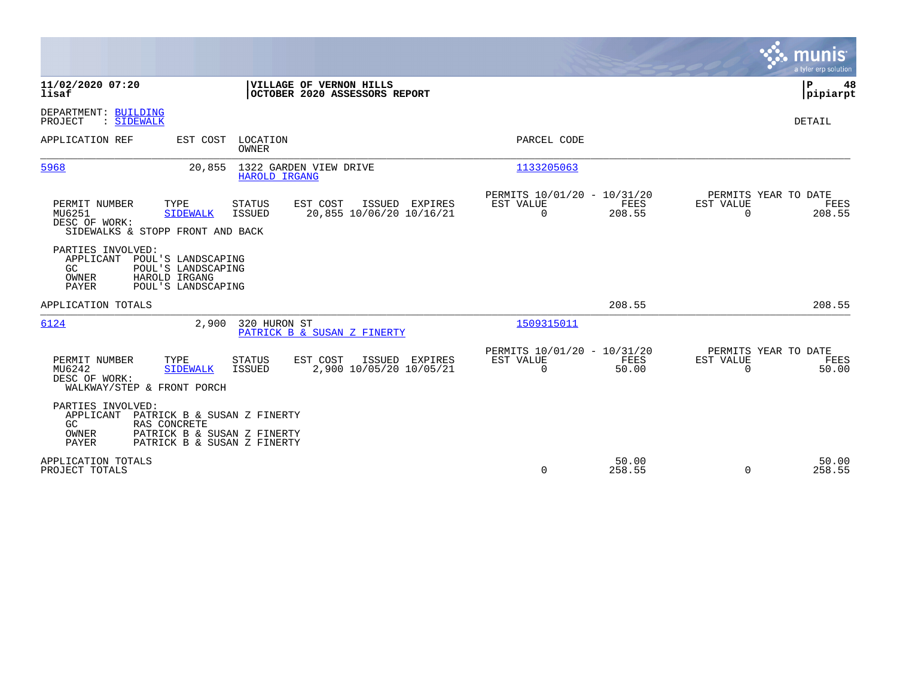**11/02/2020 07:20**
**lisaf**

**VILLAGE OF VERNON HILLS**
**OCTOBER 2020 ASSESSORS REPORT**

**P 48**
**pipiarpt**

DEPARTMENT: BUILDING
PROJECT : SIDEWALK

DETAIL

| APPLICATION REF | EST COST | LOCATION / OWNER | PARCEL CODE |
|---|---|---|---|
| 5968 | 20,855 | 1322 GARDEN VIEW DRIVE / HAROLD IRGANG | 1133205063 |

| PERMIT NUMBER | TYPE | STATUS | EST COST | ISSUED | EXPIRES | PERMITS 10/01/20 - 10/31/20 EST VALUE | FEES | PERMITS YEAR TO DATE EST VALUE | FEES |
|---|---|---|---|---|---|---|---|---|---|
| MU6251 | SIDEWALK | ISSUED | 20,855 | 10/06/20 | 10/16/21 | 0 | 208.55 | 0 | 208.55 |

DESC OF WORK:
SIDEWALKS & STOPP FRONT AND BACK

PARTIES INVOLVED:
- APPLICANT POUL'S LANDSCAPING
- GC POUL'S LANDSCAPING
- OWNER HAROLD IRGANG
- PAYER POUL'S LANDSCAPING

APPLICATION TOTALS: 208.55 | 208.55

| APPLICATION REF | EST COST | LOCATION / OWNER | PARCEL CODE |
|---|---|---|---|
| 6124 | 2,900 | 320 HURON ST / PATRICK B & SUSAN Z FINERTY | 1509315011 |

| PERMIT NUMBER | TYPE | STATUS | EST COST | ISSUED | EXPIRES | PERMITS 10/01/20 - 10/31/20 EST VALUE | FEES | PERMITS YEAR TO DATE EST VALUE | FEES |
|---|---|---|---|---|---|---|---|---|---|
| MU6242 | SIDEWALK | ISSUED | 2,900 | 10/05/20 | 10/05/21 | 0 | 50.00 | 0 | 50.00 |

DESC OF WORK:
WALKWAY/STEP & FRONT PORCH

PARTIES INVOLVED:
- APPLICANT PATRICK B & SUSAN Z FINERTY
- GC RAS CONCRETE
- OWNER PATRICK B & SUSAN Z FINERTY
- PAYER PATRICK B & SUSAN Z FINERTY

| | EST VALUE | FEES | YTD EST VALUE | YTD FEES |
|---|---|---|---|---|
| APPLICATION TOTALS | | 50.00 | | 50.00 |
| PROJECT TOTALS | 0 | 258.55 | 0 | 258.55 |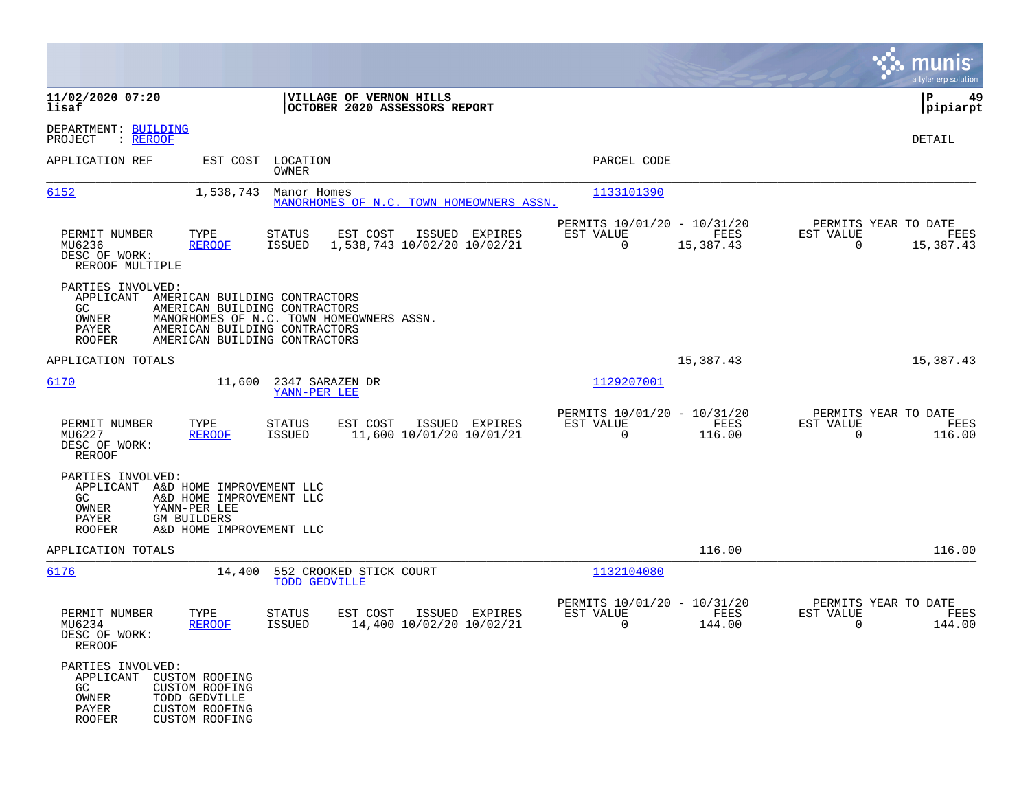**11/02/2020 07:20**
**lisaf**

**VILLAGE OF VERNON HILLS**
**OCTOBER 2020 ASSESSORS REPORT**

**P 49**
**pipiarpt**

DEPARTMENT: BUILDING
PROJECT : REROOF

DETAIL

| APPLICATION REF | EST COST | LOCATION / OWNER | PARCEL CODE |
|---|---|---|---|
| 6152 | 1,538,743 | Manor Homes / MANORHOMES OF N.C. TOWN HOMEOWNERS ASSN. | 1133101390 |

| PERMIT NUMBER | TYPE | STATUS | EST COST | ISSUED | EXPIRES | PERMITS 10/01/20 - 10/31/20 EST VALUE | FEES | PERMITS YEAR TO DATE EST VALUE | FEES |
|---|---|---|---|---|---|---|---|---|---|
| MU6236 | REROOF | ISSUED | 1,538,743 | 10/02/20 | 10/02/21 | 0 | 15,387.43 | 0 | 15,387.43 |

DESC OF WORK:
REROOF MULTIPLE

PARTIES INVOLVED:
- APPLICANT AMERICAN BUILDING CONTRACTORS
- GC AMERICAN BUILDING CONTRACTORS
- OWNER MANORHOMES OF N.C. TOWN HOMEOWNERS ASSN.
- PAYER AMERICAN BUILDING CONTRACTORS
- ROOFER AMERICAN BUILDING CONTRACTORS

APPLICATION TOTALS 15,387.43 15,387.43

| APPLICATION REF | EST COST | LOCATION / OWNER | PARCEL CODE |
|---|---|---|---|
| 6170 | 11,600 | 2347 SARAZEN DR / YANN-PER LEE | 1129207001 |

| PERMIT NUMBER | TYPE | STATUS | EST COST | ISSUED | EXPIRES | PERMITS 10/01/20 - 10/31/20 EST VALUE | FEES | PERMITS YEAR TO DATE EST VALUE | FEES |
|---|---|---|---|---|---|---|---|---|---|
| MU6227 | REROOF | ISSUED | 11,600 | 10/01/20 | 10/01/21 | 0 | 116.00 | 0 | 116.00 |

DESC OF WORK:
REROOF

PARTIES INVOLVED:
- APPLICANT A&D HOME IMPROVEMENT LLC
- GC A&D HOME IMPROVEMENT LLC
- OWNER YANN-PER LEE
- PAYER GM BUILDERS
- ROOFER A&D HOME IMPROVEMENT LLC

APPLICATION TOTALS 116.00 116.00

| APPLICATION REF | EST COST | LOCATION / OWNER | PARCEL CODE |
|---|---|---|---|
| 6176 | 14,400 | 552 CROOKED STICK COURT / TODD GEDVILLE | 1132104080 |

| PERMIT NUMBER | TYPE | STATUS | EST COST | ISSUED | EXPIRES | PERMITS 10/01/20 - 10/31/20 EST VALUE | FEES | PERMITS YEAR TO DATE EST VALUE | FEES |
|---|---|---|---|---|---|---|---|---|---|
| MU6234 | REROOF | ISSUED | 14,400 | 10/02/20 | 10/02/21 | 0 | 144.00 | 0 | 144.00 |

DESC OF WORK:
REROOF

PARTIES INVOLVED:
- APPLICANT CUSTOM ROOFING
- GC CUSTOM ROOFING
- OWNER TODD GEDVILLE
- PAYER CUSTOM ROOFING
- ROOFER CUSTOM ROOFING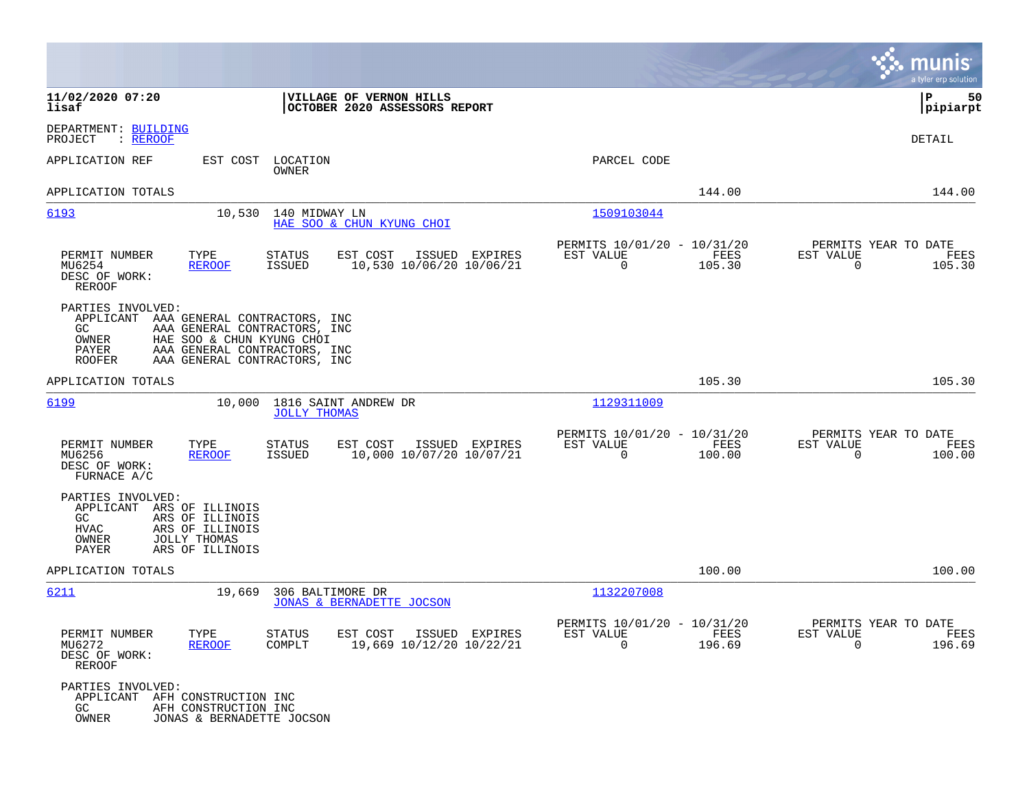**11/02/2020 07:20**
**lisaf**

**VILLAGE OF VERNON HILLS**
**OCTOBER 2020 ASSESSORS REPORT**

**P 50**
**pipiarpt**

DEPARTMENT: BUILDING
PROJECT : REROOF

DETAIL

| APPLICATION REF | EST COST | LOCATION / OWNER | PARCEL CODE | | |
|---|---|---|---|---|---|
| APPLICATION TOTALS | | | | 144.00 | 144.00 |

---

**6193** — 10,530 — 140 MIDWAY LN — HAE SOO & CHUN KYUNG CHOI — Parcel: 1509103044

| PERMIT NUMBER | TYPE | STATUS | EST COST | ISSUED | EXPIRES | PERMITS 10/01/20 - 10/31/20 EST VALUE | FEES | PERMITS YEAR TO DATE EST VALUE | FEES |
|---|---|---|---|---|---|---|---|---|---|
| MU6254 | REROOF | ISSUED | 10,530 | 10/06/20 | 10/06/21 | 0 | 105.30 | 0 | 105.30 |

DESC OF WORK:
REROOF

PARTIES INVOLVED:
- APPLICANT AAA GENERAL CONTRACTORS, INC
- GC AAA GENERAL CONTRACTORS, INC
- OWNER HAE SOO & CHUN KYUNG CHOI
- PAYER AAA GENERAL CONTRACTORS, INC
- ROOFER AAA GENERAL CONTRACTORS, INC

APPLICATION TOTALS — 105.30 — 105.30

---

**6199** — 10,000 — 1816 SAINT ANDREW DR — JOLLY THOMAS — Parcel: 1129311009

| PERMIT NUMBER | TYPE | STATUS | EST COST | ISSUED | EXPIRES | PERMITS 10/01/20 - 10/31/20 EST VALUE | FEES | PERMITS YEAR TO DATE EST VALUE | FEES |
|---|---|---|---|---|---|---|---|---|---|
| MU6256 | REROOF | ISSUED | 10,000 | 10/07/20 | 10/07/21 | 0 | 100.00 | 0 | 100.00 |

DESC OF WORK:
FURNACE A/C

PARTIES INVOLVED:
- APPLICANT ARS OF ILLINOIS
- GC ARS OF ILLINOIS
- HVAC ARS OF ILLINOIS
- OWNER JOLLY THOMAS
- PAYER ARS OF ILLINOIS

APPLICATION TOTALS — 100.00 — 100.00

---

**6211** — 19,669 — 306 BALTIMORE DR — JONAS & BERNADETTE JOCSON — Parcel: 1132207008

| PERMIT NUMBER | TYPE | STATUS | EST COST | ISSUED | EXPIRES | PERMITS 10/01/20 - 10/31/20 EST VALUE | FEES | PERMITS YEAR TO DATE EST VALUE | FEES |
|---|---|---|---|---|---|---|---|---|---|
| MU6272 | REROOF | COMPLT | 19,669 | 10/12/20 | 10/22/21 | 0 | 196.69 | 0 | 196.69 |

DESC OF WORK:
REROOF

PARTIES INVOLVED:
- APPLICANT AFH CONSTRUCTION INC
- GC AFH CONSTRUCTION INC
- OWNER JONAS & BERNADETTE JOCSON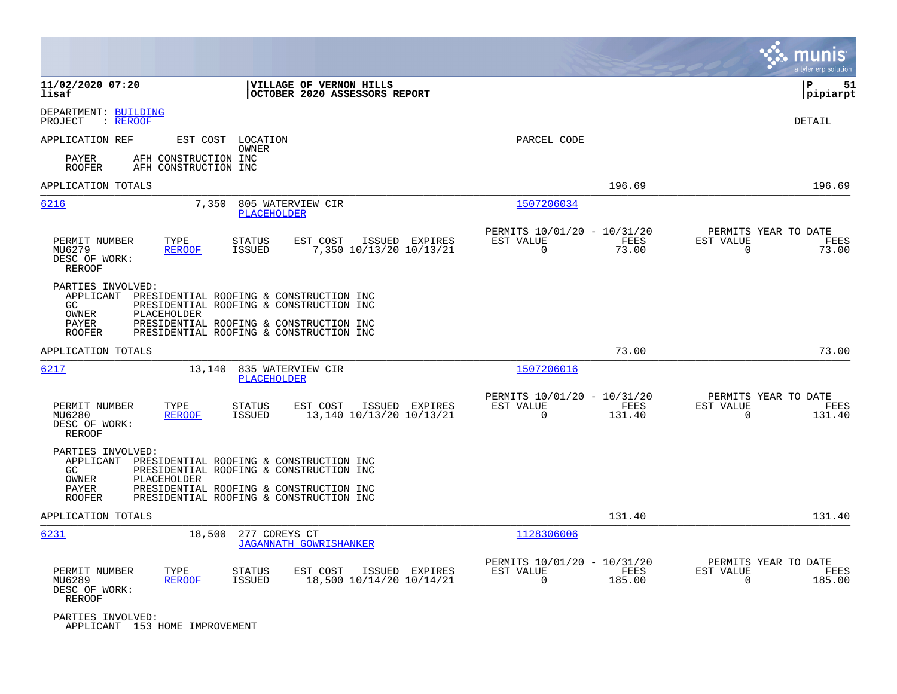**11/02/2020 07:20** | **VILLAGE OF VERNON HILLS**
**lisaf** | **OCTOBER 2020 ASSESSORS REPORT**

DEPARTMENT: BUILDING
PROJECT : REROOF

DETAIL

| APPLICATION REF | EST COST | LOCATION / OWNER | PARCEL CODE |
|---|---|---|---|

PAYER AFH CONSTRUCTION INC
ROOFER AFH CONSTRUCTION INC

APPLICATION TOTALS 196.69 196.69

---

**6216** 7,350 805 WATERVIEW CIR / PLACEHOLDER — Parcel 1507206034

| PERMIT NUMBER | TYPE | STATUS | EST COST | ISSUED | EXPIRES | PERMITS 10/01/20 - 10/31/20 EST VALUE | FEES | PERMITS YEAR TO DATE EST VALUE | FEES |
|---|---|---|---|---|---|---|---|---|---|
| MU6279 | REROOF | ISSUED | 7,350 | 10/13/20 | 10/13/21 | 0 | 73.00 | 0 | 73.00 |

DESC OF WORK:
REROOF

PARTIES INVOLVED:
- APPLICANT PRESIDENTIAL ROOFING & CONSTRUCTION INC
- GC PRESIDENTIAL ROOFING & CONSTRUCTION INC
- OWNER PLACEHOLDER
- PAYER PRESIDENTIAL ROOFING & CONSTRUCTION INC
- ROOFER PRESIDENTIAL ROOFING & CONSTRUCTION INC

APPLICATION TOTALS 73.00 73.00

---

**6217** 13,140 835 WATERVIEW CIR / PLACEHOLDER — Parcel 1507206016

| PERMIT NUMBER | TYPE | STATUS | EST COST | ISSUED | EXPIRES | PERMITS 10/01/20 - 10/31/20 EST VALUE | FEES | PERMITS YEAR TO DATE EST VALUE | FEES |
|---|---|---|---|---|---|---|---|---|---|
| MU6280 | REROOF | ISSUED | 13,140 | 10/13/20 | 10/13/21 | 0 | 131.40 | 0 | 131.40 |

DESC OF WORK:
REROOF

PARTIES INVOLVED:
- APPLICANT PRESIDENTIAL ROOFING & CONSTRUCTION INC
- GC PRESIDENTIAL ROOFING & CONSTRUCTION INC
- OWNER PLACEHOLDER
- PAYER PRESIDENTIAL ROOFING & CONSTRUCTION INC
- ROOFER PRESIDENTIAL ROOFING & CONSTRUCTION INC

APPLICATION TOTALS 131.40 131.40

---

**6231** 18,500 277 COREYS CT / JAGANNATH GOWRISHANKER — Parcel 1128306006

| PERMIT NUMBER | TYPE | STATUS | EST COST | ISSUED | EXPIRES | PERMITS 10/01/20 - 10/31/20 EST VALUE | FEES | PERMITS YEAR TO DATE EST VALUE | FEES |
|---|---|---|---|---|---|---|---|---|---|
| MU6289 | REROOF | ISSUED | 18,500 | 10/14/20 | 10/14/21 | 0 | 185.00 | 0 | 185.00 |

DESC OF WORK:
REROOF

PARTIES INVOLVED:
- APPLICANT 153 HOME IMPROVEMENT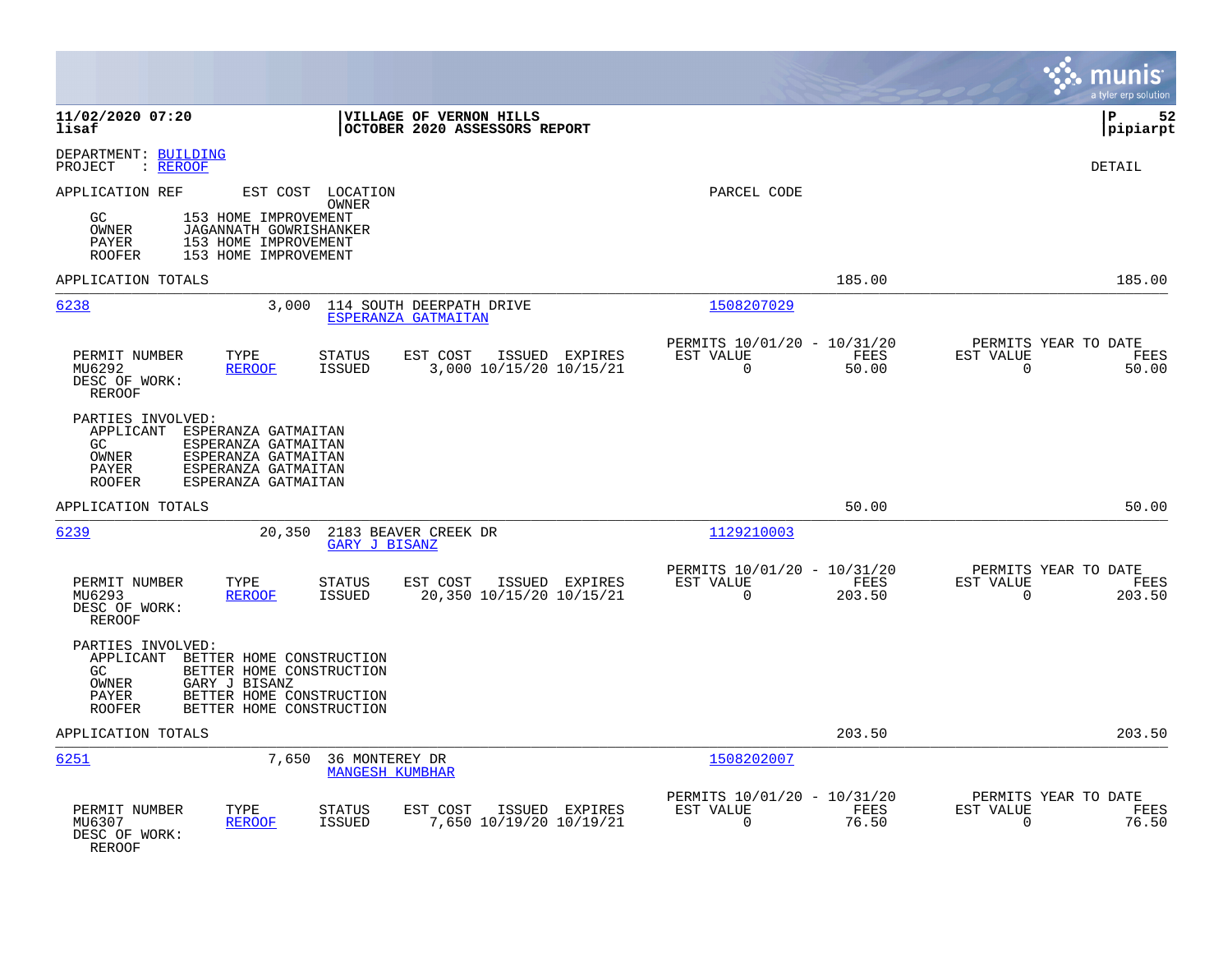**11/02/2020 07:20**
**lisaf**

**VILLAGE OF VERNON HILLS**
**OCTOBER 2020 ASSESSORS REPORT**

**P 52**
**pipiarpt**

DEPARTMENT: BUILDING
PROJECT : REROOF

DETAIL

| APPLICATION REF | EST COST | LOCATION / OWNER | PARCEL CODE |
|---|---|---|---|

| | |
|---|---|
| GC | 153 HOME IMPROVEMENT |
| OWNER | JAGANNATH GOWRISHANKER |
| PAYER | 153 HOME IMPROVEMENT |
| ROOFER | 153 HOME IMPROVEMENT |

APPLICATION TOTALS — 185.00 — 185.00

---

**6238** — 3,000 — 114 SOUTH DEERPATH DRIVE — ESPERANZA GATMAITAN — 1508207029

| PERMIT NUMBER | TYPE | STATUS | EST COST | ISSUED | EXPIRES | PERMITS 10/01/20 - 10/31/20 EST VALUE | FEES | PERMITS YEAR TO DATE EST VALUE | FEES |
|---|---|---|---|---|---|---|---|---|---|
| MU6292 | REROOF | ISSUED | 3,000 | 10/15/20 | 10/15/21 | 0 | 50.00 | 0 | 50.00 |

DESC OF WORK:
REROOF

PARTIES INVOLVED:

| | |
|---|---|
| APPLICANT | ESPERANZA GATMAITAN |
| GC | ESPERANZA GATMAITAN |
| OWNER | ESPERANZA GATMAITAN |
| PAYER | ESPERANZA GATMAITAN |
| ROOFER | ESPERANZA GATMAITAN |

APPLICATION TOTALS — 50.00 — 50.00

---

**6239** — 20,350 — 2183 BEAVER CREEK DR — GARY J BISANZ — 1129210003

| PERMIT NUMBER | TYPE | STATUS | EST COST | ISSUED | EXPIRES | PERMITS 10/01/20 - 10/31/20 EST VALUE | FEES | PERMITS YEAR TO DATE EST VALUE | FEES |
|---|---|---|---|---|---|---|---|---|---|
| MU6293 | REROOF | ISSUED | 20,350 | 10/15/20 | 10/15/21 | 0 | 203.50 | 0 | 203.50 |

DESC OF WORK:
REROOF

PARTIES INVOLVED:

| | |
|---|---|
| APPLICANT | BETTER HOME CONSTRUCTION |
| GC | BETTER HOME CONSTRUCTION |
| OWNER | GARY J BISANZ |
| PAYER | BETTER HOME CONSTRUCTION |
| ROOFER | BETTER HOME CONSTRUCTION |

APPLICATION TOTALS — 203.50 — 203.50

---

**6251** — 7,650 — 36 MONTEREY DR — MANGESH KUMBHAR — 1508202007

| PERMIT NUMBER | TYPE | STATUS | EST COST | ISSUED | EXPIRES | PERMITS 10/01/20 - 10/31/20 EST VALUE | FEES | PERMITS YEAR TO DATE EST VALUE | FEES |
|---|---|---|---|---|---|---|---|---|---|
| MU6307 | REROOF | ISSUED | 7,650 | 10/19/20 | 10/19/21 | 0 | 76.50 | 0 | 76.50 |

DESC OF WORK:
REROOF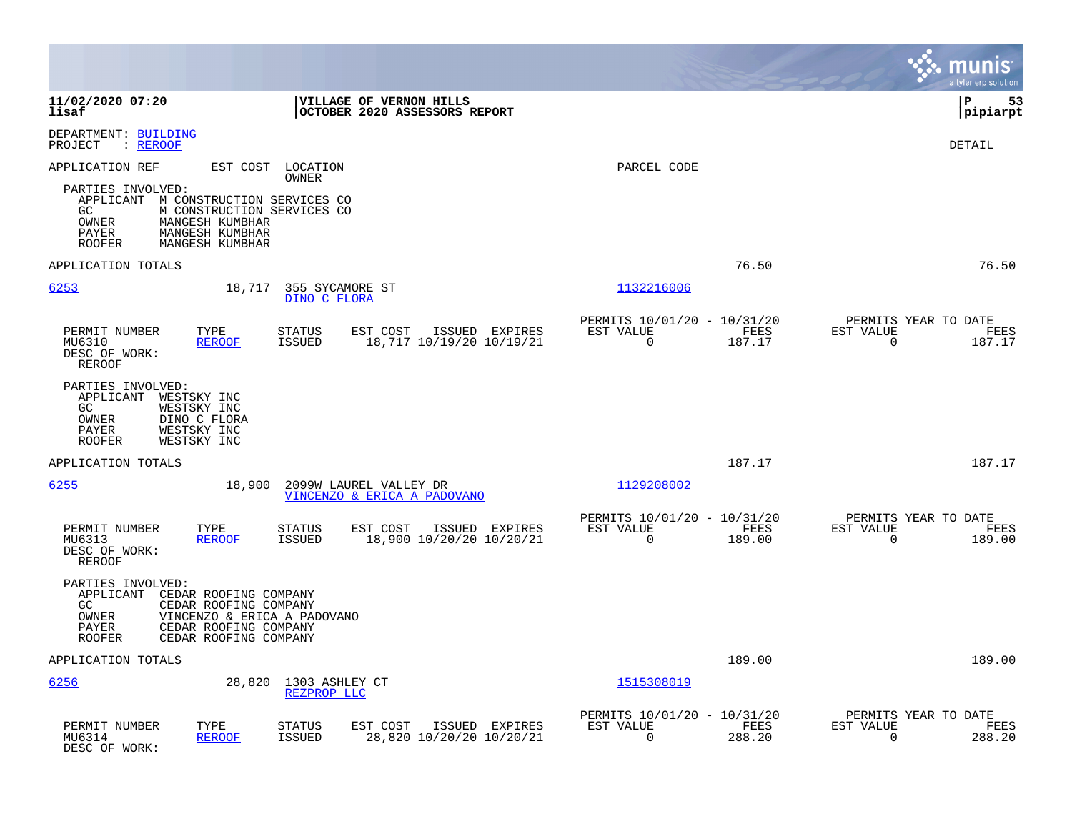**VILLAGE OF VERNON HILLS**
**OCTOBER 2020 ASSESSORS REPORT**

11/02/2020 07:20
lisaf

P 53
pipiarpt

DEPARTMENT: BUILDING
PROJECT : REROOF

DETAIL

APPLICATION REF | EST COST | LOCATION / OWNER | PARCEL CODE

PARTIES INVOLVED:
- APPLICANT M CONSTRUCTION SERVICES CO
- GC M CONSTRUCTION SERVICES CO
- OWNER MANGESH KUMBHAR
- PAYER MANGESH KUMBHAR
- ROOFER MANGESH KUMBHAR

APPLICATION TOTALS 76.50 76.50

---

**6253** 18,717 355 SYCAMORE ST — DINO C FLORA — Parcel 1132216006

| PERMIT NUMBER | TYPE | STATUS | EST COST | ISSUED | EXPIRES | PERMITS 10/01/20 - 10/31/20 EST VALUE | FEES | PERMITS YEAR TO DATE EST VALUE | FEES |
|---|---|---|---|---|---|---|---|---|---|
| MU6310 | REROOF | ISSUED | 18,717 | 10/19/20 | 10/19/21 | 0 | 187.17 | 0 | 187.17 |

DESC OF WORK: REROOF

PARTIES INVOLVED:
- APPLICANT WESTSKY INC
- GC WESTSKY INC
- OWNER DINO C FLORA
- PAYER WESTSKY INC
- ROOFER WESTSKY INC

APPLICATION TOTALS 187.17 187.17

---

**6255** 18,900 2099W LAUREL VALLEY DR — VINCENZO & ERICA A PADOVANO — Parcel 1129208002

| PERMIT NUMBER | TYPE | STATUS | EST COST | ISSUED | EXPIRES | PERMITS 10/01/20 - 10/31/20 EST VALUE | FEES | PERMITS YEAR TO DATE EST VALUE | FEES |
|---|---|---|---|---|---|---|---|---|---|
| MU6313 | REROOF | ISSUED | 18,900 | 10/20/20 | 10/20/21 | 0 | 189.00 | 0 | 189.00 |

DESC OF WORK: REROOF

PARTIES INVOLVED:
- APPLICANT CEDAR ROOFING COMPANY
- GC CEDAR ROOFING COMPANY
- OWNER VINCENZO & ERICA A PADOVANO
- PAYER CEDAR ROOFING COMPANY
- ROOFER CEDAR ROOFING COMPANY

APPLICATION TOTALS 189.00 189.00

---

**6256** 28,820 1303 ASHLEY CT — REZPROP LLC — Parcel 1515308019

| PERMIT NUMBER | TYPE | STATUS | EST COST | ISSUED | EXPIRES | PERMITS 10/01/20 - 10/31/20 EST VALUE | FEES | PERMITS YEAR TO DATE EST VALUE | FEES |
|---|---|---|---|---|---|---|---|---|---|
| MU6314 | REROOF | ISSUED | 28,820 | 10/20/20 | 10/20/21 | 0 | 288.20 | 0 | 288.20 |

DESC OF WORK: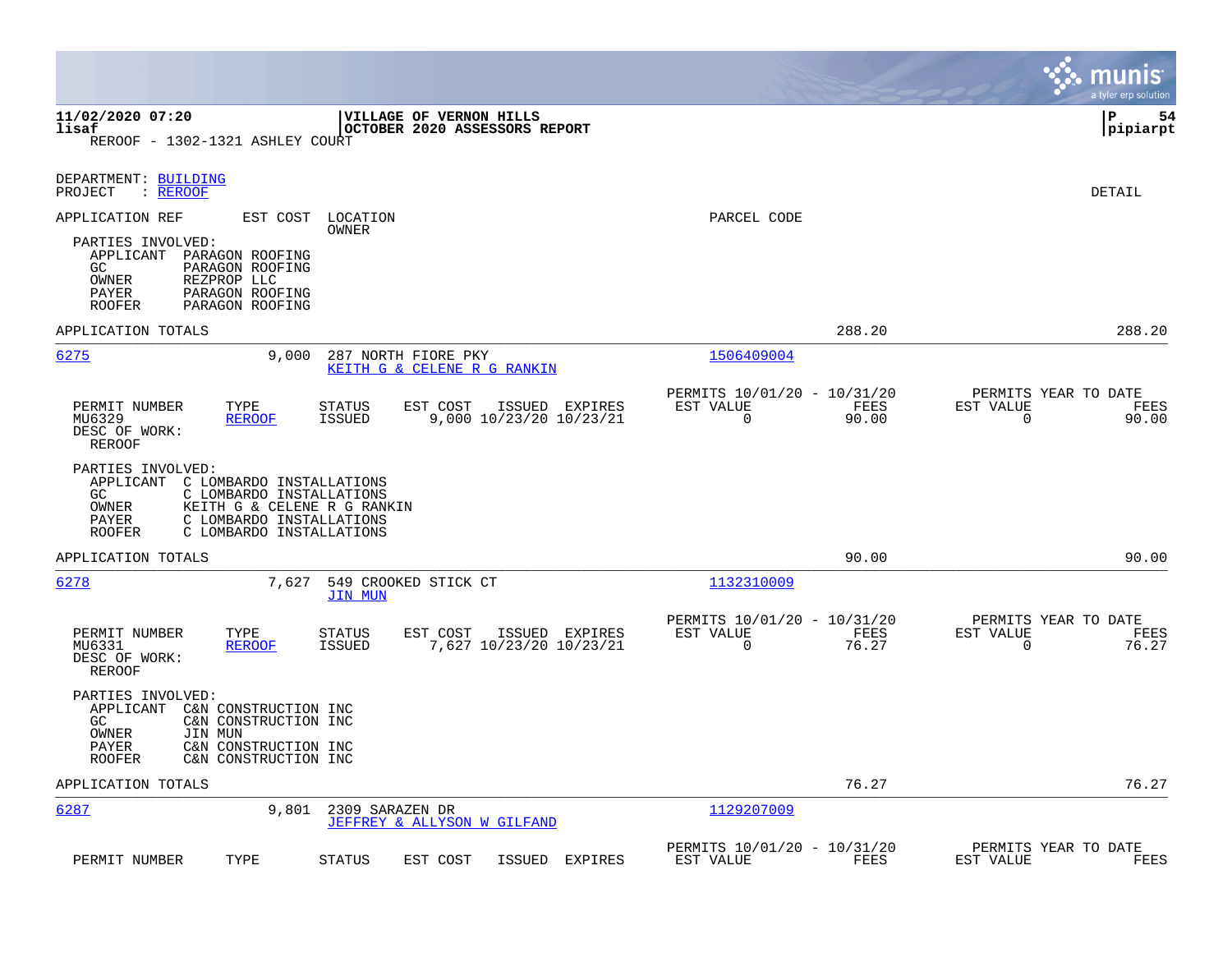11/02/2020 07:20 | VILLAGE OF VERNON HILLS | P 54
lisaf | OCTOBER 2020 ASSESSORS REPORT | pipiarpt

REROOF - 1302-1321 ASHLEY COURT

DEPARTMENT: BUILDING
PROJECT : REROOF

DETAIL

APPLICATION REF | EST COST | LOCATION / OWNER | PARCEL CODE

PARTIES INVOLVED:
- APPLICANT PARAGON ROOFING
- GC PARAGON ROOFING
- OWNER REZPROP LLC
- PAYER PARAGON ROOFING
- ROOFER PARAGON ROOFING

APPLICATION TOTALS 288.20 288.20

---

**6275** | 9,000 | 287 NORTH FIORE PKY / KEITH G & CELENE R G RANKIN | 1506409004

| PERMIT NUMBER | TYPE | STATUS | EST COST | ISSUED | EXPIRES | PERMITS 10/01/20 - 10/31/20 EST VALUE | FEES | PERMITS YEAR TO DATE EST VALUE | FEES |
|---|---|---|---|---|---|---|---|---|---|
| MU6329 | REROOF | ISSUED | 9,000 | 10/23/20 | 10/23/21 | 0 | 90.00 | 0 | 90.00 |

DESC OF WORK:
REROOF

PARTIES INVOLVED:
- APPLICANT C LOMBARDO INSTALLATIONS
- GC C LOMBARDO INSTALLATIONS
- OWNER KEITH G & CELENE R G RANKIN
- PAYER C LOMBARDO INSTALLATIONS
- ROOFER C LOMBARDO INSTALLATIONS

APPLICATION TOTALS 90.00 90.00

---

**6278** | 7,627 | 549 CROOKED STICK CT / JIN MUN | 1132310009

| PERMIT NUMBER | TYPE | STATUS | EST COST | ISSUED | EXPIRES | PERMITS 10/01/20 - 10/31/20 EST VALUE | FEES | PERMITS YEAR TO DATE EST VALUE | FEES |
|---|---|---|---|---|---|---|---|---|---|
| MU6331 | REROOF | ISSUED | 7,627 | 10/23/20 | 10/23/21 | 0 | 76.27 | 0 | 76.27 |

DESC OF WORK:
REROOF

PARTIES INVOLVED:
- APPLICANT C&N CONSTRUCTION INC
- GC C&N CONSTRUCTION INC
- OWNER JIN MUN
- PAYER C&N CONSTRUCTION INC
- ROOFER C&N CONSTRUCTION INC

APPLICATION TOTALS 76.27 76.27

---

**6287** | 9,801 | 2309 SARAZEN DR / JEFFREY & ALLYSON W GILFAND | 1129207009

| PERMIT NUMBER | TYPE | STATUS | EST COST | ISSUED | EXPIRES | PERMITS 10/01/20 - 10/31/20 EST VALUE | FEES | PERMITS YEAR TO DATE EST VALUE | FEES |
|---|---|---|---|---|---|---|---|---|---|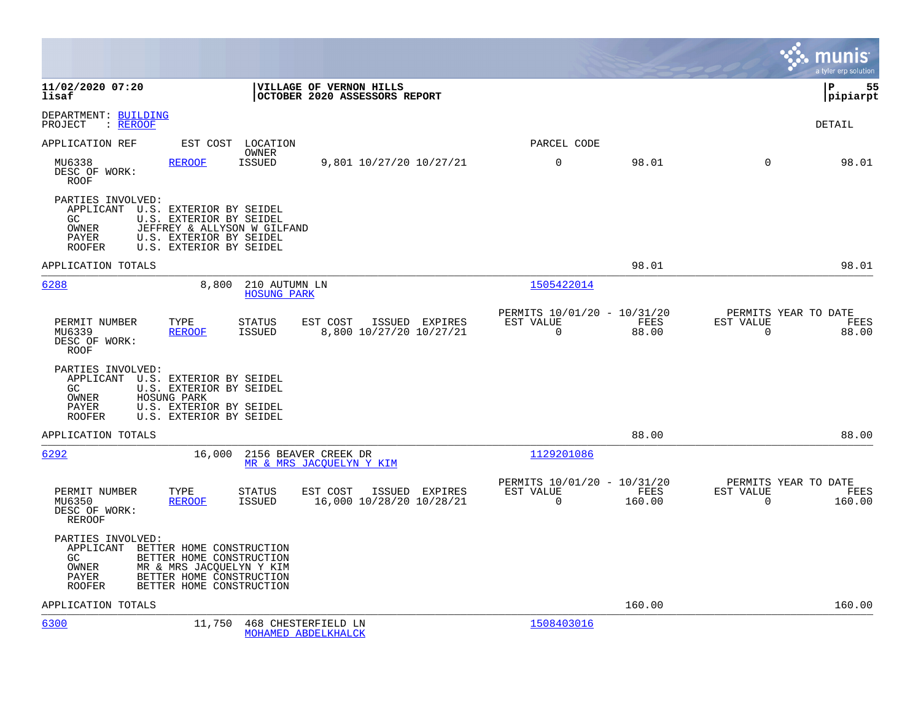**VILLAGE OF VERNON HILLS**
**OCTOBER 2020 ASSESSORS REPORT**

DEPARTMENT: BUILDING
PROJECT : REROOF

DETAIL

| APPLICATION REF | EST COST | LOCATION / OWNER | | | | PARCEL CODE | | | |
|---|---|---|---|---|---|---|---|---|---|
| MU6338 | REROOF | ISSUED | 9,801 | 10/27/20 | 10/27/21 | 0 | 98.01 | 0 | 98.01 |

DESC OF WORK:
ROOF

PARTIES INVOLVED:
- APPLICANT U.S. EXTERIOR BY SEIDEL
- GC U.S. EXTERIOR BY SEIDEL
- OWNER JEFFREY & ALLYSON W GILFAND
- PAYER U.S. EXTERIOR BY SEIDEL
- ROOFER U.S. EXTERIOR BY SEIDEL

APPLICATION TOTALS 98.01 98.01

---

**6288** — 8,800 — 210 AUTUMN LN — HOSUNG PARK — 1505422014

| PERMIT NUMBER | TYPE | STATUS | EST COST | ISSUED | EXPIRES | PERMITS 10/01/20 - 10/31/20 EST VALUE | FEES | PERMITS YEAR TO DATE EST VALUE | FEES |
|---|---|---|---|---|---|---|---|---|---|
| MU6339 | REROOF | ISSUED | 8,800 | 10/27/20 | 10/27/21 | 0 | 88.00 | 0 | 88.00 |

DESC OF WORK:
ROOF

PARTIES INVOLVED:
- APPLICANT U.S. EXTERIOR BY SEIDEL
- GC U.S. EXTERIOR BY SEIDEL
- OWNER HOSUNG PARK
- PAYER U.S. EXTERIOR BY SEIDEL
- ROOFER U.S. EXTERIOR BY SEIDEL

APPLICATION TOTALS 88.00 88.00

---

**6292** — 16,000 — 2156 BEAVER CREEK DR — MR & MRS JACQUELYN Y KIM — 1129201086

| PERMIT NUMBER | TYPE | STATUS | EST COST | ISSUED | EXPIRES | PERMITS 10/01/20 - 10/31/20 EST VALUE | FEES | PERMITS YEAR TO DATE EST VALUE | FEES |
|---|---|---|---|---|---|---|---|---|---|
| MU6350 | REROOF | ISSUED | 16,000 | 10/28/20 | 10/28/21 | 0 | 160.00 | 0 | 160.00 |

DESC OF WORK:
REROOF

PARTIES INVOLVED:
- APPLICANT BETTER HOME CONSTRUCTION
- GC BETTER HOME CONSTRUCTION
- OWNER MR & MRS JACQUELYN Y KIM
- PAYER BETTER HOME CONSTRUCTION
- ROOFER BETTER HOME CONSTRUCTION

APPLICATION TOTALS 160.00 160.00

---

**6300** — 11,750 — 468 CHESTERFIELD LN — MOHAMED ABDELKHALCK — 1508403016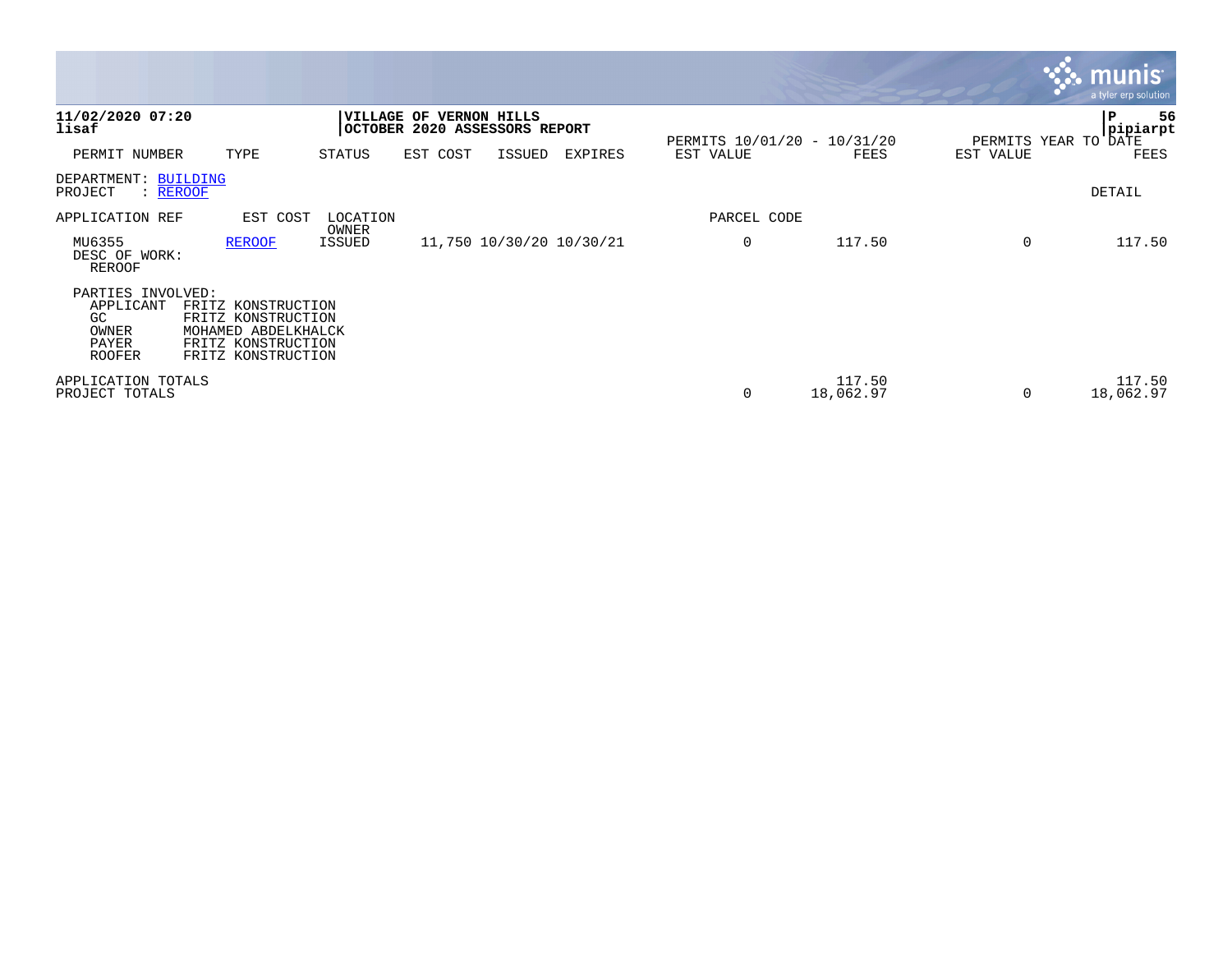**11/02/2020 07:20**
**lisaf**

**VILLAGE OF VERNON HILLS**
**OCTOBER 2020 ASSESSORS REPORT**

**pipiarpt**

| PERMIT NUMBER | TYPE | STATUS | EST COST | ISSUED | EXPIRES | PERMITS 10/01/20 - 10/31/20 EST VALUE | FEES | PERMITS YEAR TO DATE EST VALUE | FEES |
|---|---|---|---|---|---|---|---|---|---|

DEPARTMENT: BUILDING
PROJECT : REROOF

DETAIL

| APPLICATION REF | EST COST | LOCATION / OWNER | | | | PARCEL CODE | | | |
|---|---|---|---|---|---|---|---|---|---|
| MU6355 | REROOF | ISSUED | 11,750 | 10/30/20 | 10/30/21 | 0 | 117.50 | 0 | 117.50 |

DESC OF WORK:
REROOF

PARTIES INVOLVED:

| | |
|---|---|
| APPLICANT | FRITZ KONSTRUCTION |
| GC | FRITZ KONSTRUCTION |
| OWNER | MOHAMED ABDELKHALCK |
| PAYER | FRITZ KONSTRUCTION |
| ROOFER | FRITZ KONSTRUCTION |

| | EST VALUE | FEES | EST VALUE | FEES |
|---|---|---|---|---|
| APPLICATION TOTALS | | 117.50 | | 117.50 |
| PROJECT TOTALS | 0 | 18,062.97 | 0 | 18,062.97 |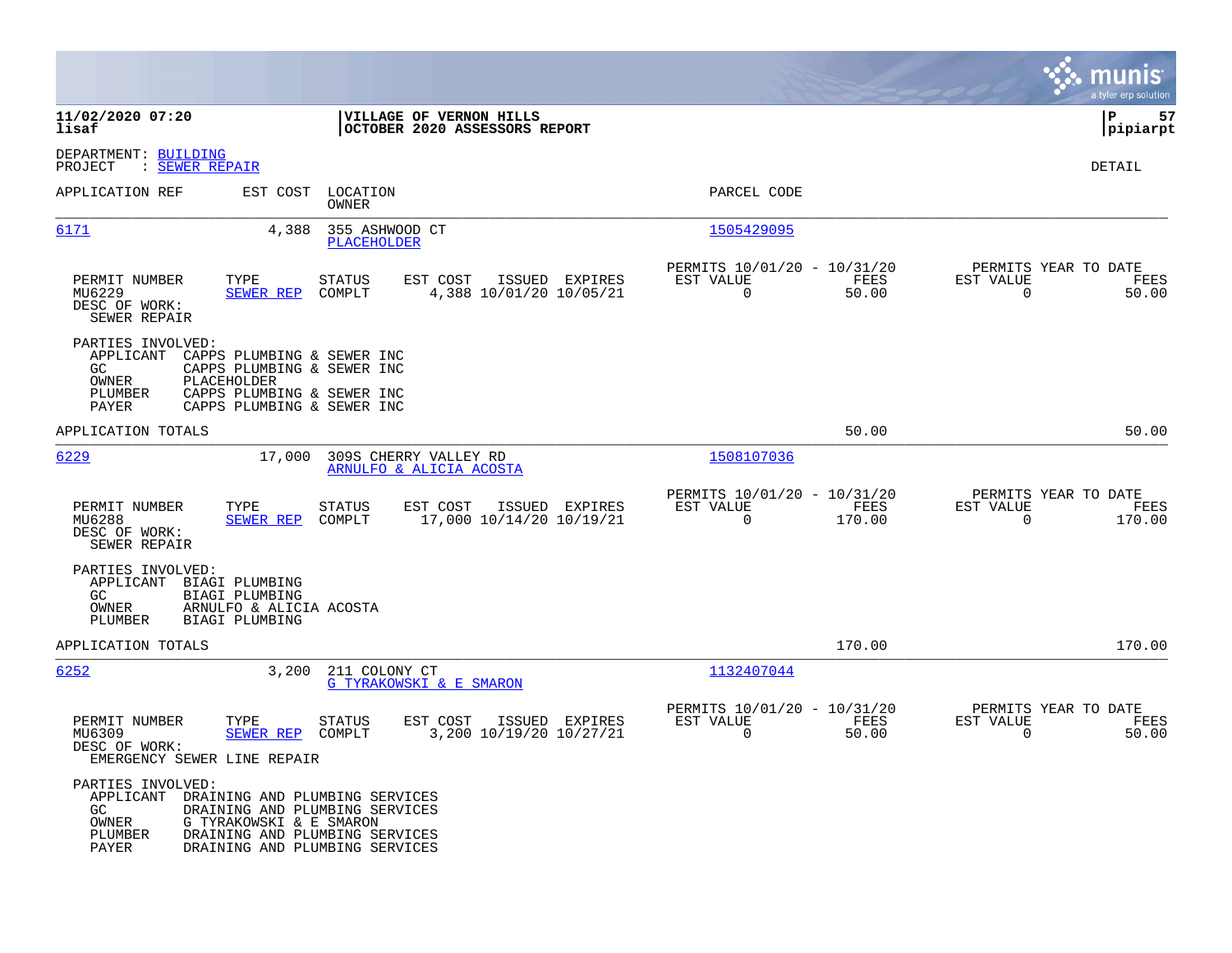**11/02/2020 07:20**
**lisaf**

**VILLAGE OF VERNON HILLS**
**OCTOBER 2020 ASSESSORS REPORT**

**pipiarpt**

DEPARTMENT: BUILDING
PROJECT : SEWER REPAIR

DETAIL

| APPLICATION REF | EST COST | LOCATION / OWNER | PARCEL CODE |
|---|---|---|---|
| 6171 | 4,388 | 355 ASHWOOD CT / PLACEHOLDER | 1505429095 |

| PERMIT NUMBER | TYPE | STATUS | EST COST | ISSUED | EXPIRES | PERMITS 10/01/20 - 10/31/20 EST VALUE | FEES | PERMITS YEAR TO DATE EST VALUE | FEES |
|---|---|---|---|---|---|---|---|---|---|
| MU6229 | SEWER REP | COMPLT | 4,388 | 10/01/20 | 10/05/21 | 0 | 50.00 | 0 | 50.00 |

DESC OF WORK:
SEWER REPAIR

PARTIES INVOLVED:
- APPLICANT CAPPS PLUMBING & SEWER INC
- GC CAPPS PLUMBING & SEWER INC
- OWNER PLACEHOLDER
- PLUMBER CAPPS PLUMBING & SEWER INC
- PAYER CAPPS PLUMBING & SEWER INC

APPLICATION TOTALS: 50.00 | 50.00

| APPLICATION REF | EST COST | LOCATION / OWNER | PARCEL CODE |
|---|---|---|---|
| 6229 | 17,000 | 309S CHERRY VALLEY RD / ARNULFO & ALICIA ACOSTA | 1508107036 |

| PERMIT NUMBER | TYPE | STATUS | EST COST | ISSUED | EXPIRES | PERMITS 10/01/20 - 10/31/20 EST VALUE | FEES | PERMITS YEAR TO DATE EST VALUE | FEES |
|---|---|---|---|---|---|---|---|---|---|
| MU6288 | SEWER REP | COMPLT | 17,000 | 10/14/20 | 10/19/21 | 0 | 170.00 | 0 | 170.00 |

DESC OF WORK:
SEWER REPAIR

PARTIES INVOLVED:
- APPLICANT BIAGI PLUMBING
- GC BIAGI PLUMBING
- OWNER ARNULFO & ALICIA ACOSTA
- PLUMBER BIAGI PLUMBING

APPLICATION TOTALS: 170.00 | 170.00

| APPLICATION REF | EST COST | LOCATION / OWNER | PARCEL CODE |
|---|---|---|---|
| 6252 | 3,200 | 211 COLONY CT / G TYRAKOWSKI & E SMARON | 1132407044 |

| PERMIT NUMBER | TYPE | STATUS | EST COST | ISSUED | EXPIRES | PERMITS 10/01/20 - 10/31/20 EST VALUE | FEES | PERMITS YEAR TO DATE EST VALUE | FEES |
|---|---|---|---|---|---|---|---|---|---|
| MU6309 | SEWER REP | COMPLT | 3,200 | 10/19/20 | 10/27/21 | 0 | 50.00 | 0 | 50.00 |

DESC OF WORK:
EMERGENCY SEWER LINE REPAIR

PARTIES INVOLVED:
- APPLICANT DRAINING AND PLUMBING SERVICES
- GC DRAINING AND PLUMBING SERVICES
- OWNER G TYRAKOWSKI & E SMARON
- PLUMBER DRAINING AND PLUMBING SERVICES
- PAYER DRAINING AND PLUMBING SERVICES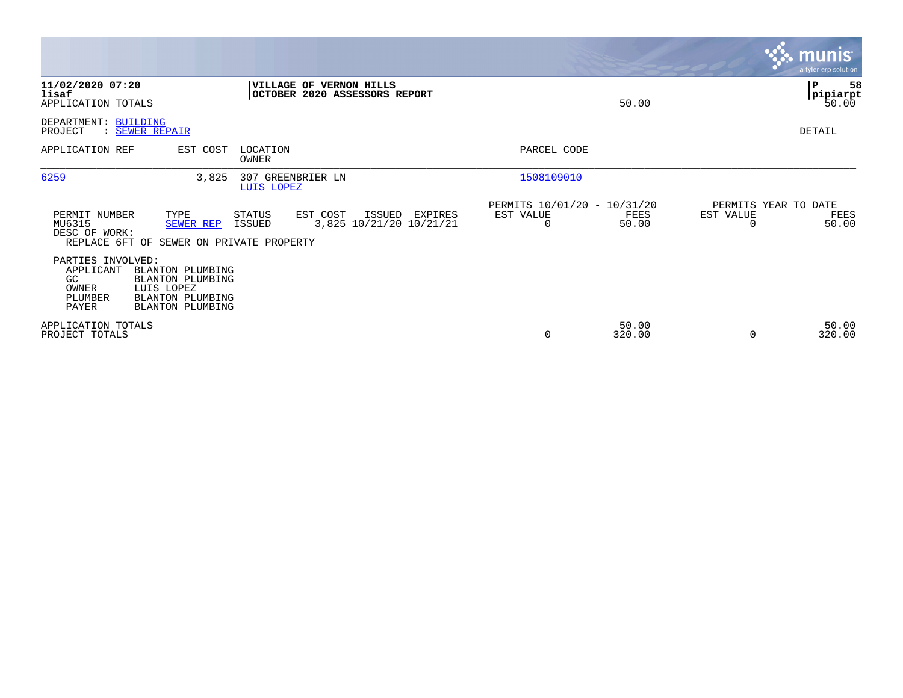**11/02/2020 07:20**
**lisaf**
APPLICATION TOTALS

**VILLAGE OF VERNON HILLS**
**OCTOBER 2020 ASSESSORS REPORT**

50.00

**P 58**
**pipiarpt**
50.00

DEPARTMENT: BUILDING
PROJECT : SEWER REPAIR

DETAIL

| APPLICATION REF | EST COST | LOCATION / OWNER | PARCEL CODE |
|---|---|---|---|
| 6259 | 3,825 | 307 GREENBRIER LN / LUIS LOPEZ | 1508109010 |

| | | | | | | PERMITS 10/01/20 - 10/31/20 | | PERMITS YEAR TO DATE | |
|---|---|---|---|---|---|---|---|---|---|
| PERMIT NUMBER | TYPE | STATUS | EST COST | ISSUED | EXPIRES | EST VALUE | FEES | EST VALUE | FEES |
| MU6315 | SEWER REP | ISSUED | 3,825 | 10/21/20 | 10/21/21 | 0 | 50.00 | 0 | 50.00 |

DESC OF WORK:
REPLACE 6FT OF SEWER ON PRIVATE PROPERTY

PARTIES INVOLVED:

| Role | Name |
|---|---|
| APPLICANT | BLANTON PLUMBING |
| GC | BLANTON PLUMBING |
| OWNER | LUIS LOPEZ |
| PLUMBER | BLANTON PLUMBING |
| PAYER | BLANTON PLUMBING |

| | EST VALUE | FEES | EST VALUE | FEES |
|---|---|---|---|---|
| APPLICATION TOTALS | | 50.00 | | 50.00 |
| PROJECT TOTALS | 0 | 320.00 | 0 | 320.00 |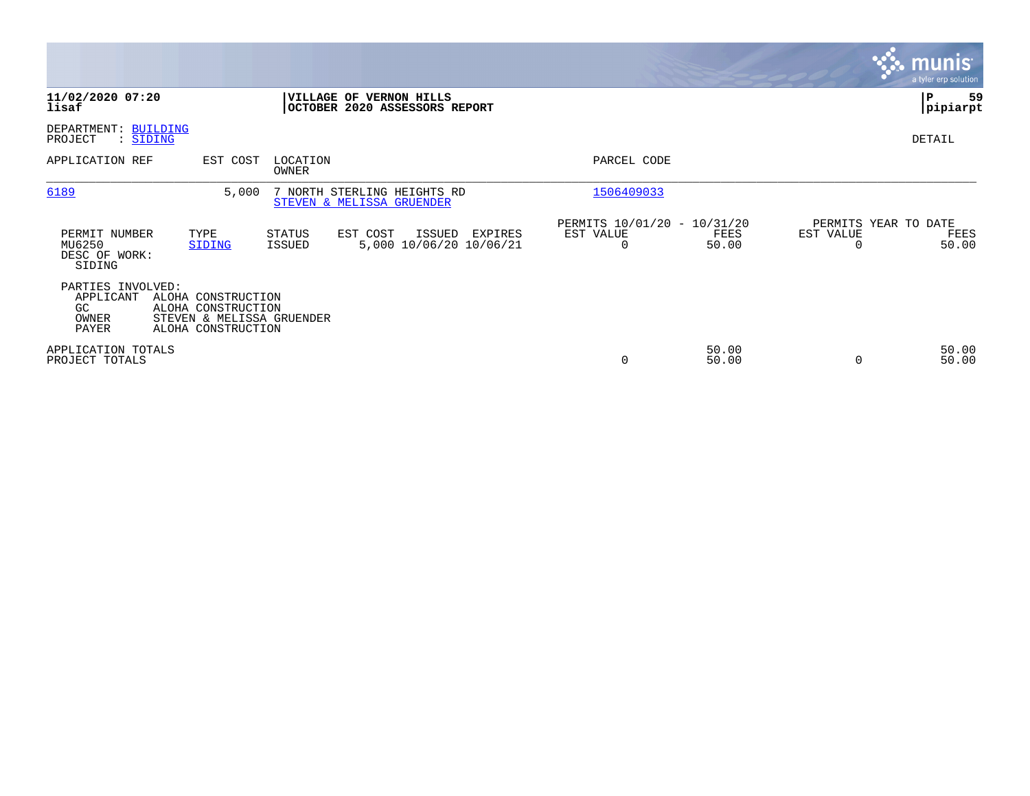**11/02/2020 07:20**
**lisaf**

**VILLAGE OF VERNON HILLS**
**OCTOBER 2020 ASSESSORS REPORT**

**P 59**
**pipiarpt**

DEPARTMENT: BUILDING
PROJECT : SIDING

DETAIL

| APPLICATION REF | EST COST | LOCATION / OWNER | PARCEL CODE |
|---|---|---|---|
| 6189 | 5,000 | 7 NORTH STERLING HEIGHTS RD / STEVEN & MELISSA GRUENDER | 1506409033 |

| PERMIT NUMBER | TYPE | STATUS | EST COST | ISSUED | EXPIRES | PERMITS 10/01/20 - 10/31/20 EST VALUE | FEES | PERMITS YEAR TO DATE EST VALUE | FEES |
|---|---|---|---|---|---|---|---|---|---|
| MU6250 | SIDING | ISSUED | 5,000 | 10/06/20 | 10/06/21 | 0 | 50.00 | 0 | 50.00 |

DESC OF WORK:
SIDING

PARTIES INVOLVED:

| Role | Name |
|---|---|
| APPLICANT | ALOHA CONSTRUCTION |
| GC | ALOHA CONSTRUCTION |
| OWNER | STEVEN & MELISSA GRUENDER |
| PAYER | ALOHA CONSTRUCTION |

| | EST VALUE | FEES | YTD EST VALUE | YTD FEES |
|---|---|---|---|---|
| APPLICATION TOTALS | | 50.00 | | 50.00 |
| PROJECT TOTALS | 0 | 50.00 | 0 | 50.00 |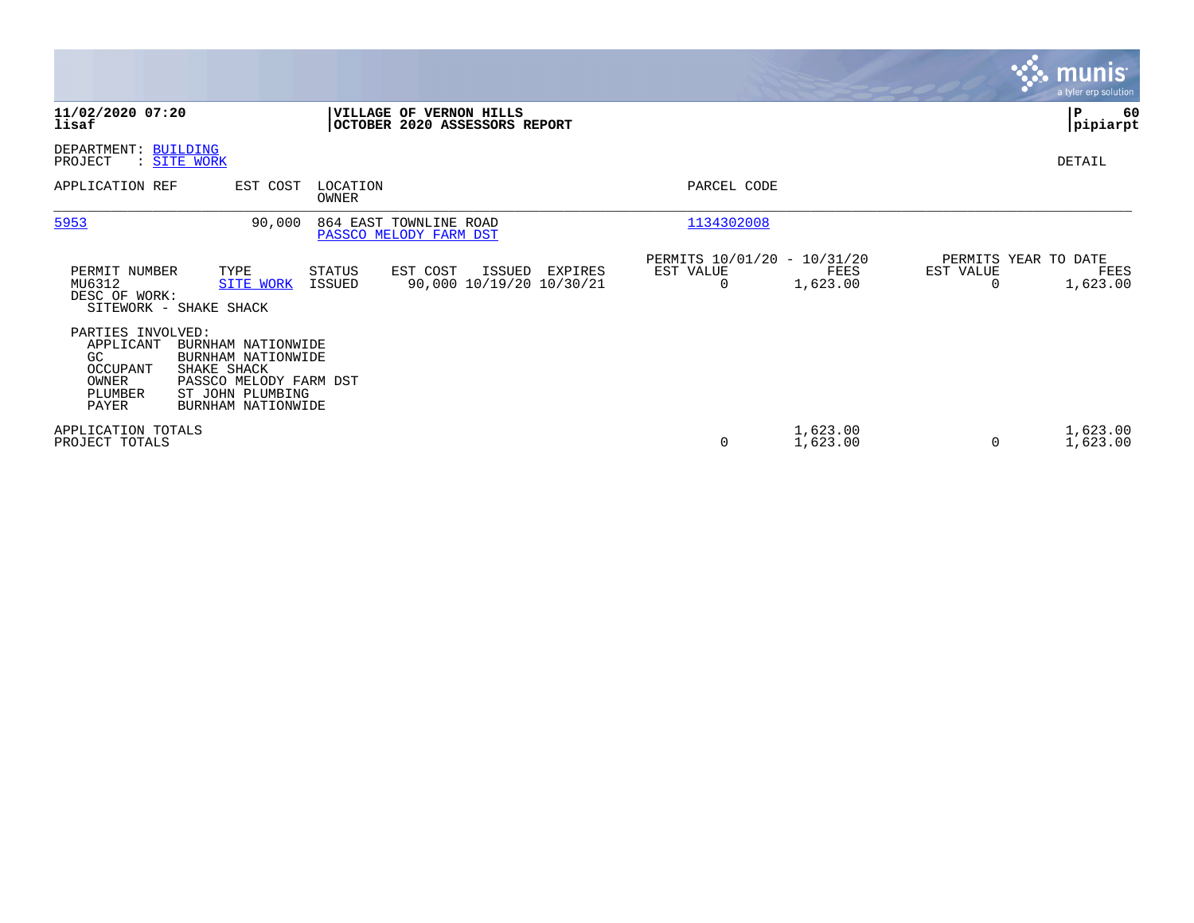**11/02/2020 07:20**
**lisaf**

**VILLAGE OF VERNON HILLS**
**OCTOBER 2020 ASSESSORS REPORT**

**P 60**
**pipiarpt**

DEPARTMENT: BUILDING
PROJECT : SITE WORK

DETAIL

| APPLICATION REF | EST COST | LOCATION / OWNER | PARCEL CODE |
|---|---|---|---|
| 5953 | 90,000 | 864 EAST TOWNLINE ROAD / PASSCO MELODY FARM DST | 1134302008 |

| PERMIT NUMBER | TYPE | STATUS | EST COST | ISSUED | EXPIRES | PERMITS 10/01/20 - 10/31/20 EST VALUE | FEES | PERMITS YEAR TO DATE EST VALUE | FEES |
|---|---|---|---|---|---|---|---|---|---|
| MU6312 | SITE WORK | ISSUED | 90,000 | 10/19/20 | 10/30/21 | 0 | 1,623.00 | 0 | 1,623.00 |

DESC OF WORK:
SITEWORK - SHAKE SHACK

PARTIES INVOLVED:

| Role | Party |
|---|---|
| APPLICANT | BURNHAM NATIONWIDE |
| GC | BURNHAM NATIONWIDE |
| OCCUPANT | SHAKE SHACK |
| OWNER | PASSCO MELODY FARM DST |
| PLUMBER | ST JOHN PLUMBING |
| PAYER | BURNHAM NATIONWIDE |

| | PERMITS 10/01/20 - 10/31/20 EST VALUE | FEES | PERMITS YEAR TO DATE EST VALUE | FEES |
|---|---|---|---|---|
| APPLICATION TOTALS | | 1,623.00 | | 1,623.00 |
| PROJECT TOTALS | 0 | 1,623.00 | 0 | 1,623.00 |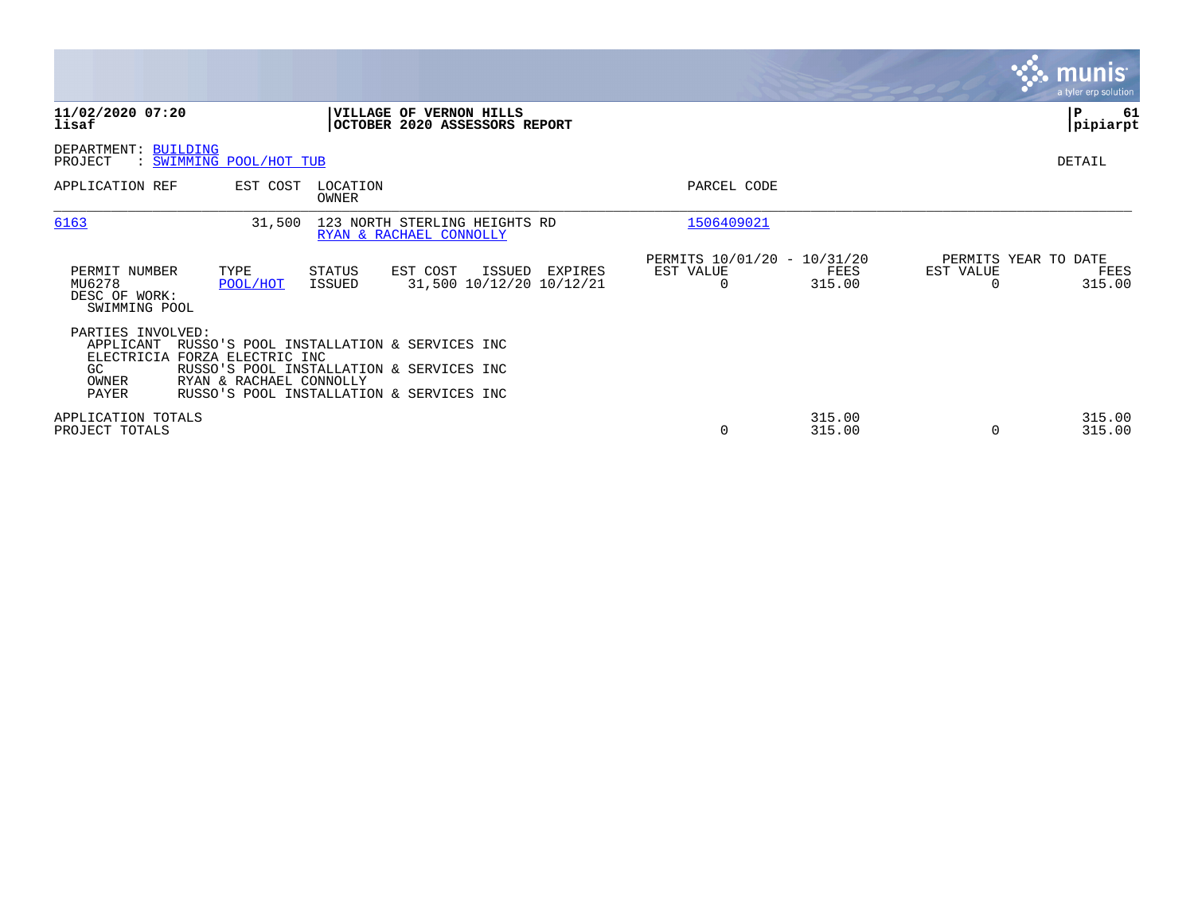**11/02/2020 07:20**
**lisaf**

**VILLAGE OF VERNON HILLS**
**OCTOBER 2020 ASSESSORS REPORT**

**P 61**
**pipiarpt**

DEPARTMENT: BUILDING
PROJECT : SWIMMING POOL/HOT TUB

DETAIL

| APPLICATION REF | EST COST | LOCATION / OWNER | PARCEL CODE |
|---|---|---|---|
| 6163 | 31,500 | 123 NORTH STERLING HEIGHTS RD / RYAN & RACHAEL CONNOLLY | 1506409021 |

| PERMIT NUMBER | TYPE | STATUS | EST COST | ISSUED | EXPIRES | PERMITS 10/01/20 - 10/31/20 EST VALUE | PERMITS 10/01/20 - 10/31/20 FEES | PERMITS YEAR TO DATE EST VALUE | PERMITS YEAR TO DATE FEES |
|---|---|---|---|---|---|---|---|---|---|
| MU6278 | POOL/HOT | ISSUED | 31,500 | 10/12/20 | 10/12/21 | 0 | 315.00 | 0 | 315.00 |

DESC OF WORK:
SWIMMING POOL

PARTIES INVOLVED:

| Role | Party |
|---|---|
| APPLICANT | RUSSO'S POOL INSTALLATION & SERVICES INC |
| ELECTRICIA | FORZA ELECTRIC INC |
| GC | RUSSO'S POOL INSTALLATION & SERVICES INC |
| OWNER | RYAN & RACHAEL CONNOLLY |
| PAYER | RUSSO'S POOL INSTALLATION & SERVICES INC |

| | EST VALUE (10/01/20 - 10/31/20) | FEES (10/01/20 - 10/31/20) | EST VALUE (YEAR TO DATE) | FEES (YEAR TO DATE) |
|---|---|---|---|---|
| APPLICATION TOTALS | | 315.00 | | 315.00 |
| PROJECT TOTALS | 0 | 315.00 | 0 | 315.00 |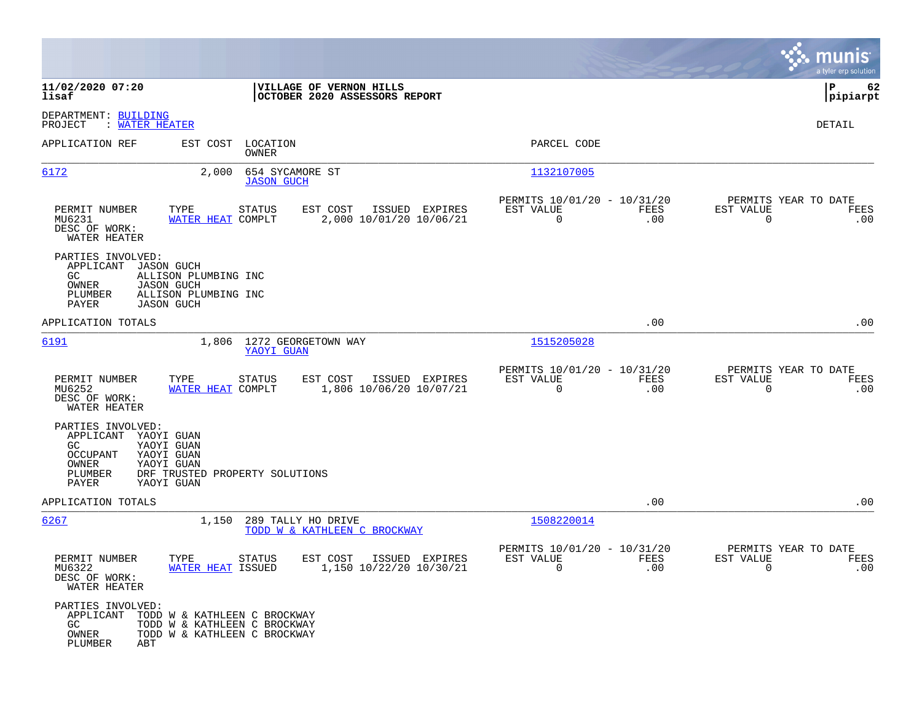**11/02/2020 07:20**
**lisaf**

**VILLAGE OF VERNON HILLS**
**OCTOBER 2020 ASSESSORS REPORT**

**P 62**
**pipiarpt**

DEPARTMENT: BUILDING
PROJECT : WATER HEATER

DETAIL

| APPLICATION REF | EST COST | LOCATION / OWNER | PARCEL CODE |
|---|---|---|---|
| 6172 | 2,000 | 654 SYCAMORE ST / JASON GUCH | 1132107005 |

| PERMIT NUMBER | TYPE | STATUS | EST COST | ISSUED | EXPIRES | PERMITS 10/01/20 - 10/31/20 EST VALUE | FEES | PERMITS YEAR TO DATE EST VALUE | FEES |
|---|---|---|---|---|---|---|---|---|---|
| MU6231 | WATER HEAT | COMPLT | 2,000 | 10/01/20 | 10/06/21 | 0 | .00 | 0 | .00 |

DESC OF WORK:
WATER HEATER

PARTIES INVOLVED:
- APPLICANT JASON GUCH
- GC ALLISON PLUMBING INC
- OWNER JASON GUCH
- PLUMBER ALLISON PLUMBING INC
- PAYER JASON GUCH

APPLICATION TOTALS .00 .00

| APPLICATION REF | EST COST | LOCATION / OWNER | PARCEL CODE |
|---|---|---|---|
| 6191 | 1,806 | 1272 GEORGETOWN WAY / YAOYI GUAN | 1515205028 |

| PERMIT NUMBER | TYPE | STATUS | EST COST | ISSUED | EXPIRES | PERMITS 10/01/20 - 10/31/20 EST VALUE | FEES | PERMITS YEAR TO DATE EST VALUE | FEES |
|---|---|---|---|---|---|---|---|---|---|
| MU6252 | WATER HEAT | COMPLT | 1,806 | 10/06/20 | 10/07/21 | 0 | .00 | 0 | .00 |

DESC OF WORK:
WATER HEATER

PARTIES INVOLVED:
- APPLICANT YAOYI GUAN
- GC YAOYI GUAN
- OCCUPANT YAOYI GUAN
- OWNER YAOYI GUAN
- PLUMBER DRF TRUSTED PROPERTY SOLUTIONS
- PAYER YAOYI GUAN

APPLICATION TOTALS .00 .00

| APPLICATION REF | EST COST | LOCATION / OWNER | PARCEL CODE |
|---|---|---|---|
| 6267 | 1,150 | 289 TALLY HO DRIVE / TODD W & KATHLEEN C BROCKWAY | 1508220014 |

| PERMIT NUMBER | TYPE | STATUS | EST COST | ISSUED | EXPIRES | PERMITS 10/01/20 - 10/31/20 EST VALUE | FEES | PERMITS YEAR TO DATE EST VALUE | FEES |
|---|---|---|---|---|---|---|---|---|---|
| MU6322 | WATER HEAT | ISSUED | 1,150 | 10/22/20 | 10/30/21 | 0 | .00 | 0 | .00 |

DESC OF WORK:
WATER HEATER

PARTIES INVOLVED:
- APPLICANT TODD W & KATHLEEN C BROCKWAY
- GC TODD W & KATHLEEN C BROCKWAY
- OWNER TODD W & KATHLEEN C BROCKWAY
- PLUMBER ABT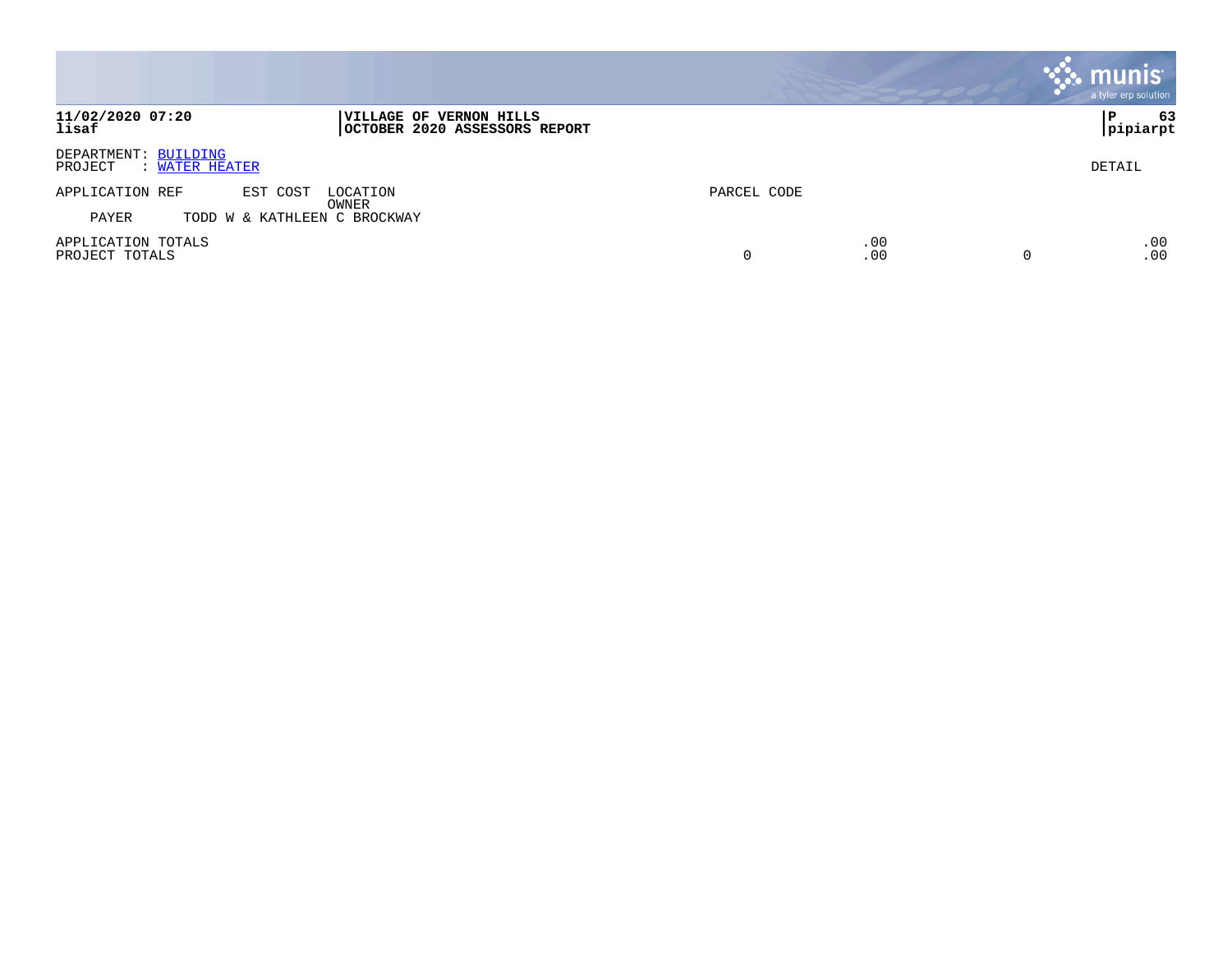**11/02/2020 07:20**
**lisaf**

**VILLAGE OF VERNON HILLS**
**OCTOBER 2020 ASSESSORS REPORT**

**P 63**
**pipiarpt**

DEPARTMENT: BUILDING
PROJECT : WATER HEATER

DETAIL

| APPLICATION REF | EST COST | LOCATION / OWNER | PARCEL CODE | | | |
|---|---|---|---|---|---|---|
| PAYER | TODD W & KATHLEEN C BROCKWAY | | | | | |
| APPLICATION TOTALS | | | | .00 | | .00 |
| PROJECT TOTALS | | | 0 | .00 | 0 | .00 |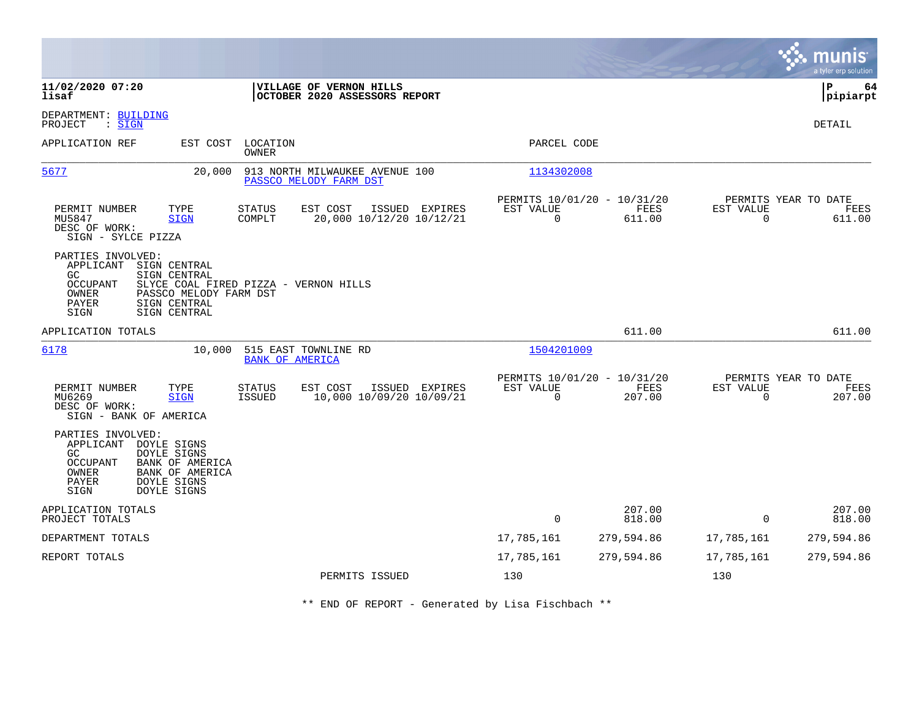11/02/2020 07:20
lisaf

VILLAGE OF VERNON HILLS
OCTOBER 2020 ASSESSORS REPORT

P 64
pipiarpt

DEPARTMENT: BUILDING
PROJECT : SIGN

DETAIL

| APPLICATION REF | EST COST | LOCATION / OWNER | PARCEL CODE |
|---|---|---|---|
| 5677 | 20,000 | 913 NORTH MILWAUKEE AVENUE 100 / PASSCO MELODY FARM DST | 1134302008 |

| PERMIT NUMBER | TYPE | STATUS | EST COST | ISSUED | EXPIRES | PERMITS 10/01/20 - 10/31/20 EST VALUE | FEES | PERMITS YEAR TO DATE EST VALUE | FEES |
|---|---|---|---|---|---|---|---|---|---|
| MU5847 | SIGN | COMPLT | 20,000 | 10/12/20 | 10/12/21 | 0 | 611.00 | 0 | 611.00 |

DESC OF WORK:
SIGN - SYLCE PIZZA

PARTIES INVOLVED:
- APPLICANT SIGN CENTRAL
- GC SIGN CENTRAL
- OCCUPANT SLYCE COAL FIRED PIZZA - VERNON HILLS
- OWNER PASSCO MELODY FARM DST
- PAYER SIGN CENTRAL
- SIGN SIGN CENTRAL

APPLICATION TOTALS 611.00 611.00

| APPLICATION REF | EST COST | LOCATION / OWNER | PARCEL CODE |
|---|---|---|---|
| 6178 | 10,000 | 515 EAST TOWNLINE RD / BANK OF AMERICA | 1504201009 |

| PERMIT NUMBER | TYPE | STATUS | EST COST | ISSUED | EXPIRES | PERMITS 10/01/20 - 10/31/20 EST VALUE | FEES | PERMITS YEAR TO DATE EST VALUE | FEES |
|---|---|---|---|---|---|---|---|---|---|
| MU6269 | SIGN | ISSUED | 10,000 | 10/09/20 | 10/09/21 | 0 | 207.00 | 0 | 207.00 |

DESC OF WORK:
SIGN - BANK OF AMERICA

PARTIES INVOLVED:
- APPLICANT DOYLE SIGNS
- GC DOYLE SIGNS
- OCCUPANT BANK OF AMERICA
- OWNER BANK OF AMERICA
- PAYER DOYLE SIGNS
- SIGN DOYLE SIGNS

| | EST VALUE | FEES | EST VALUE | FEES |
|---|---|---|---|---|
| APPLICATION TOTALS | | 207.00 | | 207.00 |
| PROJECT TOTALS | 0 | 818.00 | 0 | 818.00 |
| DEPARTMENT TOTALS | 17,785,161 | 279,594.86 | 17,785,161 | 279,594.86 |
| REPORT TOTALS | 17,785,161 | 279,594.86 | 17,785,161 | 279,594.86 |
| PERMITS ISSUED | 130 | | 130 | |

** END OF REPORT - Generated by Lisa Fischbach **